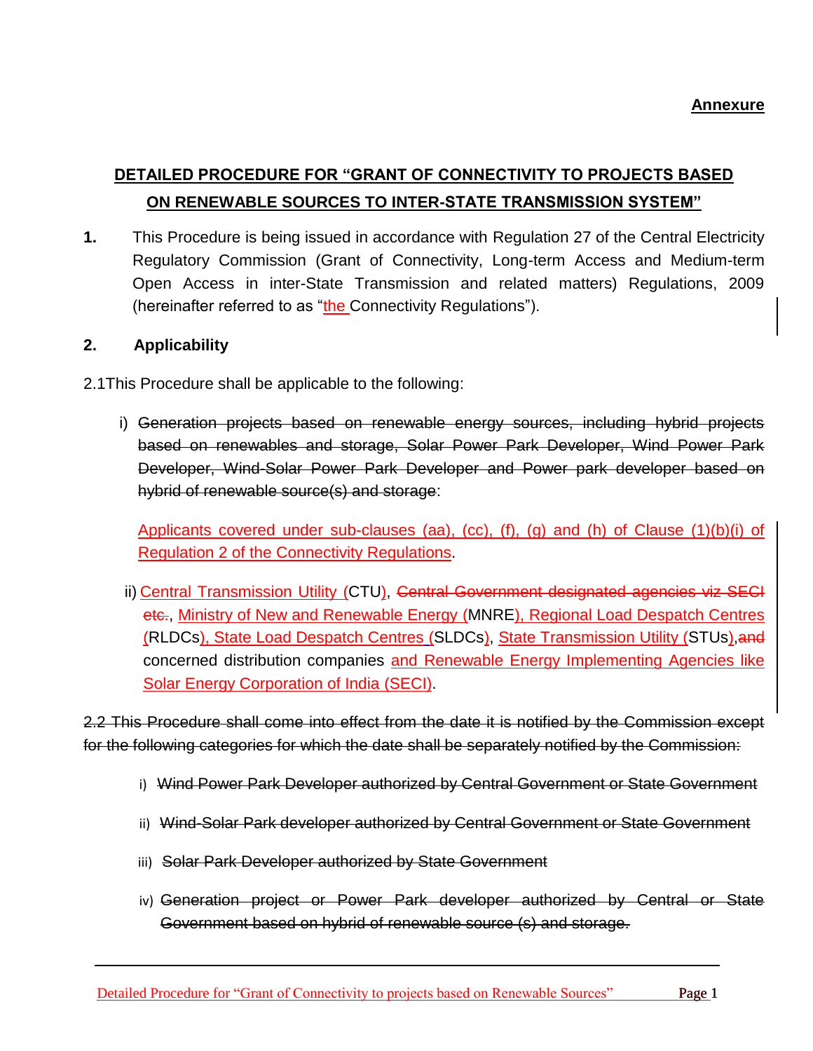**Annexure**

## DETAILED PROCEDURE FOR "GRANT OF CONNECTIVITY TO PROJECTS BASED ON RENEWABLE SOURCES TO INTER-STATE TRANSMISSION SYSTEM"

**1.** This Procedure is being issued in accordance with Regulation 27 of the Central Electricity Regulatory Commission (Grant of Connectivity, Long-term Access and Medium-term Open Access in inter-State Transmission and related matters) Regulations, 2009 (hereinafter referred to as "the Connectivity Regulations").

### 2. Applicability

2.1 This Procedure shall be applicable to the following:

i) ~~Generation projects based on renewable energy sources, including hybrid projects based on renewables and storage, Solar Power Park Developer, Wind Power Park Developer, Wind-Solar Power Park Developer and Power park developer based on hybrid of renewable source(s) and storage~~:

Applicants covered under sub-clauses (aa), (cc), (f), (g) and (h) of Clause (1)(b)(i) of Regulation 2 of the Connectivity Regulations.

ii) Central Transmission Utility (CTU), ~~Central Government designated agencies viz SECI etc.~~, Ministry of New and Renewable Energy (MNRE), Regional Load Despatch Centres (RLDCs), State Load Despatch Centres (SLDCs), State Transmission Utility (STUs), ~~and~~ concerned distribution companies and Renewable Energy Implementing Agencies like Solar Energy Corporation of India (SECI).

~~2.2 This Procedure shall come into effect from the date it is notified by the Commission except for the following categories for which the date shall be separately notified by the Commission:~~

i) ~~Wind Power Park Developer authorized by Central Government or State Government~~

ii) ~~Wind-Solar Park developer authorized by Central Government or State Government~~

iii) ~~Solar Park Developer authorized by State Government~~

iv) ~~Generation project or Power Park developer authorized by Central or State Government based on hybrid of renewable source (s) and storage.~~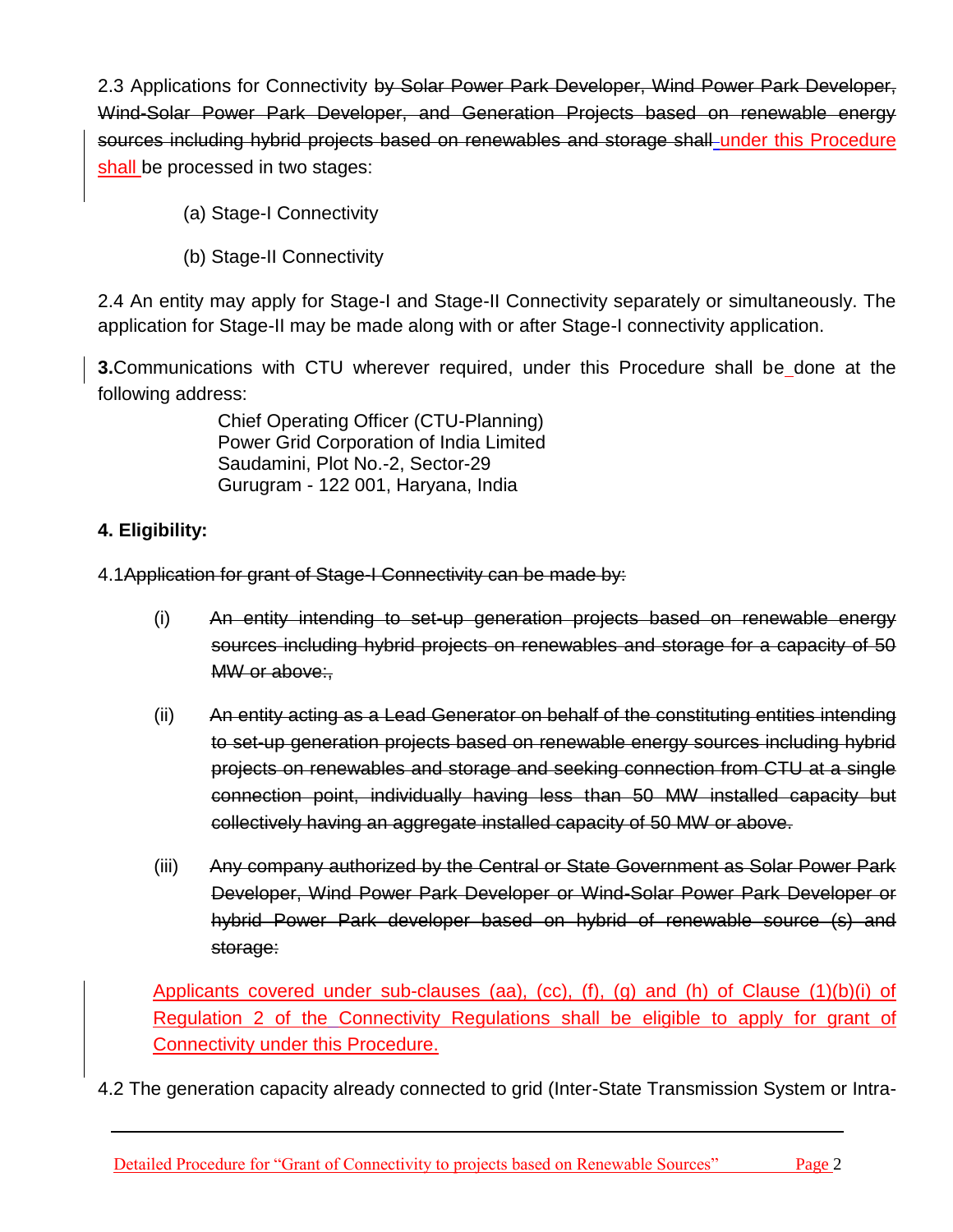2.3 Applications for Connectivity ~~by Solar Power Park Developer, Wind Power Park Developer, Wind-Solar Power Park Developer, and Generation Projects based on renewable energy sources including hybrid projects based on renewables and storage shall~~ under this Procedure shall be processed in two stages:

(a) Stage-I Connectivity

(b) Stage-II Connectivity

2.4 An entity may apply for Stage-I and Stage-II Connectivity separately or simultaneously. The application for Stage-II may be made along with or after Stage-I connectivity application.

**3.** Communications with CTU wherever required, under this Procedure shall be done at the following address:

Chief Operating Officer (CTU-Planning)
Power Grid Corporation of India Limited
Saudamini, Plot No.-2, Sector-29
Gurugram - 122 001, Haryana, India

**4. Eligibility:**

4.1 ~~Application for grant of Stage-I Connectivity can be made by:~~

(i) ~~An entity intending to set-up generation projects based on renewable energy sources including hybrid projects on renewables and storage for a capacity of 50 MW or above:,~~

(ii) ~~An entity acting as a Lead Generator on behalf of the constituting entities intending to set-up generation projects based on renewable energy sources including hybrid projects on renewables and storage and seeking connection from CTU at a single connection point, individually having less than 50 MW installed capacity but collectively having an aggregate installed capacity of 50 MW or above.~~

(iii) ~~Any company authorized by the Central or State Government as Solar Power Park Developer, Wind Power Park Developer or Wind-Solar Power Park Developer or hybrid Power Park developer based on hybrid of renewable source (s) and storage:~~

Applicants covered under sub-clauses (aa), (cc), (f), (g) and (h) of Clause (1)(b)(i) of Regulation 2 of the Connectivity Regulations shall be eligible to apply for grant of Connectivity under this Procedure.

4.2 The generation capacity already connected to grid (Inter-State Transmission System or Intra-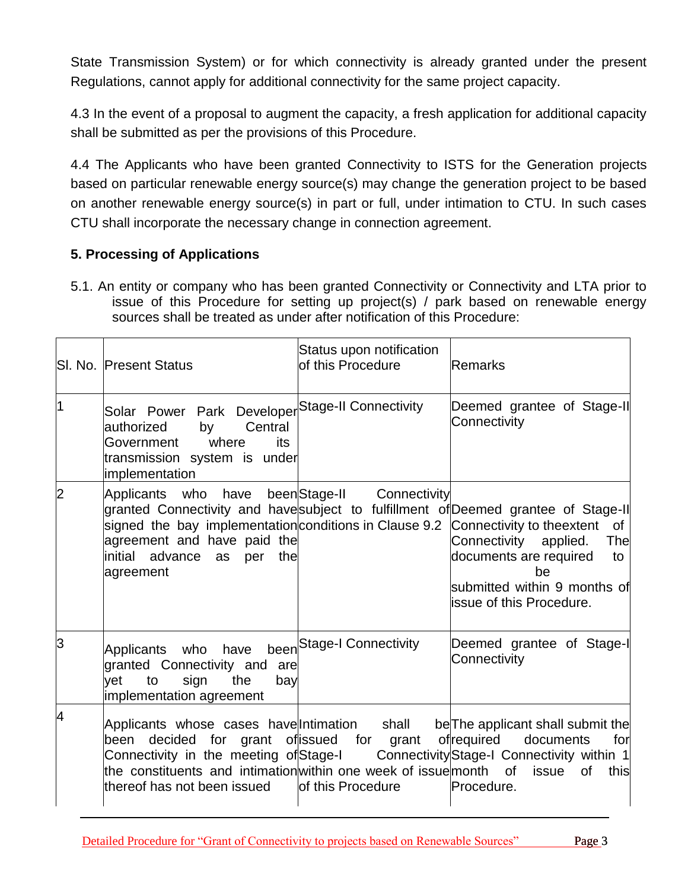State Transmission System) or for which connectivity is already granted under the present Regulations, cannot apply for additional connectivity for the same project capacity.

4.3 In the event of a proposal to augment the capacity, a fresh application for additional capacity shall be submitted as per the provisions of this Procedure.

4.4 The Applicants who have been granted Connectivity to ISTS for the Generation projects based on particular renewable energy source(s) may change the generation project to be based on another renewable energy source(s) in part or full, under intimation to CTU. In such cases CTU shall incorporate the necessary change in connection agreement.

## 5. Processing of Applications

5.1. An entity or company who has been granted Connectivity or Connectivity and LTA prior to issue of this Procedure for setting up project(s) / park based on renewable energy sources shall be treated as under after notification of this Procedure:

| Sl. No. | Present Status | Status upon notification of this Procedure | Remarks |
|---|---|---|---|
| 1 | Solar Power Park Developer authorized by Central Government where its transmission system is under implementation | Stage-II Connectivity | Deemed grantee of Stage-II Connectivity |
| 2 | Applicants who have been granted Connectivity and have signed the bay implementation agreement and have paid the initial advance as per the agreement | Stage-II Connectivity subject to fulfillment of conditions in Clause 9.2 | Deemed grantee of Stage-II Connectivity to theextent of Connectivity applied. The documents are required to be submitted within 9 months of issue of this Procedure. |
| 3 | Applicants who have been granted Connectivity and are yet to sign the bay implementation agreement | Stage-I Connectivity | Deemed grantee of Stage-I Connectivity |
| 4 | Applicants whose cases have been decided for grant of Connectivity in the meeting of the constituents and intimation thereof has not been issued | Intimation shall be issued for grant of Stage-I Connectivity within one week of issue of this Procedure | The applicant shall submit the required documents for Stage-I Connectivity within 1 month of issue of this Procedure. |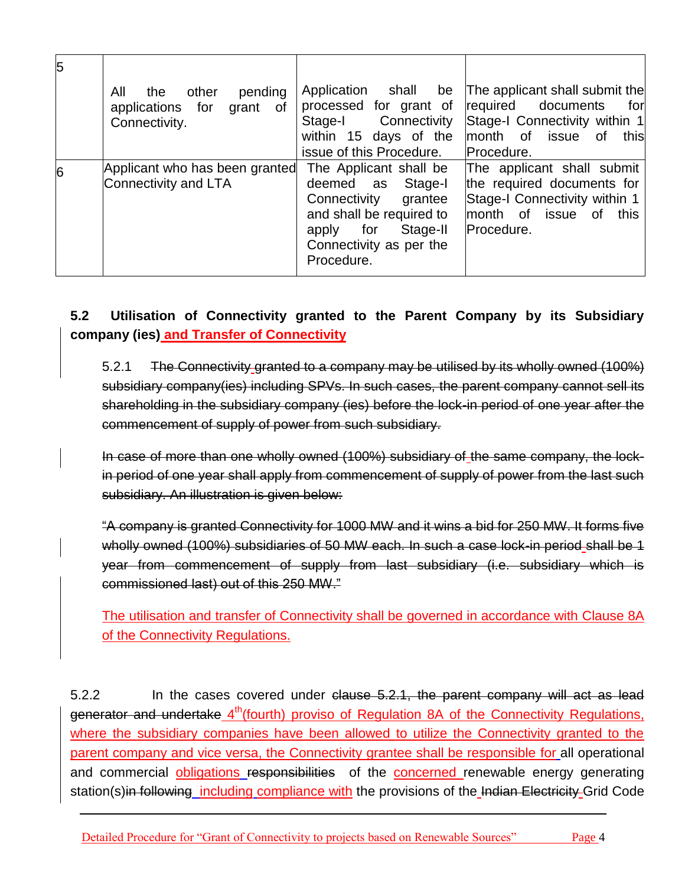| 5 | All the other pending applications for grant of Connectivity. | Application shall be processed for grant of Stage-I Connectivity within 15 days of the issue of this Procedure. | The applicant shall submit the required documents for Stage-I Connectivity within 1 month of issue of this Procedure. |
|---|---|---|---|
| 6 | Applicant who has been granted Connectivity and LTA | The Applicant shall be deemed as Stage-I Connectivity grantee and shall be required to apply for Stage-II Connectivity as per the Procedure. | The applicant shall submit the required documents for Stage-I Connectivity within 1 month of issue of this Procedure. |

**5.2 Utilisation of Connectivity granted to the Parent Company by its Subsidiary company (ies) and Transfer of Connectivity**

5.2.1 ~~The Connectivity granted to a company may be utilised by its wholly owned (100%) subsidiary company(ies) including SPVs. In such cases, the parent company cannot sell its shareholding in the subsidiary company (ies) before the lock-in period of one year after the commencement of supply of power from such subsidiary.~~

~~In case of more than one wholly owned (100%) subsidiary of the same company, the lock-in period of one year shall apply from commencement of supply of power from the last such subsidiary. An illustration is given below:~~

~~"A company is granted Connectivity for 1000 MW and it wins a bid for 250 MW. It forms five wholly owned (100%) subsidiaries of 50 MW each. In such a case lock-in period shall be 1 year from commencement of supply from last subsidiary (i.e. subsidiary which is commissioned last) out of this 250 MW."~~

The utilisation and transfer of Connectivity shall be governed in accordance with Clause 8A of the Connectivity Regulations.

5.2.2 In the cases covered under ~~clause 5.2.1, the parent company will act as lead generator and undertake~~ 4th(fourth) proviso of Regulation 8A of the Connectivity Regulations, where the subsidiary companies have been allowed to utilize the Connectivity granted to the parent company and vice versa, the Connectivity grantee shall be responsible for all operational and commercial obligations ~~responsibilities~~ of the concerned renewable energy generating station(s)~~in following~~ including compliance with the provisions of the ~~Indian Electricity~~ Grid Code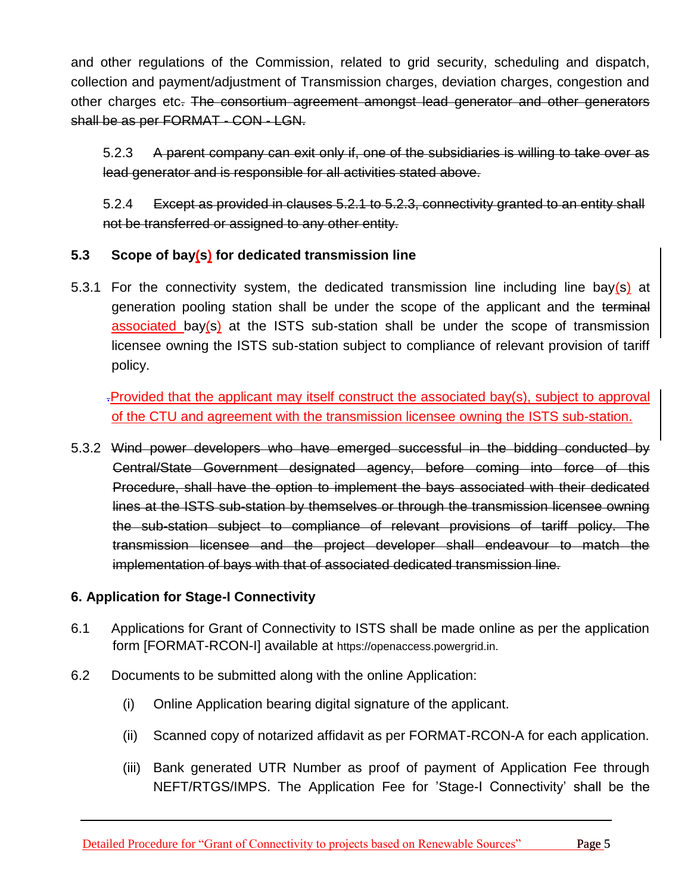and other regulations of the Commission, related to grid security, scheduling and dispatch, collection and payment/adjustment of Transmission charges, deviation charges, congestion and other charges etc. ~~The consortium agreement amongst lead generator and other generators shall be as per FORMAT - CON - LGN.~~

5.2.3 ~~A parent company can exit only if, one of the subsidiaries is willing to take over as lead generator and is responsible for all activities stated above.~~

5.2.4 ~~Except as provided in clauses 5.2.1 to 5.2.3, connectivity granted to an entity shall not be transferred or assigned to any other entity.~~

**5.3 Scope of bay(s) for dedicated transmission line**

5.3.1 For the connectivity system, the dedicated transmission line including line bay(s) at generation pooling station shall be under the scope of the applicant and the ~~terminal~~ associated bay(s) at the ISTS sub-station shall be under the scope of transmission licensee owning the ISTS sub-station subject to compliance of relevant provision of tariff policy.

Provided that the applicant may itself construct the associated bay(s), subject to approval of the CTU and agreement with the transmission licensee owning the ISTS sub-station.

5.3.2 ~~Wind power developers who have emerged successful in the bidding conducted by Central/State Government designated agency, before coming into force of this Procedure, shall have the option to implement the bays associated with their dedicated lines at the ISTS sub-station by themselves or through the transmission licensee owning the sub-station subject to compliance of relevant provisions of tariff policy. The transmission licensee and the project developer shall endeavour to match the implementation of bays with that of associated dedicated transmission line.~~

**6. Application for Stage-I Connectivity**

6.1 Applications for Grant of Connectivity to ISTS shall be made online as per the application form [FORMAT-RCON-I] available at https://openaccess.powergrid.in.

6.2 Documents to be submitted along with the online Application:

(i) Online Application bearing digital signature of the applicant.

(ii) Scanned copy of notarized affidavit as per FORMAT-RCON-A for each application.

(iii) Bank generated UTR Number as proof of payment of Application Fee through NEFT/RTGS/IMPS. The Application Fee for 'Stage-I Connectivity' shall be the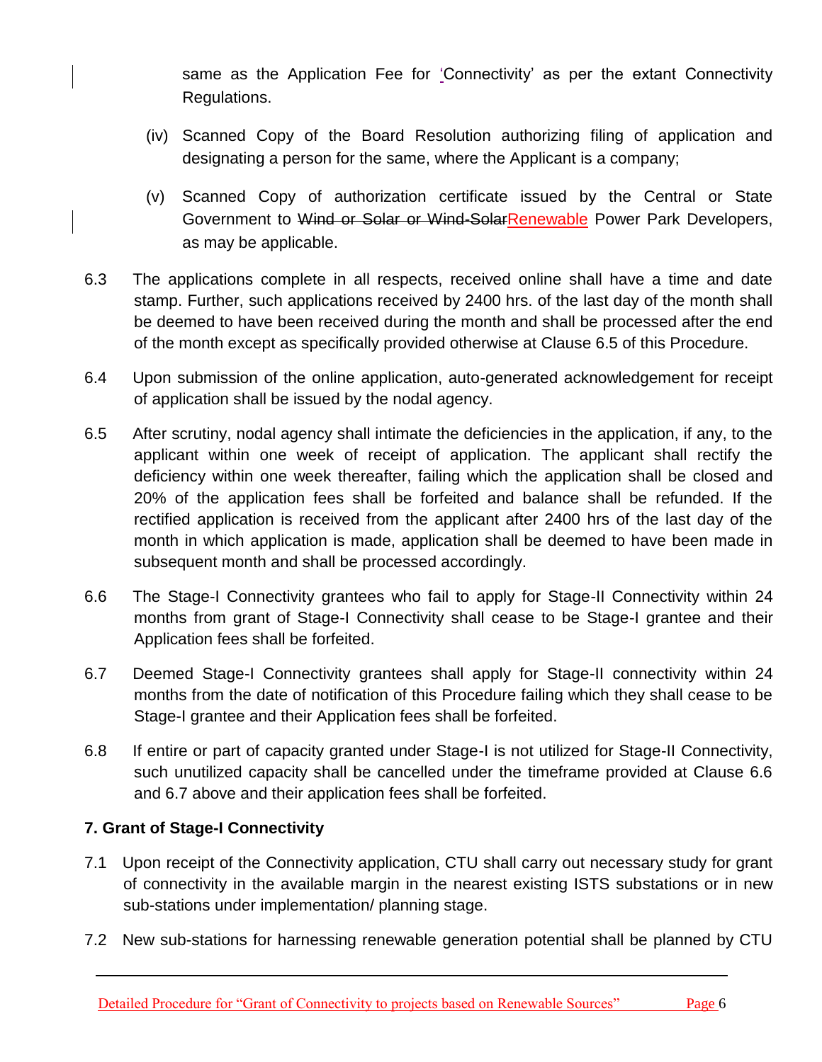same as the Application Fee for 'Connectivity' as per the extant Connectivity Regulations.

(iv) Scanned Copy of the Board Resolution authorizing filing of application and designating a person for the same, where the Applicant is a company;

(v) Scanned Copy of authorization certificate issued by the Central or State Government to ~~Wind or Solar or Wind-Solar~~Renewable Power Park Developers, as may be applicable.

6.3 The applications complete in all respects, received online shall have a time and date stamp. Further, such applications received by 2400 hrs. of the last day of the month shall be deemed to have been received during the month and shall be processed after the end of the month except as specifically provided otherwise at Clause 6.5 of this Procedure.

6.4 Upon submission of the online application, auto-generated acknowledgement for receipt of application shall be issued by the nodal agency.

6.5 After scrutiny, nodal agency shall intimate the deficiencies in the application, if any, to the applicant within one week of receipt of application. The applicant shall rectify the deficiency within one week thereafter, failing which the application shall be closed and 20% of the application fees shall be forfeited and balance shall be refunded. If the rectified application is received from the applicant after 2400 hrs of the last day of the month in which application is made, application shall be deemed to have been made in subsequent month and shall be processed accordingly.

6.6 The Stage-I Connectivity grantees who fail to apply for Stage-II Connectivity within 24 months from grant of Stage-I Connectivity shall cease to be Stage-I grantee and their Application fees shall be forfeited.

6.7 Deemed Stage-I Connectivity grantees shall apply for Stage-II connectivity within 24 months from the date of notification of this Procedure failing which they shall cease to be Stage-I grantee and their Application fees shall be forfeited.

6.8 If entire or part of capacity granted under Stage-I is not utilized for Stage-II Connectivity, such unutilized capacity shall be cancelled under the timeframe provided at Clause 6.6 and 6.7 above and their application fees shall be forfeited.

## 7. Grant of Stage-I Connectivity

7.1 Upon receipt of the Connectivity application, CTU shall carry out necessary study for grant of connectivity in the available margin in the nearest existing ISTS substations or in new sub-stations under implementation/ planning stage.

7.2 New sub-stations for harnessing renewable generation potential shall be planned by CTU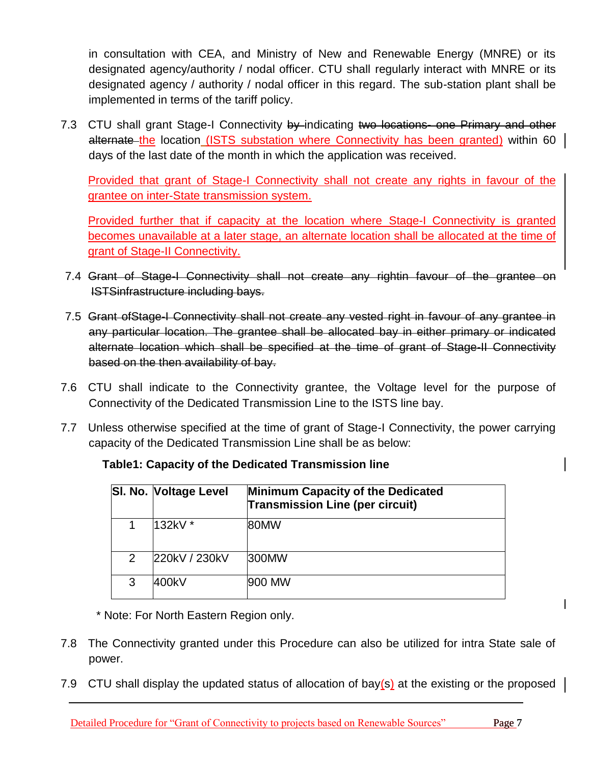in consultation with CEA, and Ministry of New and Renewable Energy (MNRE) or its designated agency/authority / nodal officer. CTU shall regularly interact with MNRE or its designated agency / authority / nodal officer in this regard. The sub-station plant shall be implemented in terms of the tariff policy.

7.3 CTU shall grant Stage-I Connectivity ~~by~~ indicating ~~two locations- one Primary and other alternate~~ the location (ISTS substation where Connectivity has been granted) within 60 days of the last date of the month in which the application was received.

Provided that grant of Stage-I Connectivity shall not create any rights in favour of the grantee on inter-State transmission system.

Provided further that if capacity at the location where Stage-I Connectivity is granted becomes unavailable at a later stage, an alternate location shall be allocated at the time of grant of Stage-II Connectivity.

7.4 ~~Grant of Stage-I Connectivity shall not create any rightin favour of the grantee on ISTSinfrastructure including bays.~~

7.5 ~~Grant ofStage-I Connectivity shall not create any vested right in favour of any grantee in any particular location. The grantee shall be allocated bay in either primary or indicated alternate location which shall be specified at the time of grant of Stage-II Connectivity based on the then availability of bay.~~

7.6 CTU shall indicate to the Connectivity grantee, the Voltage level for the purpose of Connectivity of the Dedicated Transmission Line to the ISTS line bay.

7.7 Unless otherwise specified at the time of grant of Stage-I Connectivity, the power carrying capacity of the Dedicated Transmission Line shall be as below:

**Table1: Capacity of the Dedicated Transmission line**

| Sl. No. | Voltage Level | Minimum Capacity of the Dedicated Transmission Line (per circuit) |
|---|---|---|
| 1 | 132kV * | 80MW |
| 2 | 220kV / 230kV | 300MW |
| 3 | 400kV | 900 MW |

* Note: For North Eastern Region only.

7.8 The Connectivity granted under this Procedure can also be utilized for intra State sale of power.

7.9 CTU shall display the updated status of allocation of bay(s) at the existing or the proposed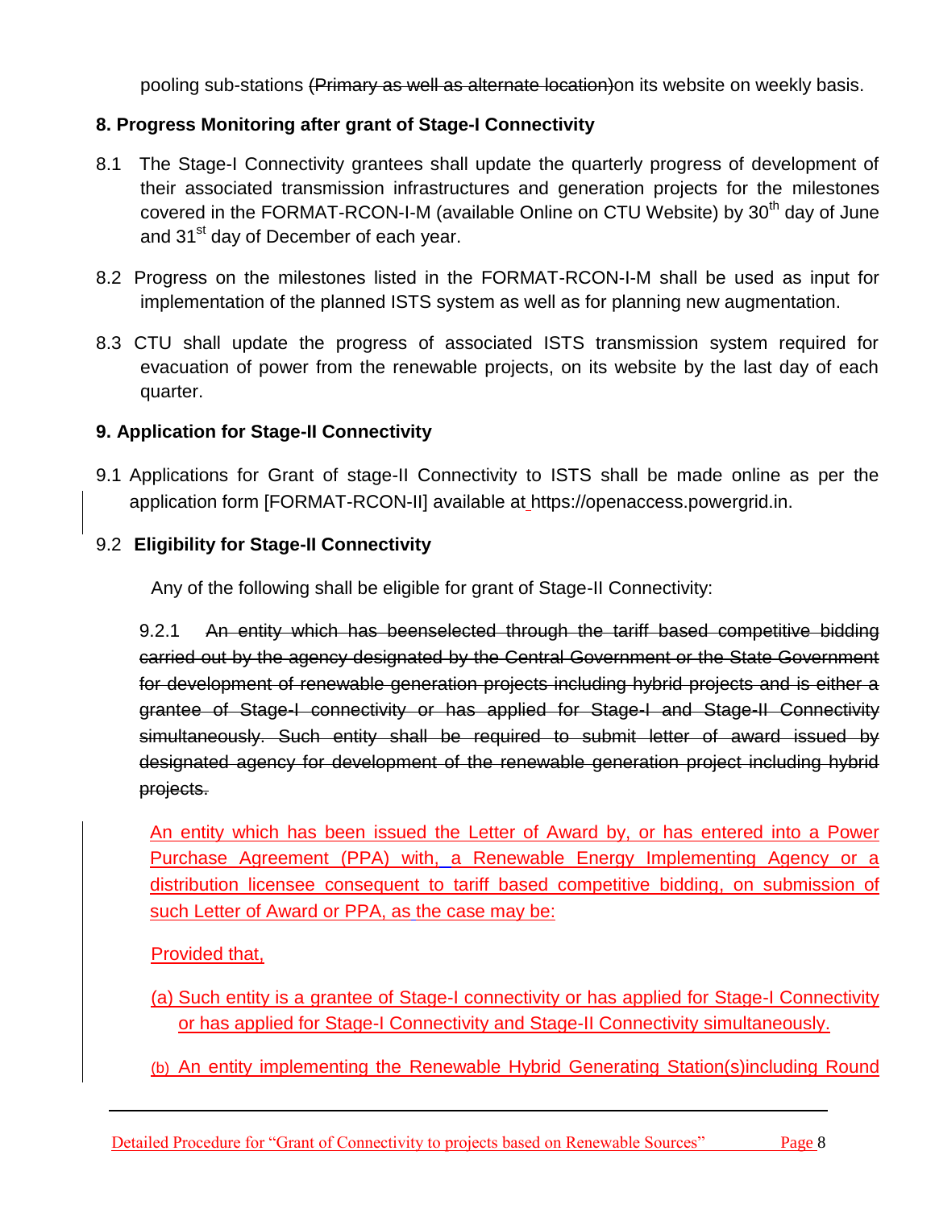pooling sub-stations ~~(Primary as well as alternate location)~~on its website on weekly basis.

## 8. Progress Monitoring after grant of Stage-I Connectivity

8.1 The Stage-I Connectivity grantees shall update the quarterly progress of development of their associated transmission infrastructures and generation projects for the milestones covered in the FORMAT-RCON-I-M (available Online on CTU Website) by 30th day of June and 31st day of December of each year.

8.2 Progress on the milestones listed in the FORMAT-RCON-I-M shall be used as input for implementation of the planned ISTS system as well as for planning new augmentation.

8.3 CTU shall update the progress of associated ISTS transmission system required for evacuation of power from the renewable projects, on its website by the last day of each quarter.

## 9. Application for Stage-II Connectivity

9.1 Applications for Grant of stage-II Connectivity to ISTS shall be made online as per the application form [FORMAT-RCON-II] available at https://openaccess.powergrid.in.

### 9.2 Eligibility for Stage-II Connectivity

Any of the following shall be eligible for grant of Stage-II Connectivity:

9.2.1 ~~An entity which has beenselected through the tariff based competitive bidding carried out by the agency designated by the Central Government or the State Government for development of renewable generation projects including hybrid projects and is either a grantee of Stage-I connectivity or has applied for Stage-I and Stage-II Connectivity simultaneously. Such entity shall be required to submit letter of award issued by designated agency for development of the renewable generation project including hybrid projects.~~

An entity which has been issued the Letter of Award by, or has entered into a Power Purchase Agreement (PPA) with, a Renewable Energy Implementing Agency or a distribution licensee consequent to tariff based competitive bidding, on submission of such Letter of Award or PPA, as the case may be:

Provided that,

(a) Such entity is a grantee of Stage-I connectivity or has applied for Stage-I Connectivity or has applied for Stage-I Connectivity and Stage-II Connectivity simultaneously.

(b) An entity implementing the Renewable Hybrid Generating Station(s)including Round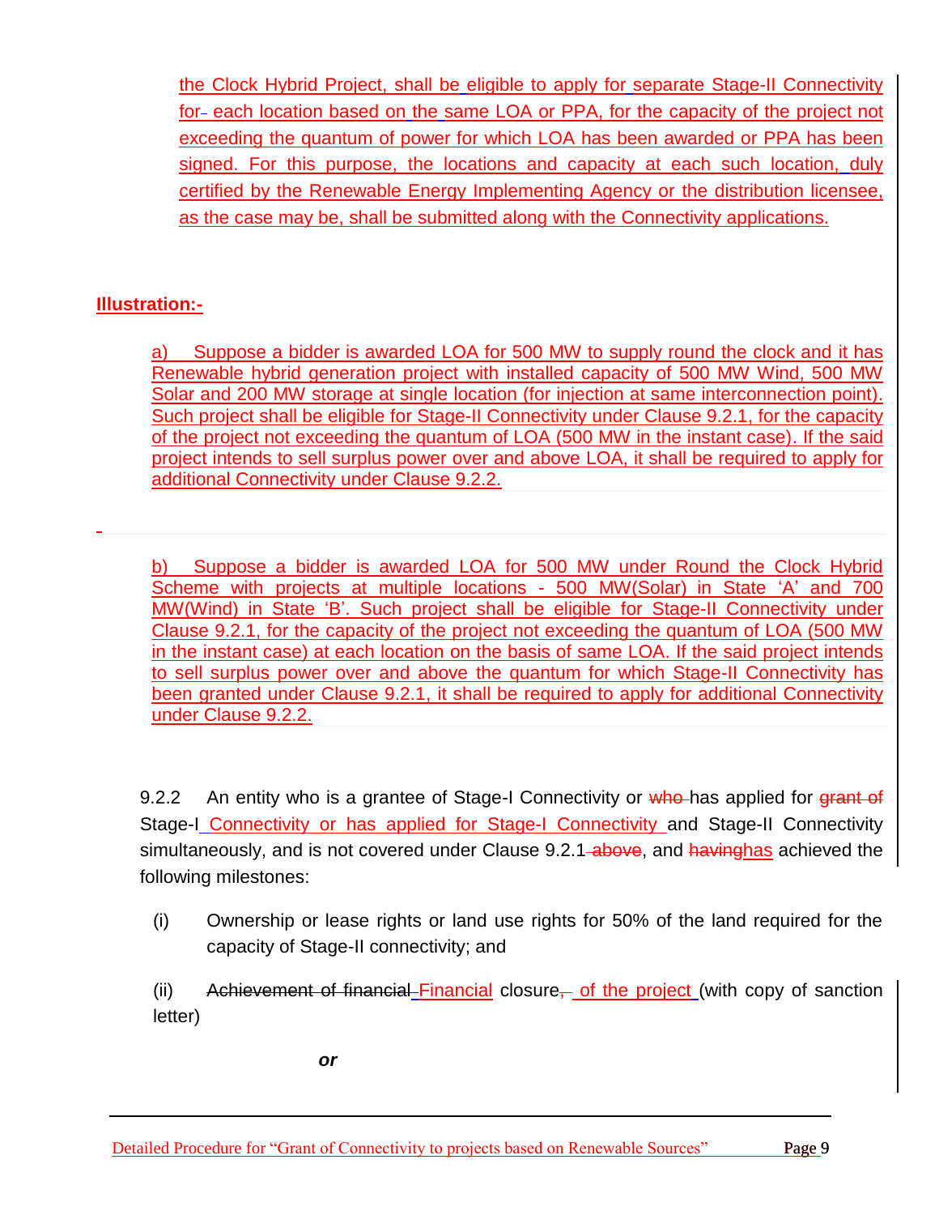the Clock Hybrid Project, shall be eligible to apply for separate Stage-II Connectivity for each location based on the same LOA or PPA, for the capacity of the project not exceeding the quantum of power for which LOA has been awarded or PPA has been signed. For this purpose, the locations and capacity at each such location, duly certified by the Renewable Energy Implementing Agency or the distribution licensee, as the case may be, shall be submitted along with the Connectivity applications.

**Illustration:-**

a) Suppose a bidder is awarded LOA for 500 MW to supply round the clock and it has Renewable hybrid generation project with installed capacity of 500 MW Wind, 500 MW Solar and 200 MW storage at single location (for injection at same interconnection point). Such project shall be eligible for Stage-II Connectivity under Clause 9.2.1, for the capacity of the project not exceeding the quantum of LOA (500 MW in the instant case). If the said project intends to sell surplus power over and above LOA, it shall be required to apply for additional Connectivity under Clause 9.2.2.

b) Suppose a bidder is awarded LOA for 500 MW under Round the Clock Hybrid Scheme with projects at multiple locations - 500 MW(Solar) in State 'A' and 700 MW(Wind) in State 'B'. Such project shall be eligible for Stage-II Connectivity under Clause 9.2.1, for the capacity of the project not exceeding the quantum of LOA (500 MW in the instant case) at each location on the basis of same LOA. If the said project intends to sell surplus power over and above the quantum for which Stage-II Connectivity has been granted under Clause 9.2.1, it shall be required to apply for additional Connectivity under Clause 9.2.2.

9.2.2 An entity who is a grantee of Stage-I Connectivity or has applied for Stage-I Connectivity or has applied for Stage-I Connectivity and Stage-II Connectivity simultaneously, and is not covered under Clause 9.2.1, and has achieved the following milestones:

(i) Ownership or lease rights or land use rights for 50% of the land required for the capacity of Stage-II connectivity; and

(ii) Financial closure of the project (with copy of sanction letter)

***or***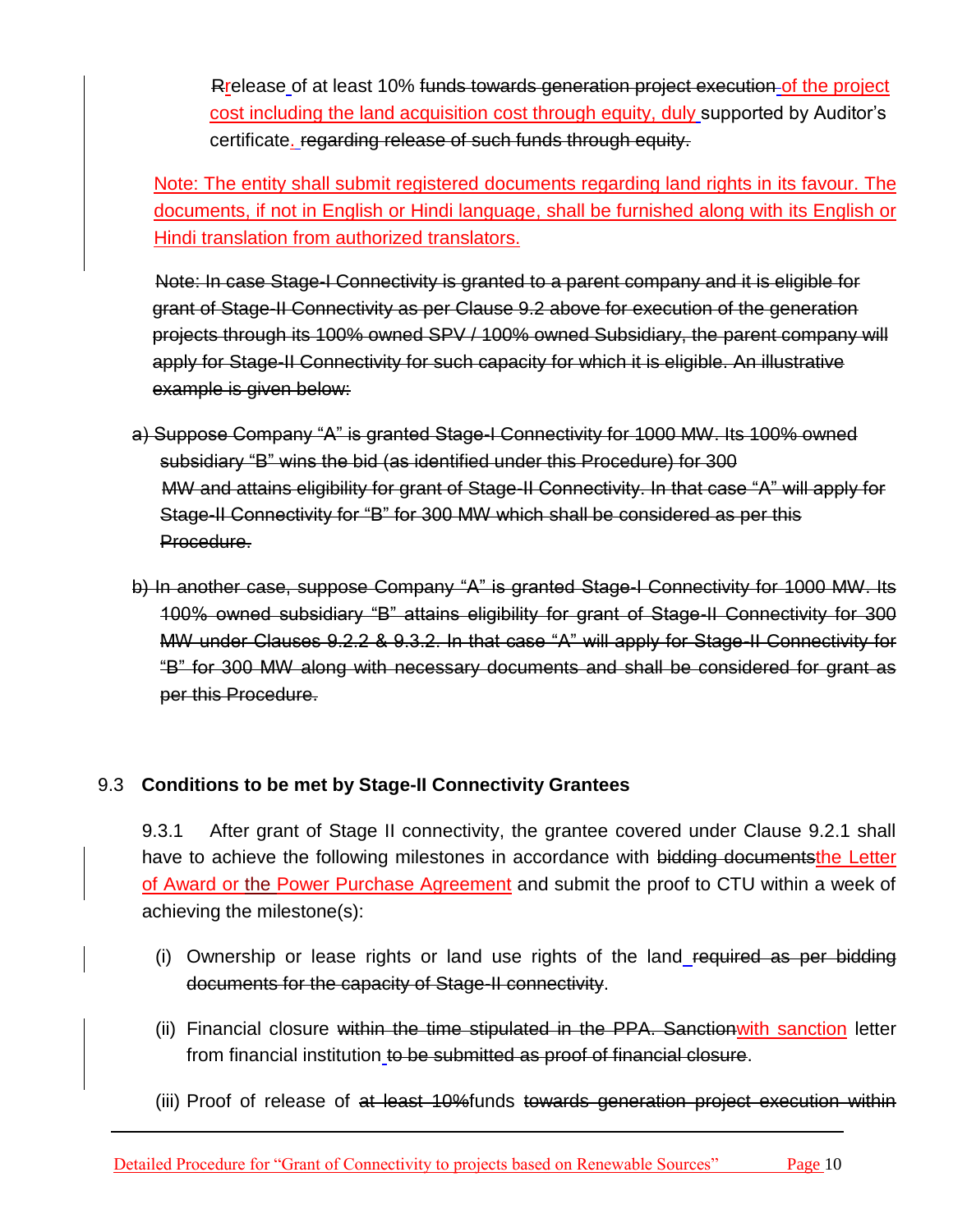~~R~~release of at least 10% ~~funds towards generation project execution~~ of the project cost including the land acquisition cost through equity, duly supported by Auditor's certificate. ~~regarding release of such funds through equity.~~

Note: The entity shall submit registered documents regarding land rights in its favour. The documents, if not in English or Hindi language, shall be furnished along with its English or Hindi translation from authorized translators.

~~Note: In case Stage-I Connectivity is granted to a parent company and it is eligible for grant of Stage-II Connectivity as per Clause 9.2 above for execution of the generation projects through its 100% owned SPV / 100% owned Subsidiary, the parent company will apply for Stage-II Connectivity for such capacity for which it is eligible. An illustrative example is given below:~~

~~a) Suppose Company "A" is granted Stage-I Connectivity for 1000 MW. Its 100% owned subsidiary "B" wins the bid (as identified under this Procedure) for 300 MW and attains eligibility for grant of Stage-II Connectivity. In that case "A" will apply for Stage-II Connectivity for "B" for 300 MW which shall be considered as per this Procedure.~~

~~b) In another case, suppose Company "A" is granted Stage-I Connectivity for 1000 MW. Its 100% owned subsidiary "B" attains eligibility for grant of Stage-II Connectivity for 300 MW under Clauses 9.2.2 & 9.3.2. In that case "A" will apply for Stage-II Connectivity for "B" for 300 MW along with necessary documents and shall be considered for grant as per this Procedure.~~

## 9.3 Conditions to be met by Stage-II Connectivity Grantees

9.3.1 After grant of Stage II connectivity, the grantee covered under Clause 9.2.1 shall have to achieve the following milestones in accordance with ~~bidding documents~~the Letter of Award or the Power Purchase Agreement and submit the proof to CTU within a week of achieving the milestone(s):

(i) Ownership or lease rights or land use rights of the land ~~required as per bidding documents for the capacity of Stage-II connectivity~~.

(ii) Financial closure ~~within the time stipulated in the PPA. Sanction~~with sanction letter from financial institution ~~to be submitted as proof of financial closure~~.

(iii) Proof of release of ~~at least 10%~~funds ~~towards generation project execution within~~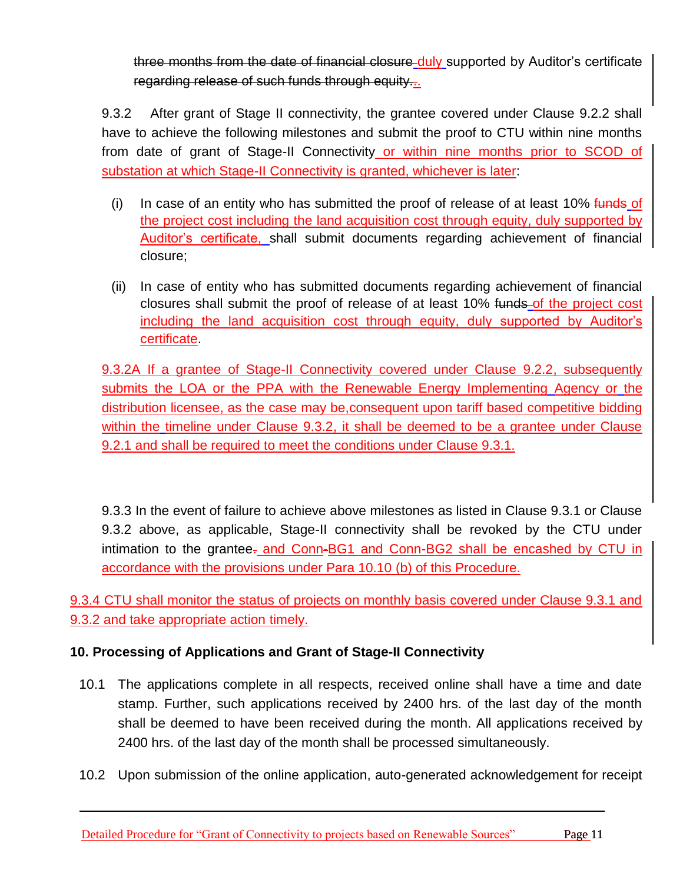three months from the date of financial closure duly supported by Auditor's certificate regarding release of such funds through equity..

9.3.2 After grant of Stage II connectivity, the grantee covered under Clause 9.2.2 shall have to achieve the following milestones and submit the proof to CTU within nine months from date of grant of Stage-II Connectivity or within nine months prior to SCOD of substation at which Stage-II Connectivity is granted, whichever is later:

(i) In case of an entity who has submitted the proof of release of at least 10% funds of the project cost including the land acquisition cost through equity, duly supported by Auditor's certificate, shall submit documents regarding achievement of financial closure;

(ii) In case of entity who has submitted documents regarding achievement of financial closures shall submit the proof of release of at least 10% funds of the project cost including the land acquisition cost through equity, duly supported by Auditor's certificate.

9.3.2A If a grantee of Stage-II Connectivity covered under Clause 9.2.2, subsequently submits the LOA or the PPA with the Renewable Energy Implementing Agency or the distribution licensee, as the case may be,consequent upon tariff based competitive bidding within the timeline under Clause 9.3.2, it shall be deemed to be a grantee under Clause 9.2.1 and shall be required to meet the conditions under Clause 9.3.1.

9.3.3 In the event of failure to achieve above milestones as listed in Clause 9.3.1 or Clause 9.3.2 above, as applicable, Stage-II connectivity shall be revoked by the CTU under intimation to the grantee. and Conn-BG1 and Conn-BG2 shall be encashed by CTU in accordance with the provisions under Para 10.10 (b) of this Procedure.

9.3.4 CTU shall monitor the status of projects on monthly basis covered under Clause 9.3.1 and 9.3.2 and take appropriate action timely.

## 10. Processing of Applications and Grant of Stage-II Connectivity

10.1 The applications complete in all respects, received online shall have a time and date stamp. Further, such applications received by 2400 hrs. of the last day of the month shall be deemed to have been received during the month. All applications received by 2400 hrs. of the last day of the month shall be processed simultaneously.

10.2 Upon submission of the online application, auto-generated acknowledgement for receipt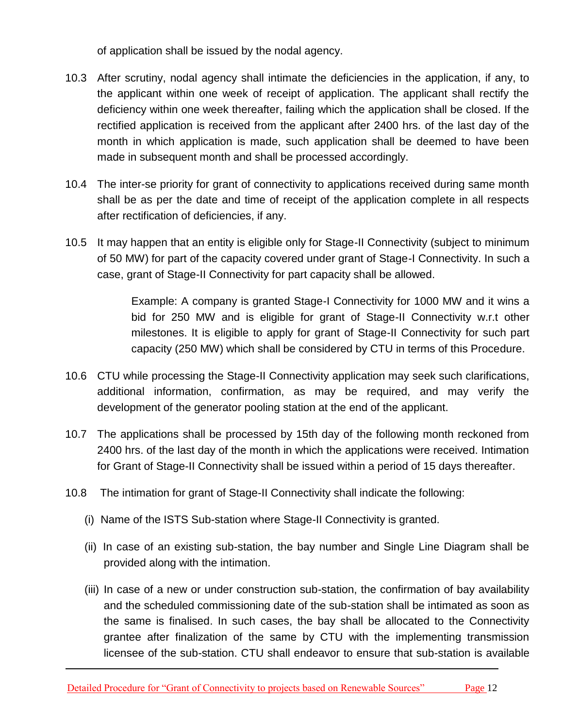of application shall be issued by the nodal agency.

10.3 After scrutiny, nodal agency shall intimate the deficiencies in the application, if any, to the applicant within one week of receipt of application. The applicant shall rectify the deficiency within one week thereafter, failing which the application shall be closed. If the rectified application is received from the applicant after 2400 hrs. of the last day of the month in which application is made, such application shall be deemed to have been made in subsequent month and shall be processed accordingly.

10.4 The inter-se priority for grant of connectivity to applications received during same month shall be as per the date and time of receipt of the application complete in all respects after rectification of deficiencies, if any.

10.5 It may happen that an entity is eligible only for Stage-II Connectivity (subject to minimum of 50 MW) for part of the capacity covered under grant of Stage-I Connectivity. In such a case, grant of Stage-II Connectivity for part capacity shall be allowed.

> Example: A company is granted Stage-I Connectivity for 1000 MW and it wins a bid for 250 MW and is eligible for grant of Stage-II Connectivity w.r.t other milestones. It is eligible to apply for grant of Stage-II Connectivity for such part capacity (250 MW) which shall be considered by CTU in terms of this Procedure.

10.6 CTU while processing the Stage-II Connectivity application may seek such clarifications, additional information, confirmation, as may be required, and may verify the development of the generator pooling station at the end of the applicant.

10.7 The applications shall be processed by 15th day of the following month reckoned from 2400 hrs. of the last day of the month in which the applications were received. Intimation for Grant of Stage-II Connectivity shall be issued within a period of 15 days thereafter.

10.8 The intimation for grant of Stage-II Connectivity shall indicate the following:

(i) Name of the ISTS Sub-station where Stage-II Connectivity is granted.

(ii) In case of an existing sub-station, the bay number and Single Line Diagram shall be provided along with the intimation.

(iii) In case of a new or under construction sub-station, the confirmation of bay availability and the scheduled commissioning date of the sub-station shall be intimated as soon as the same is finalised. In such cases, the bay shall be allocated to the Connectivity grantee after finalization of the same by CTU with the implementing transmission licensee of the sub-station. CTU shall endeavor to ensure that sub-station is available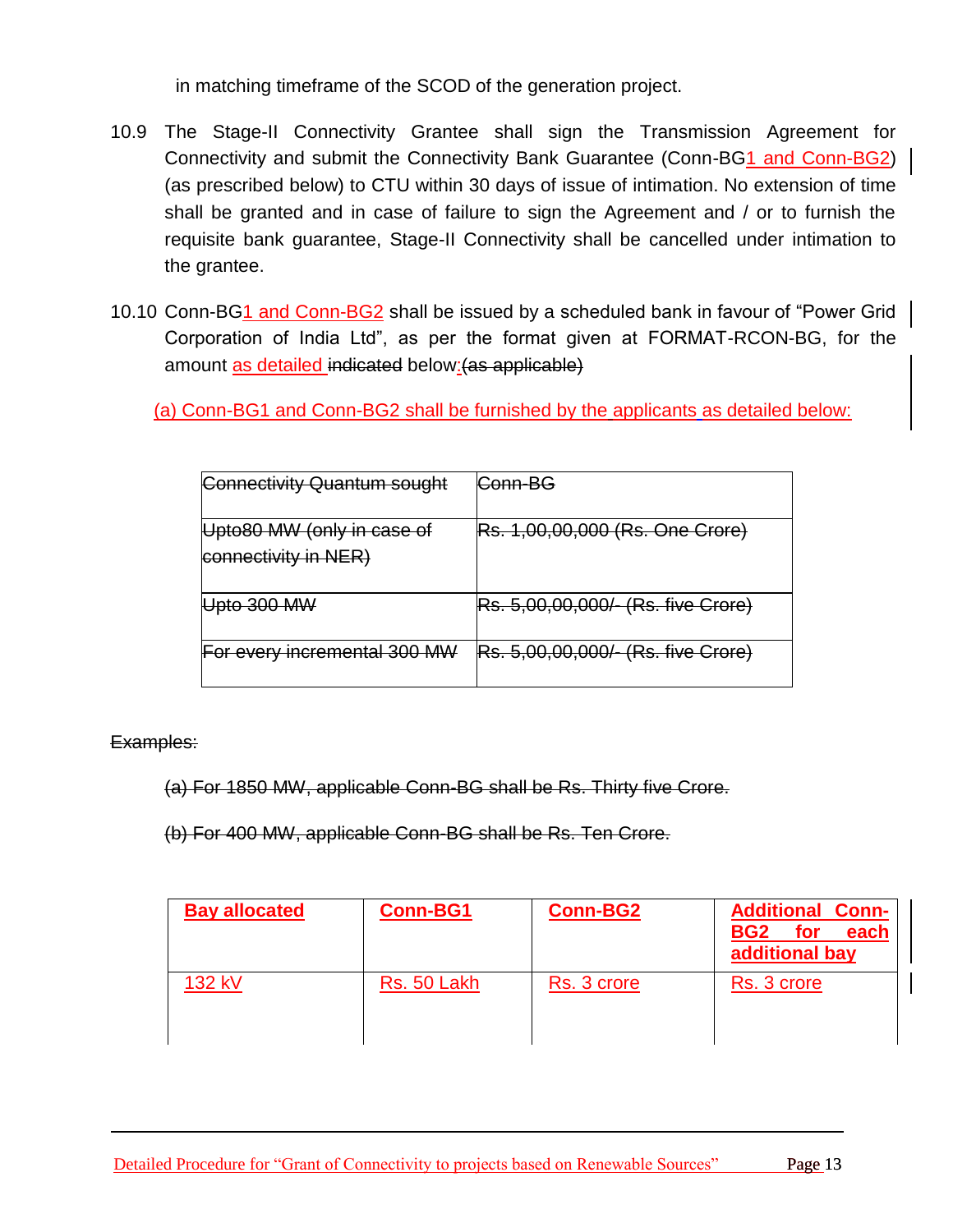in matching timeframe of the SCOD of the generation project.

10.9 The Stage-II Connectivity Grantee shall sign the Transmission Agreement for Connectivity and submit the Connectivity Bank Guarantee (Conn-BG1 and Conn-BG2) (as prescribed below) to CTU within 30 days of issue of intimation. No extension of time shall be granted and in case of failure to sign the Agreement and / or to furnish the requisite bank guarantee, Stage-II Connectivity shall be cancelled under intimation to the grantee.

10.10 Conn-BG1 and Conn-BG2 shall be issued by a scheduled bank in favour of "Power Grid Corporation of India Ltd", as per the format given at FORMAT-RCON-BG, for the amount as detailed ~~indicated~~ below:~~(as applicable)~~

(a) Conn-BG1 and Conn-BG2 shall be furnished by the applicants as detailed below:

| ~~Connectivity Quantum sought~~ | ~~Conn-BG~~ |
|---|---|
| ~~Upto80 MW (only in case of connectivity in NER)~~ | ~~Rs. 1,00,00,000 (Rs. One Crore)~~ |
| ~~Upto 300 MW~~ | ~~Rs. 5,00,00,000/- (Rs. five Crore)~~ |
| ~~For every incremental 300 MW~~ | ~~Rs. 5,00,00,000/- (Rs. five Crore)~~ |

~~Examples:~~

~~(a) For 1850 MW, applicable Conn-BG shall be Rs. Thirty five Crore.~~

~~(b) For 400 MW, applicable Conn-BG shall be Rs. Ten Crore.~~

| **Bay allocated** | **Conn-BG1** | **Conn-BG2** | **Additional Conn-BG2 for each additional bay** |
|---|---|---|---|
| 132 kV | Rs. 50 Lakh | Rs. 3 crore | Rs. 3 crore |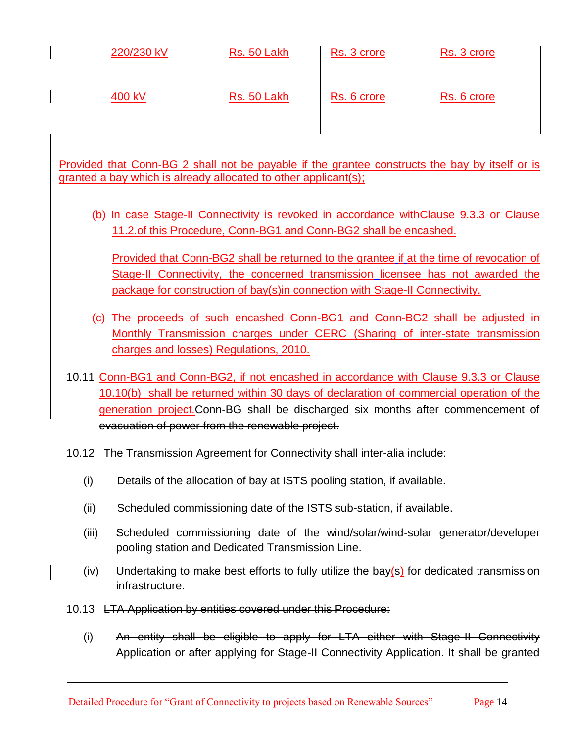| 220/230 kV | Rs. 50 Lakh | Rs. 3 crore | Rs. 3 crore |
|---|---|---|---|
| 400 kV | Rs. 50 Lakh | Rs. 6 crore | Rs. 6 crore |

Provided that Conn-BG 2 shall not be payable if the grantee constructs the bay by itself or is granted a bay which is already allocated to other applicant(s);

(b) In case Stage-II Connectivity is revoked in accordance withClause 9.3.3 or Clause 11.2.of this Procedure, Conn-BG1 and Conn-BG2 shall be encashed.

Provided that Conn-BG2 shall be returned to the grantee if at the time of revocation of Stage-II Connectivity, the concerned transmission licensee has not awarded the package for construction of bay(s)in connection with Stage-II Connectivity.

(c) The proceeds of such encashed Conn-BG1 and Conn-BG2 shall be adjusted in Monthly Transmission charges under CERC (Sharing of inter-state transmission charges and losses) Regulations, 2010.

10.11 Conn-BG1 and Conn-BG2, if not encashed in accordance with Clause 9.3.3 or Clause 10.10(b) shall be returned within 30 days of declaration of commercial operation of the generation project.~~Conn-BG shall be discharged six months after commencement of evacuation of power from the renewable project.~~

10.12 The Transmission Agreement for Connectivity shall inter-alia include:

(i) Details of the allocation of bay at ISTS pooling station, if available.

(ii) Scheduled commissioning date of the ISTS sub-station, if available.

(iii) Scheduled commissioning date of the wind/solar/wind-solar generator/developer pooling station and Dedicated Transmission Line.

(iv) Undertaking to make best efforts to fully utilize the bay(s) for dedicated transmission infrastructure.

10.13 ~~LTA Application by entities covered under this Procedure:~~

(i) ~~An entity shall be eligible to apply for LTA either with Stage-II Connectivity Application or after applying for Stage-II Connectivity Application. It shall be granted~~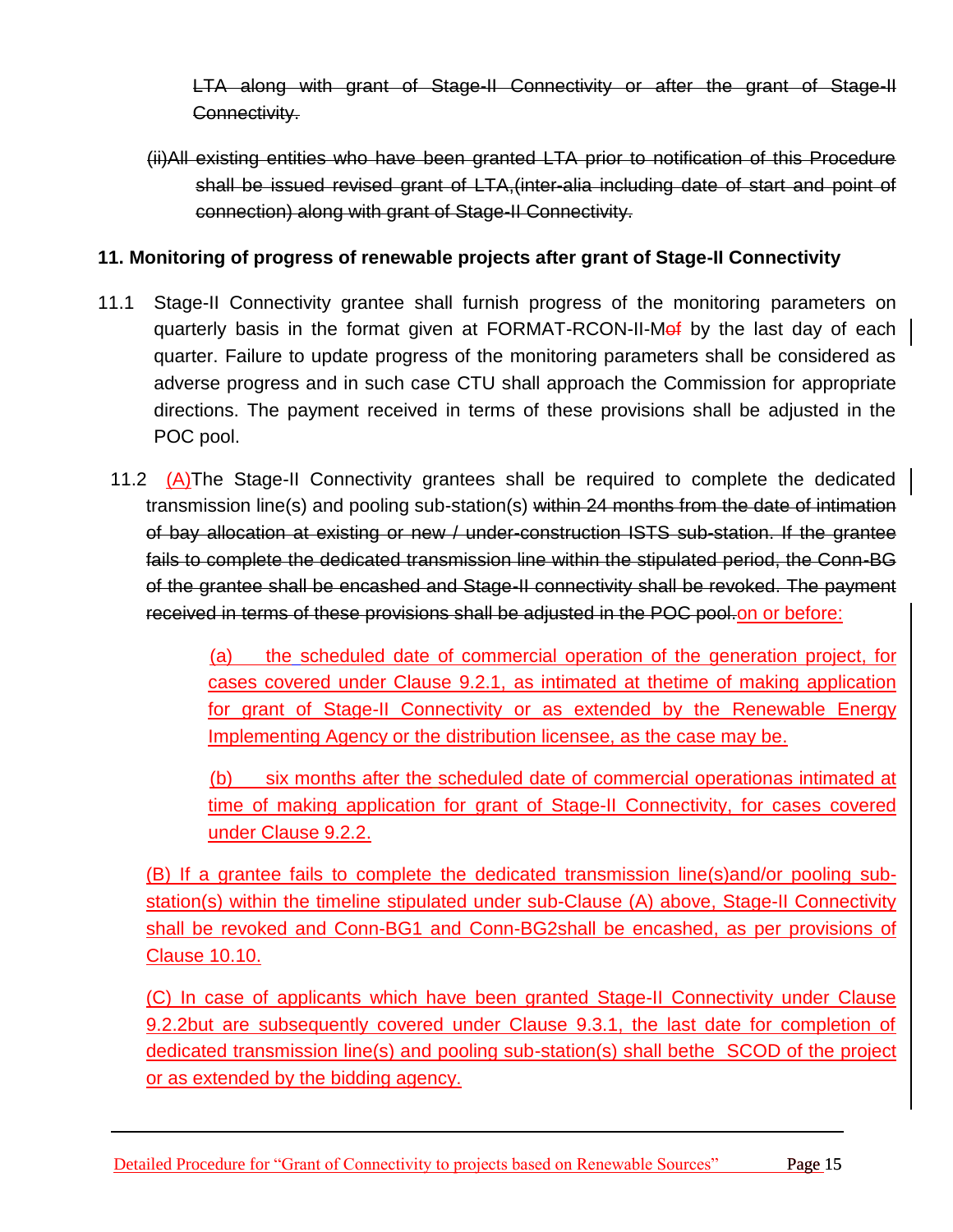~~LTA along with grant of Stage-II Connectivity or after the grant of Stage-II Connectivity.~~

~~(ii)All existing entities who have been granted LTA prior to notification of this Procedure shall be issued revised grant of LTA,(inter-alia including date of start and point of connection) along with grant of Stage-II Connectivity.~~

**11. Monitoring of progress of renewable projects after grant of Stage-II Connectivity**

11.1 Stage-II Connectivity grantee shall furnish progress of the monitoring parameters on quarterly basis in the format given at FORMAT-RCON-II-M~~of~~ by the last day of each quarter. Failure to update progress of the monitoring parameters shall be considered as adverse progress and in such case CTU shall approach the Commission for appropriate directions. The payment received in terms of these provisions shall be adjusted in the POC pool.

11.2 (A)The Stage-II Connectivity grantees shall be required to complete the dedicated transmission line(s) and pooling sub-station(s) ~~within 24 months from the date of intimation of bay allocation at existing or new / under-construction ISTS sub-station. If the grantee fails to complete the dedicated transmission line within the stipulated period, the Conn-BG of the grantee shall be encashed and Stage-II connectivity shall be revoked. The payment received in terms of these provisions shall be adjusted in the POC pool.~~on or before:

(a) the scheduled date of commercial operation of the generation project, for cases covered under Clause 9.2.1, as intimated at thetime of making application for grant of Stage-II Connectivity or as extended by the Renewable Energy Implementing Agency or the distribution licensee, as the case may be.

(b) six months after the scheduled date of commercial operationas intimated at time of making application for grant of Stage-II Connectivity, for cases covered under Clause 9.2.2.

(B) If a grantee fails to complete the dedicated transmission line(s)and/or pooling sub-station(s) within the timeline stipulated under sub-Clause (A) above, Stage-II Connectivity shall be revoked and Conn-BG1 and Conn-BG2shall be encashed, as per provisions of Clause 10.10.

(C) In case of applicants which have been granted Stage-II Connectivity under Clause 9.2.2but are subsequently covered under Clause 9.3.1, the last date for completion of dedicated transmission line(s) and pooling sub-station(s) shall bethe SCOD of the project or as extended by the bidding agency.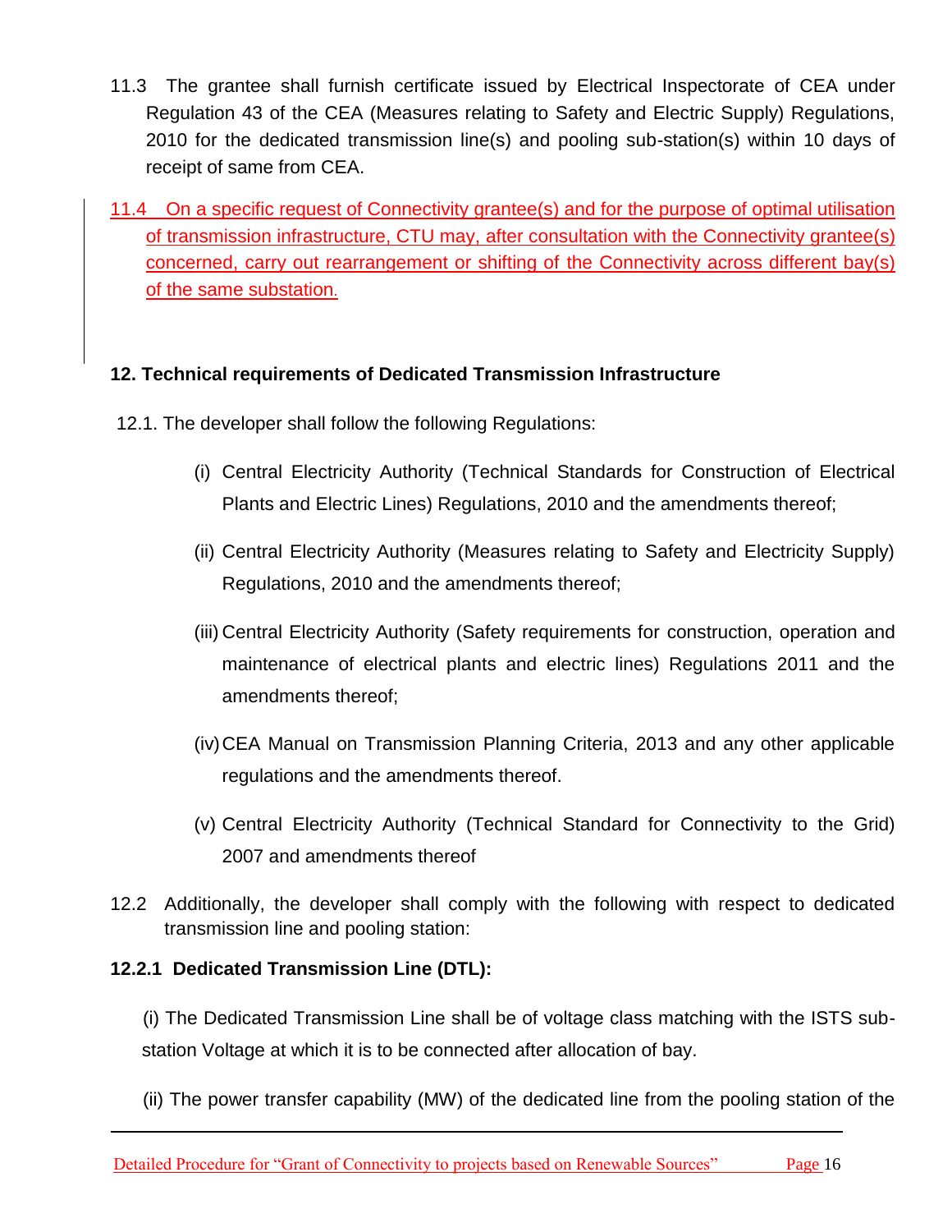11.3 The grantee shall furnish certificate issued by Electrical Inspectorate of CEA under Regulation 43 of the CEA (Measures relating to Safety and Electric Supply) Regulations, 2010 for the dedicated transmission line(s) and pooling sub-station(s) within 10 days of receipt of same from CEA.

11.4 On a specific request of Connectivity grantee(s) and for the purpose of optimal utilisation of transmission infrastructure, CTU may, after consultation with the Connectivity grantee(s) concerned, carry out rearrangement or shifting of the Connectivity across different bay(s) of the same substation.

**12. Technical requirements of Dedicated Transmission Infrastructure**

12.1. The developer shall follow the following Regulations:

(i) Central Electricity Authority (Technical Standards for Construction of Electrical Plants and Electric Lines) Regulations, 2010 and the amendments thereof;

(ii) Central Electricity Authority (Measures relating to Safety and Electricity Supply) Regulations, 2010 and the amendments thereof;

(iii) Central Electricity Authority (Safety requirements for construction, operation and maintenance of electrical plants and electric lines) Regulations 2011 and the amendments thereof;

(iv) CEA Manual on Transmission Planning Criteria, 2013 and any other applicable regulations and the amendments thereof.

(v) Central Electricity Authority (Technical Standard for Connectivity to the Grid) 2007 and amendments thereof

12.2 Additionally, the developer shall comply with the following with respect to dedicated transmission line and pooling station:

**12.2.1 Dedicated Transmission Line (DTL):**

(i) The Dedicated Transmission Line shall be of voltage class matching with the ISTS sub-station Voltage at which it is to be connected after allocation of bay.

(ii) The power transfer capability (MW) of the dedicated line from the pooling station of the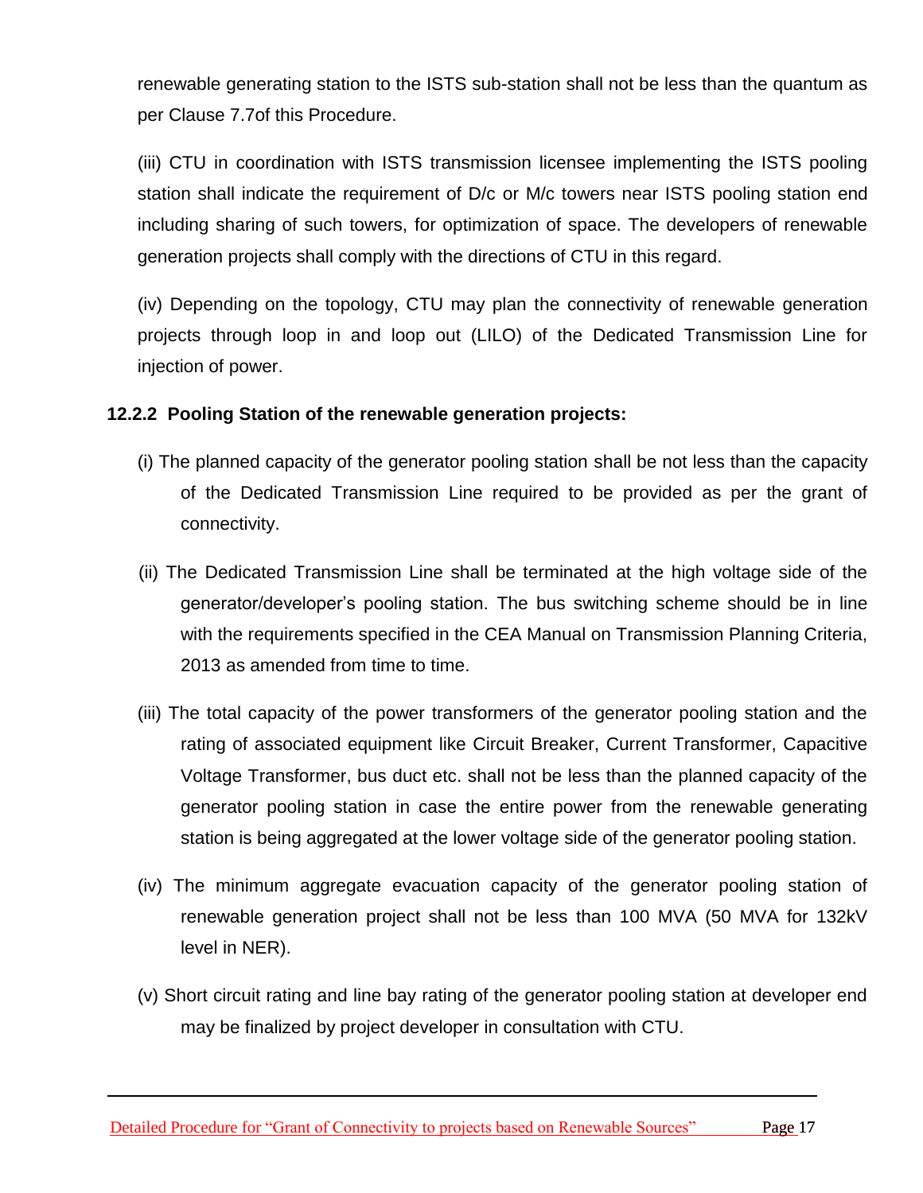renewable generating station to the ISTS sub-station shall not be less than the quantum as per Clause 7.7of this Procedure.

(iii) CTU in coordination with ISTS transmission licensee implementing the ISTS pooling station shall indicate the requirement of D/c or M/c towers near ISTS pooling station end including sharing of such towers, for optimization of space. The developers of renewable generation projects shall comply with the directions of CTU in this regard.

(iv) Depending on the topology, CTU may plan the connectivity of renewable generation projects through loop in and loop out (LILO) of the Dedicated Transmission Line for injection of power.

**12.2.2 Pooling Station of the renewable generation projects:**

(i) The planned capacity of the generator pooling station shall be not less than the capacity of the Dedicated Transmission Line required to be provided as per the grant of connectivity.

(ii) The Dedicated Transmission Line shall be terminated at the high voltage side of the generator/developer's pooling station. The bus switching scheme should be in line with the requirements specified in the CEA Manual on Transmission Planning Criteria, 2013 as amended from time to time.

(iii) The total capacity of the power transformers of the generator pooling station and the rating of associated equipment like Circuit Breaker, Current Transformer, Capacitive Voltage Transformer, bus duct etc. shall not be less than the planned capacity of the generator pooling station in case the entire power from the renewable generating station is being aggregated at the lower voltage side of the generator pooling station.

(iv) The minimum aggregate evacuation capacity of the generator pooling station of renewable generation project shall not be less than 100 MVA (50 MVA for 132kV level in NER).

(v) Short circuit rating and line bay rating of the generator pooling station at developer end may be finalized by project developer in consultation with CTU.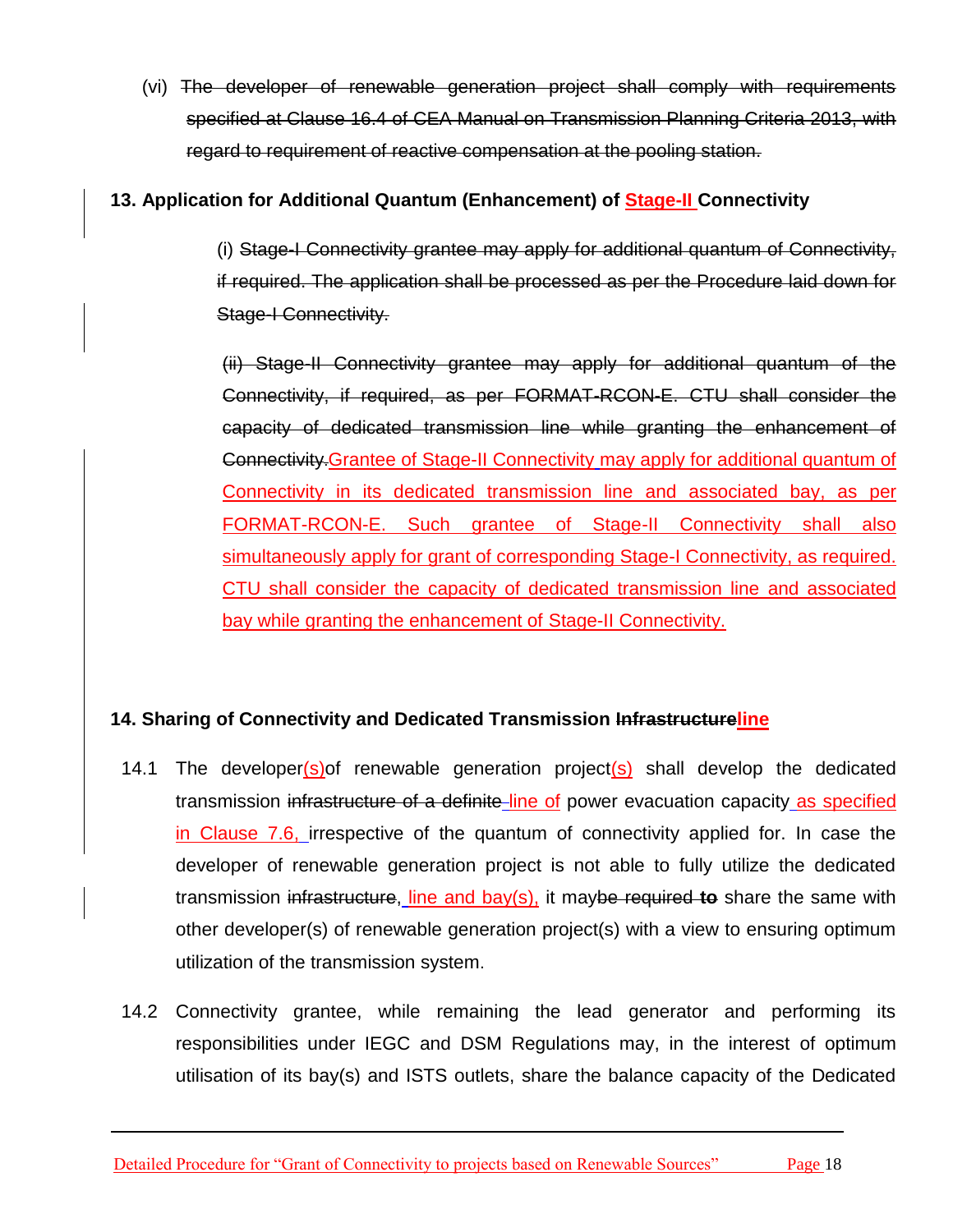(vi) ~~The developer of renewable generation project shall comply with requirements specified at Clause 16.4 of CEA Manual on Transmission Planning Criteria 2013, with regard to requirement of reactive compensation at the pooling station.~~

**13. Application for Additional Quantum (Enhancement) of Stage-II Connectivity**

(i) ~~Stage-I Connectivity grantee may apply for additional quantum of Connectivity, if required. The application shall be processed as per the Procedure laid down for Stage-I Connectivity.~~

~~(ii) Stage-II Connectivity grantee may apply for additional quantum of the Connectivity, if required, as per FORMAT-RCON-E. CTU shall consider the capacity of dedicated transmission line while granting the enhancement of Connectivity.~~ Grantee of Stage-II Connectivity may apply for additional quantum of Connectivity in its dedicated transmission line and associated bay, as per FORMAT-RCON-E. Such grantee of Stage-II Connectivity shall also simultaneously apply for grant of corresponding Stage-I Connectivity, as required. CTU shall consider the capacity of dedicated transmission line and associated bay while granting the enhancement of Stage-II Connectivity.

**14. Sharing of Connectivity and Dedicated Transmission ~~Infrastructure~~line**

14.1 The developer(s) of renewable generation project(s) shall develop the dedicated transmission ~~infrastructure of a definite~~ line of power evacuation capacity as specified in Clause 7.6, irrespective of the quantum of connectivity applied for. In case the developer of renewable generation project is not able to fully utilize the dedicated transmission ~~infrastructure~~, line and bay(s), it may~~be required **to**~~ share the same with other developer(s) of renewable generation project(s) with a view to ensuring optimum utilization of the transmission system.

14.2 Connectivity grantee, while remaining the lead generator and performing its responsibilities under IEGC and DSM Regulations may, in the interest of optimum utilisation of its bay(s) and ISTS outlets, share the balance capacity of the Dedicated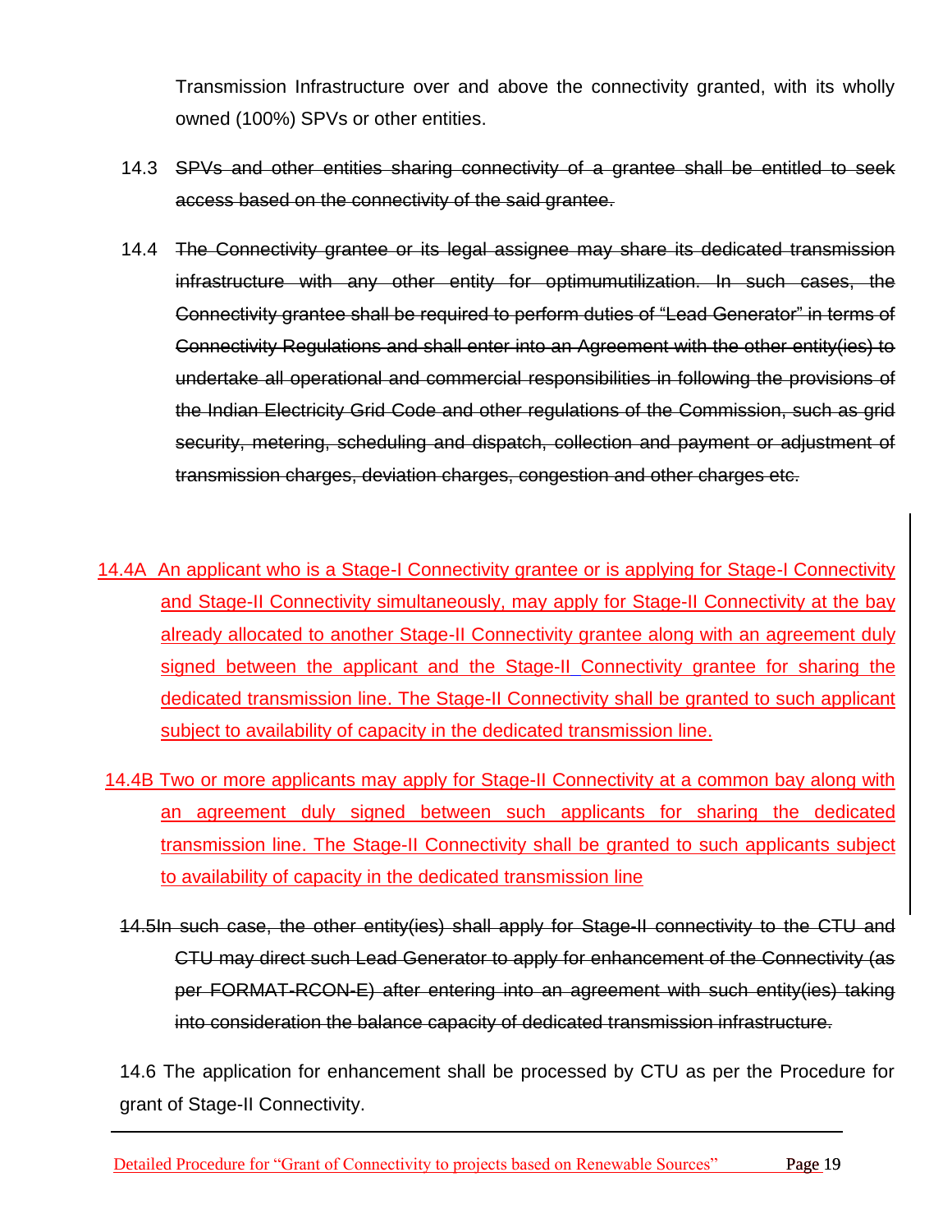Transmission Infrastructure over and above the connectivity granted, with its wholly owned (100%) SPVs or other entities.

14.3 ~~SPVs and other entities sharing connectivity of a grantee shall be entitled to seek access based on the connectivity of the said grantee.~~

14.4 ~~The Connectivity grantee or its legal assignee may share its dedicated transmission infrastructure with any other entity for optimumutilization. In such cases, the Connectivity grantee shall be required to perform duties of "Lead Generator" in terms of Connectivity Regulations and shall enter into an Agreement with the other entity(ies) to undertake all operational and commercial responsibilities in following the provisions of the Indian Electricity Grid Code and other regulations of the Commission, such as grid security, metering, scheduling and dispatch, collection and payment or adjustment of transmission charges, deviation charges, congestion and other charges etc.~~

<u>14.4A An applicant who is a Stage-I Connectivity grantee or is applying for Stage-I Connectivity and Stage-II Connectivity simultaneously, may apply for Stage-II Connectivity at the bay already allocated to another Stage-II Connectivity grantee along with an agreement duly signed between the applicant and the Stage-II Connectivity grantee for sharing the dedicated transmission line. The Stage-II Connectivity shall be granted to such applicant subject to availability of capacity in the dedicated transmission line.</u>

<u>14.4B Two or more applicants may apply for Stage-II Connectivity at a common bay along with an agreement duly signed between such applicants for sharing the dedicated transmission line. The Stage-II Connectivity shall be granted to such applicants subject to availability of capacity in the dedicated transmission line</u>

~~14.5In such case, the other entity(ies) shall apply for Stage-II connectivity to the CTU and CTU may direct such Lead Generator to apply for enhancement of the Connectivity (as per FORMAT-RCON-E) after entering into an agreement with such entity(ies) taking into consideration the balance capacity of dedicated transmission infrastructure.~~

14.6 The application for enhancement shall be processed by CTU as per the Procedure for grant of Stage-II Connectivity.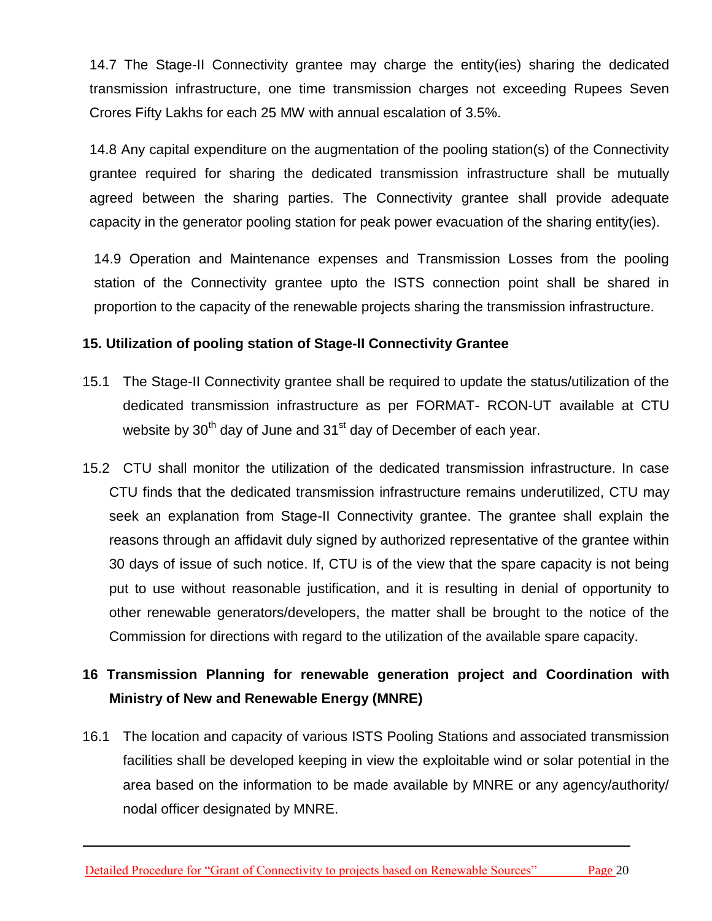14.7 The Stage-II Connectivity grantee may charge the entity(ies) sharing the dedicated transmission infrastructure, one time transmission charges not exceeding Rupees Seven Crores Fifty Lakhs for each 25 MW with annual escalation of 3.5%.

14.8 Any capital expenditure on the augmentation of the pooling station(s) of the Connectivity grantee required for sharing the dedicated transmission infrastructure shall be mutually agreed between the sharing parties. The Connectivity grantee shall provide adequate capacity in the generator pooling station for peak power evacuation of the sharing entity(ies).

14.9 Operation and Maintenance expenses and Transmission Losses from the pooling station of the Connectivity grantee upto the ISTS connection point shall be shared in proportion to the capacity of the renewable projects sharing the transmission infrastructure.

**15. Utilization of pooling station of Stage-II Connectivity Grantee**

15.1 The Stage-II Connectivity grantee shall be required to update the status/utilization of the dedicated transmission infrastructure as per FORMAT- RCON-UT available at CTU website by 30th day of June and 31st day of December of each year.

15.2 CTU shall monitor the utilization of the dedicated transmission infrastructure. In case CTU finds that the dedicated transmission infrastructure remains underutilized, CTU may seek an explanation from Stage-II Connectivity grantee. The grantee shall explain the reasons through an affidavit duly signed by authorized representative of the grantee within 30 days of issue of such notice. If, CTU is of the view that the spare capacity is not being put to use without reasonable justification, and it is resulting in denial of opportunity to other renewable generators/developers, the matter shall be brought to the notice of the Commission for directions with regard to the utilization of the available spare capacity.

**16 Transmission Planning for renewable generation project and Coordination with Ministry of New and Renewable Energy (MNRE)**

16.1 The location and capacity of various ISTS Pooling Stations and associated transmission facilities shall be developed keeping in view the exploitable wind or solar potential in the area based on the information to be made available by MNRE or any agency/authority/ nodal officer designated by MNRE.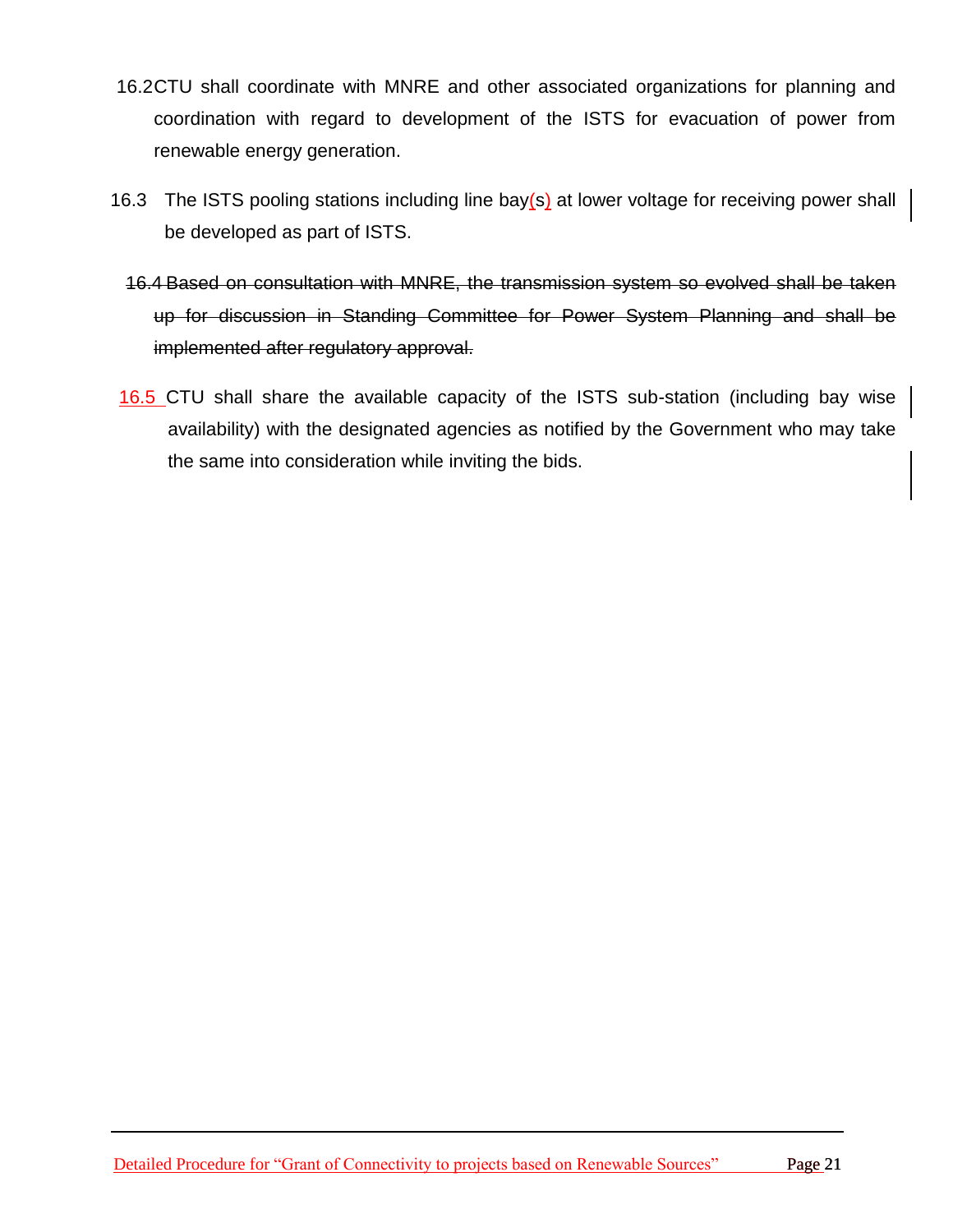16.2 CTU shall coordinate with MNRE and other associated organizations for planning and coordination with regard to development of the ISTS for evacuation of power from renewable energy generation.

16.3 The ISTS pooling stations including line bay(s) at lower voltage for receiving power shall be developed as part of ISTS.

~~16.4 Based on consultation with MNRE, the transmission system so evolved shall be taken up for discussion in Standing Committee for Power System Planning and shall be implemented after regulatory approval.~~

16.5 CTU shall share the available capacity of the ISTS sub-station (including bay wise availability) with the designated agencies as notified by the Government who may take the same into consideration while inviting the bids.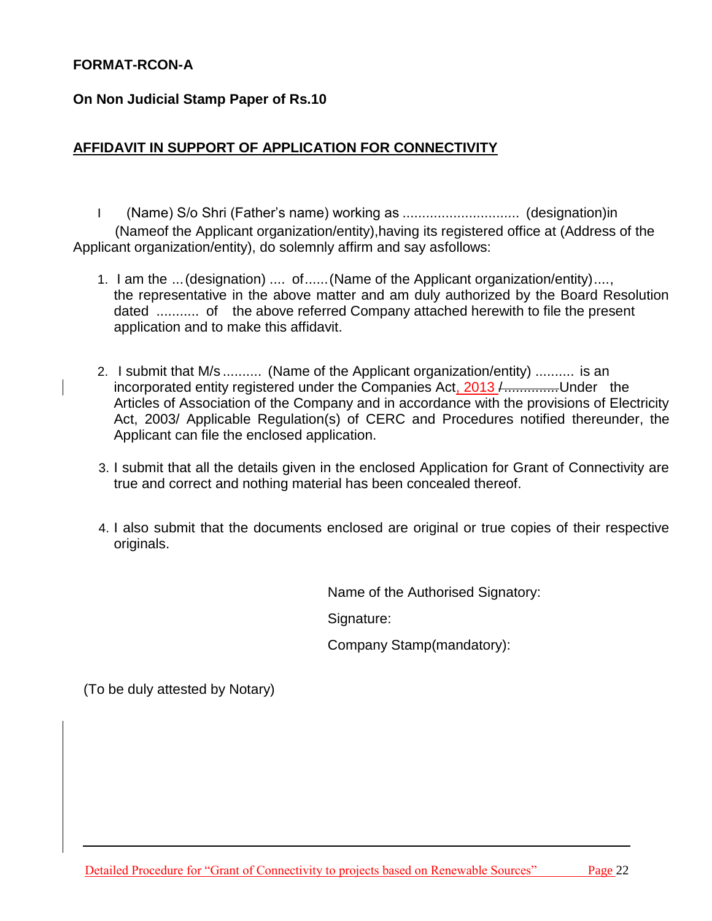**FORMAT-RCON-A**

**On Non Judicial Stamp Paper of Rs.10**

**AFFIDAVIT IN SUPPORT OF APPLICATION FOR CONNECTIVITY**

I (Name) S/o Shri (Father's name) working as .............................. (designation)in (Nameof the Applicant organization/entity),having its registered office at (Address of the Applicant organization/entity), do solemnly affirm and say asfollows:

1. I am the ... (designation) .... of...... (Name of the Applicant organization/entity)...., the representative in the above matter and am duly authorized by the Board Resolution dated ........... of the above referred Company attached herewith to file the present application and to make this affidavit.

2. I submit that M/s .......... (Name of the Applicant organization/entity) .......... is an incorporated entity registered under the Companies Act, 2013 /..............Under the Articles of Association of the Company and in accordance with the provisions of Electricity Act, 2003/ Applicable Regulation(s) of CERC and Procedures notified thereunder, the Applicant can file the enclosed application.

3. I submit that all the details given in the enclosed Application for Grant of Connectivity are true and correct and nothing material has been concealed thereof.

4. I also submit that the documents enclosed are original or true copies of their respective originals.

Name of the Authorised Signatory:

Signature:

Company Stamp(mandatory):

(To be duly attested by Notary)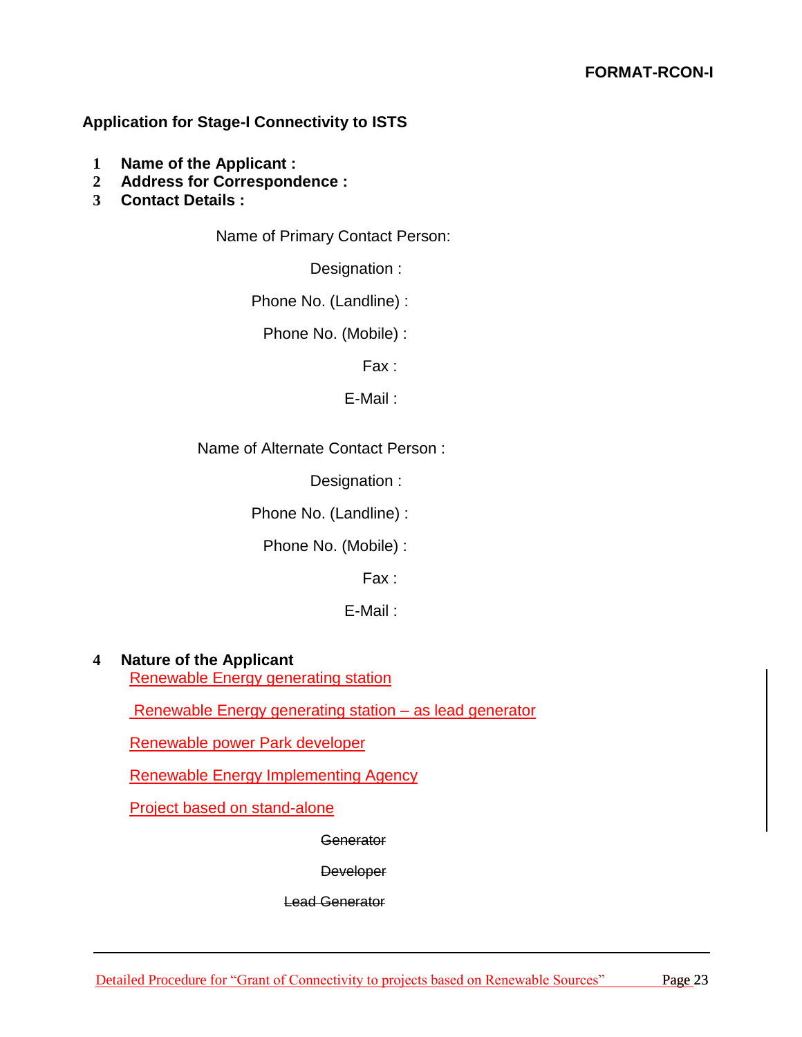**FORMAT-RCON-I**

**Application for Stage-I Connectivity to ISTS**

1. **Name of the Applicant :**
2. **Address for Correspondence :**
3. **Contact Details :**

Name of Primary Contact Person:

Designation :

Phone No. (Landline) :

Phone No. (Mobile) :

Fax :

E-Mail :

Name of Alternate Contact Person :

Designation :

Phone No. (Landline) :

Phone No. (Mobile) :

Fax :

E-Mail :

4. **Nature of the Applicant**

Renewable Energy generating station

Renewable Energy generating station – as lead generator

Renewable power Park developer

Renewable Energy Implementing Agency

Project based on stand-alone

~~Generator~~

~~Developer~~

~~Lead Generator~~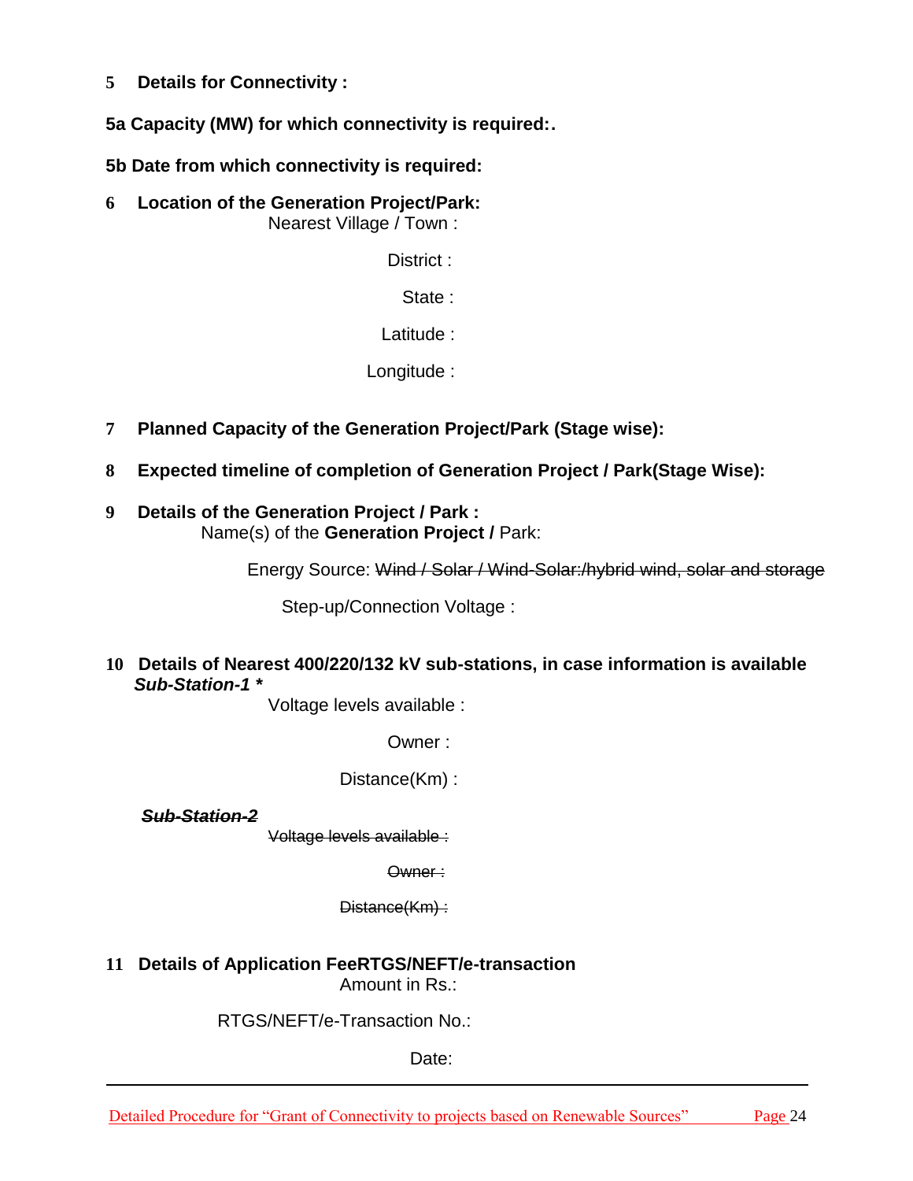**5 Details for Connectivity :**

**5a Capacity (MW) for which connectivity is required:.**

**5b Date from which connectivity is required:**

**6 Location of the Generation Project/Park:**

Nearest Village / Town :

District :

State :

Latitude :

Longitude :

**7 Planned Capacity of the Generation Project/Park (Stage wise):**

**8 Expected timeline of completion of Generation Project / Park(Stage Wise):**

**9 Details of the Generation Project / Park :**

Name(s) of the **Generation Project /** Park:

Energy Source: ~~Wind / Solar / Wind-Solar:/hybrid wind, solar and storage~~

Step-up/Connection Voltage :

**10 Details of Nearest 400/220/132 kV sub-stations, in case information is available**

***Sub-Station-1 \****

Voltage levels available :

Owner :

Distance(Km) :

~~***Sub-Station-2***~~

~~Voltage levels available :~~

~~Owner :~~

~~Distance(Km) :~~

**11 Details of Application FeeRTGS/NEFT/e-transaction**

Amount in Rs.:

RTGS/NEFT/e-Transaction No.:

Date: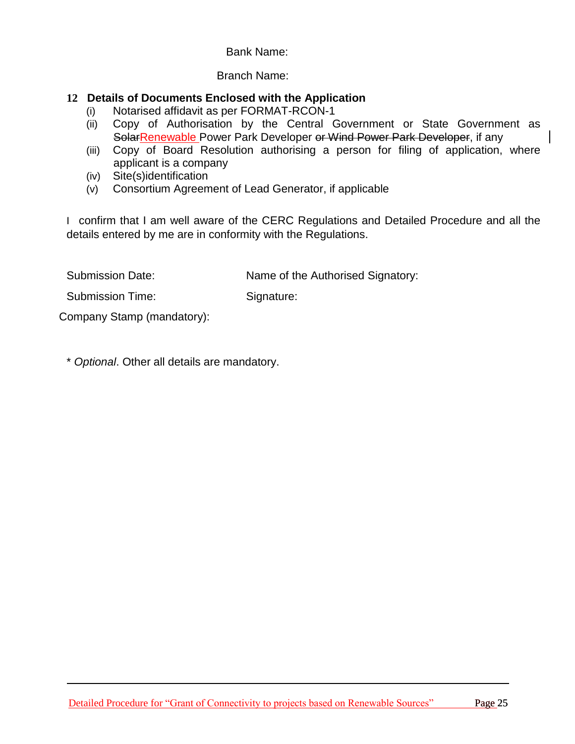Bank Name:

Branch Name:

**12 Details of Documents Enclosed with the Application**

(i) Notarised affidavit as per FORMAT-RCON-1

(ii) Copy of Authorisation by the Central Government or State Government as ~~Solar~~Renewable Power Park Developer ~~or Wind Power Park Developer~~, if any

(iii) Copy of Board Resolution authorising a person for filing of application, where applicant is a company

(iv) Site(s)identification

(v) Consortium Agreement of Lead Generator, if applicable

I confirm that I am well aware of the CERC Regulations and Detailed Procedure and all the details entered by me are in conformity with the Regulations.

Submission Date: Name of the Authorised Signatory:

Submission Time: Signature:

Company Stamp (mandatory):

\* *Optional*. Other all details are mandatory.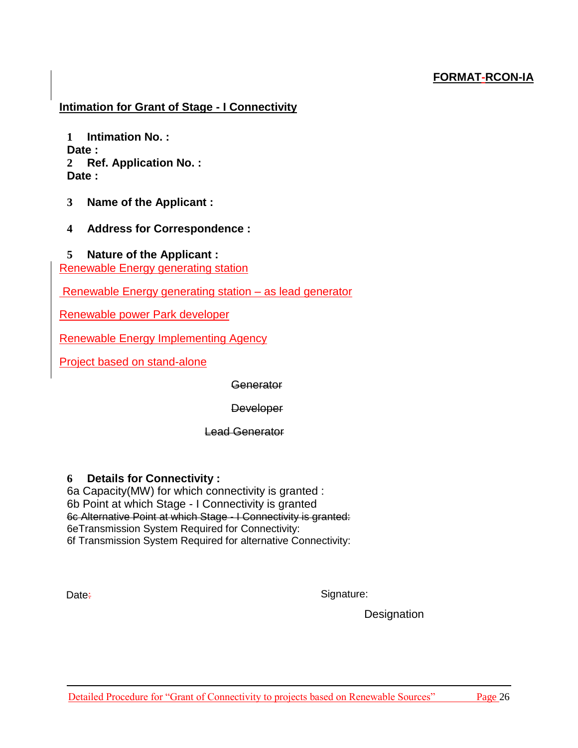**FORMAT-RCON-IA**

**Intimation for Grant of Stage - I Connectivity**

1 **Intimation No. :**
**Date :**
2 **Ref. Application No. :**
**Date :**

3 **Name of the Applicant :**

4 **Address for Correspondence :**

5 **Nature of the Applicant :**
Renewable Energy generating station

Renewable Energy generating station – as lead generator

Renewable power Park developer

Renewable Energy Implementing Agency

Project based on stand-alone

~~Generator~~

~~Developer~~

~~Lead Generator~~

6 **Details for Connectivity :**
6a Capacity(MW) for which connectivity is granted :
6b Point at which Stage - I Connectivity is granted
~~6c Alternative Point at which Stage - I Connectivity is granted:~~
6eTransmission System Required for Connectivity:
6f Transmission System Required for alternative Connectivity:

Date: Signature:

Designation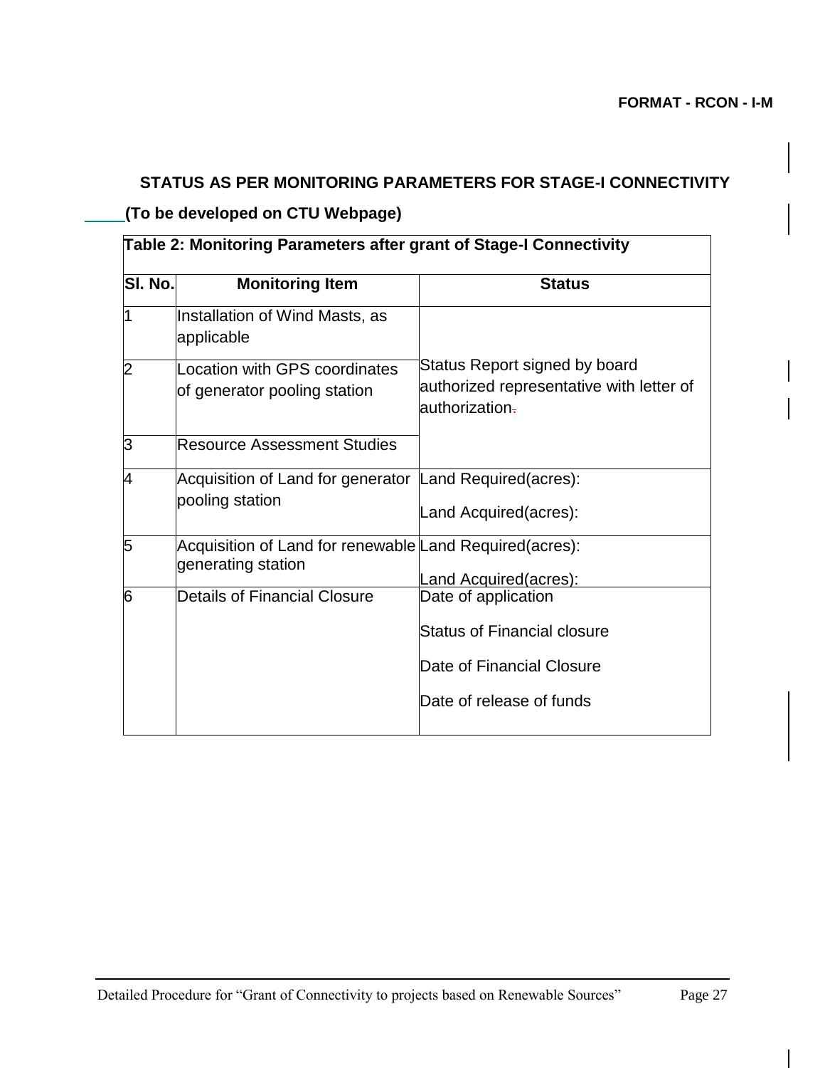**FORMAT - RCON - I-M**

**STATUS AS PER MONITORING PARAMETERS FOR STAGE-I CONNECTIVITY**

**(To be developed on CTU Webpage)**

| **Table 2: Monitoring Parameters after grant of Stage-I Connectivity** | | |
|---|---|---|
| **Sl. No.** | **Monitoring Item** | **Status** |
| 1 | Installation of Wind Masts, as applicable | Status Report signed by board authorized representative with letter of authorization. |
| 2 | Location with GPS coordinates of generator pooling station | |
| 3 | Resource Assessment Studies | |
| 4 | Acquisition of Land for generator pooling station | Land Required(acres):<br>Land Acquired(acres): |
| 5 | Acquisition of Land for renewable generating station | Land Required(acres):<br>Land Acquired(acres): |
| 6 | Details of Financial Closure | Date of application<br>Status of Financial closure<br>Date of Financial Closure<br>Date of release of funds |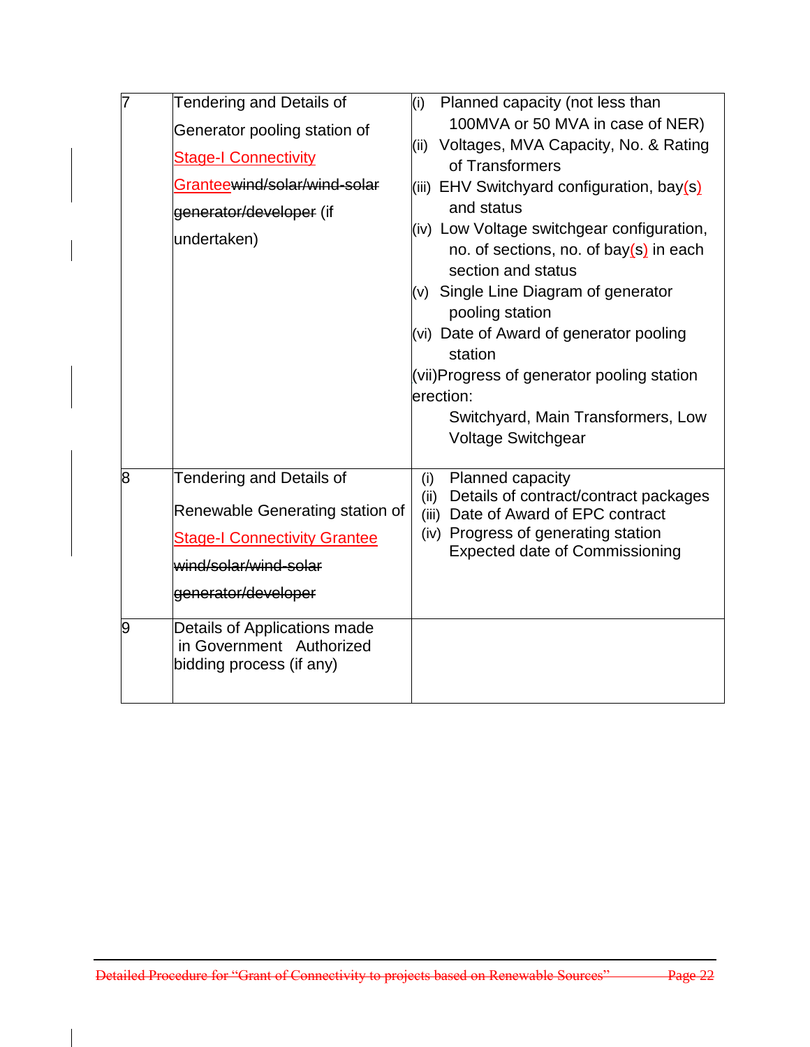| 7 | Tendering and Details of Generator pooling station of Stage-I Connectivity Grantee~~wind/solar/wind-solar generator/developer~~ (if undertaken) | (i) Planned capacity (not less than 100MVA or 50 MVA in case of NER)<br>(ii) Voltages, MVA Capacity, No. & Rating of Transformers<br>(iii) EHV Switchyard configuration, bay(s) and status<br>(iv) Low Voltage switchgear configuration, no. of sections, no. of bay(s) in each section and status<br>(v) Single Line Diagram of generator pooling station<br>(vi) Date of Award of generator pooling station<br>(vii)Progress of generator pooling station erection:<br>Switchyard, Main Transformers, Low Voltage Switchgear |
|---|---|---|
| 8 | Tendering and Details of Renewable Generating station of Stage-I Connectivity Grantee ~~wind/solar/wind-solar generator/developer~~ | (i) Planned capacity<br>(ii) Details of contract/contract packages<br>(iii) Date of Award of EPC contract<br>(iv) Progress of generating station Expected date of Commissioning |
| 9 | Details of Applications made in Government Authorized bidding process (if any) | |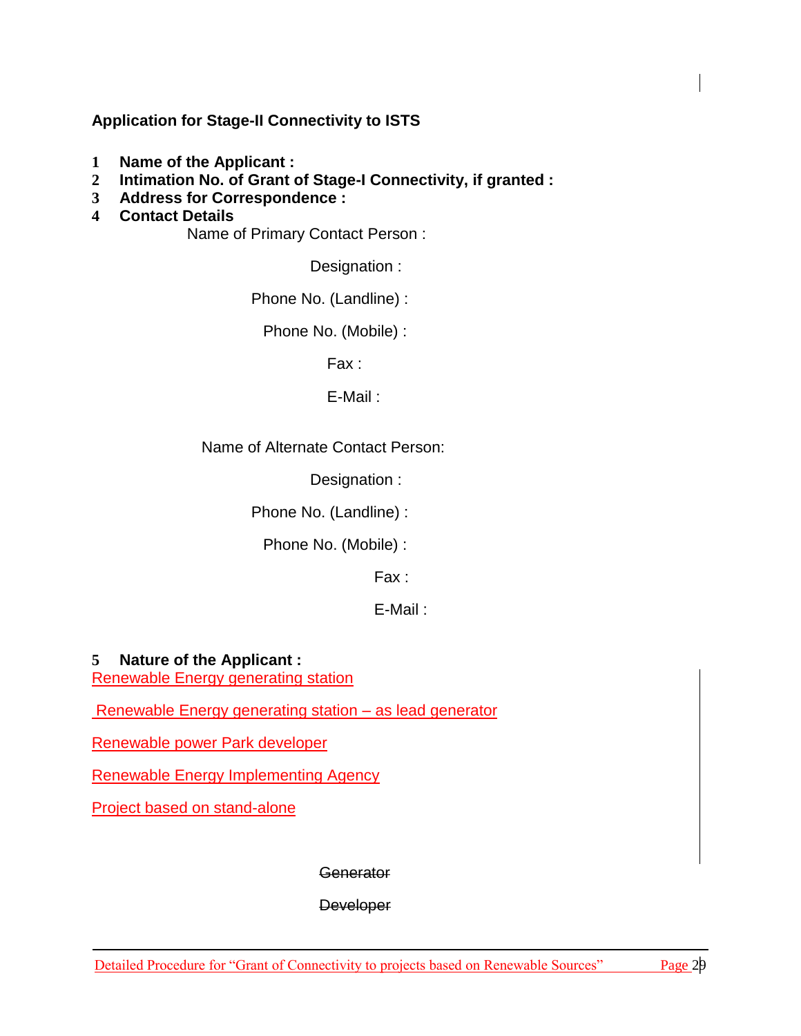**Application for Stage-II Connectivity to ISTS**

1. **Name of the Applicant :**
2. **Intimation No. of Grant of Stage-I Connectivity, if granted :**
3. **Address for Correspondence :**
4. **Contact Details**

Name of Primary Contact Person :

Designation :

Phone No. (Landline) :

Phone No. (Mobile) :

Fax :

E-Mail :

Name of Alternate Contact Person:

Designation :

Phone No. (Landline) :

Phone No. (Mobile) :

Fax :

E-Mail :

5. **Nature of the Applicant :**

Renewable Energy generating station

Renewable Energy generating station – as lead generator

Renewable power Park developer

Renewable Energy Implementing Agency

Project based on stand-alone

~~Generator~~

~~Developer~~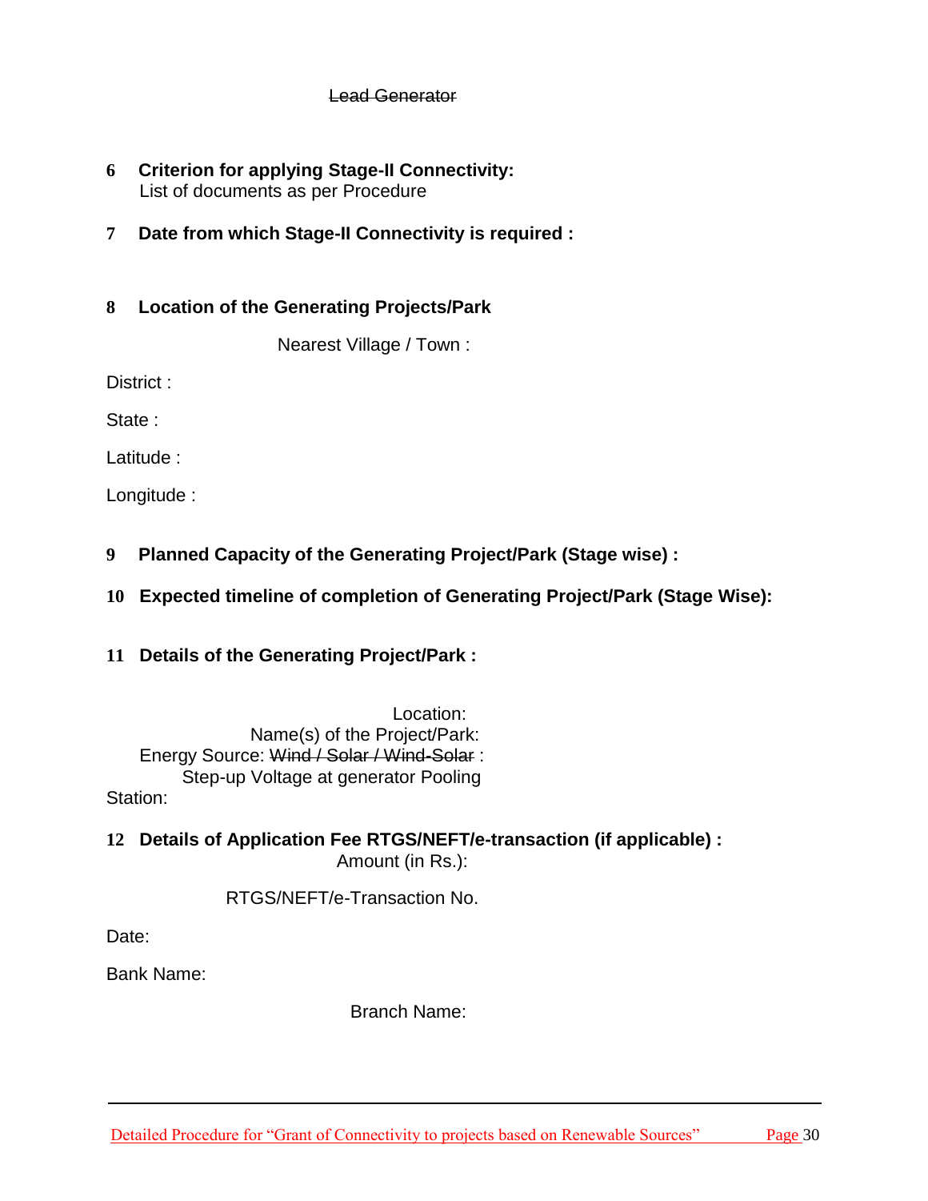~~Lead Generator~~

**6 Criterion for applying Stage-II Connectivity:**
List of documents as per Procedure

**7 Date from which Stage-II Connectivity is required :**

**8 Location of the Generating Projects/Park**

Nearest Village / Town :

District :

State :

Latitude :

Longitude :

**9 Planned Capacity of the Generating Project/Park (Stage wise) :**

**10 Expected timeline of completion of Generating Project/Park (Stage Wise):**

**11 Details of the Generating Project/Park :**

Location:
Name(s) of the Project/Park:
Energy Source: ~~Wind / Solar / Wind-Solar~~ :
Step-up Voltage at generator Pooling Station:

**12 Details of Application Fee RTGS/NEFT/e-transaction (if applicable) :**
Amount (in Rs.):

RTGS/NEFT/e-Transaction No.

Date:

Bank Name:

Branch Name: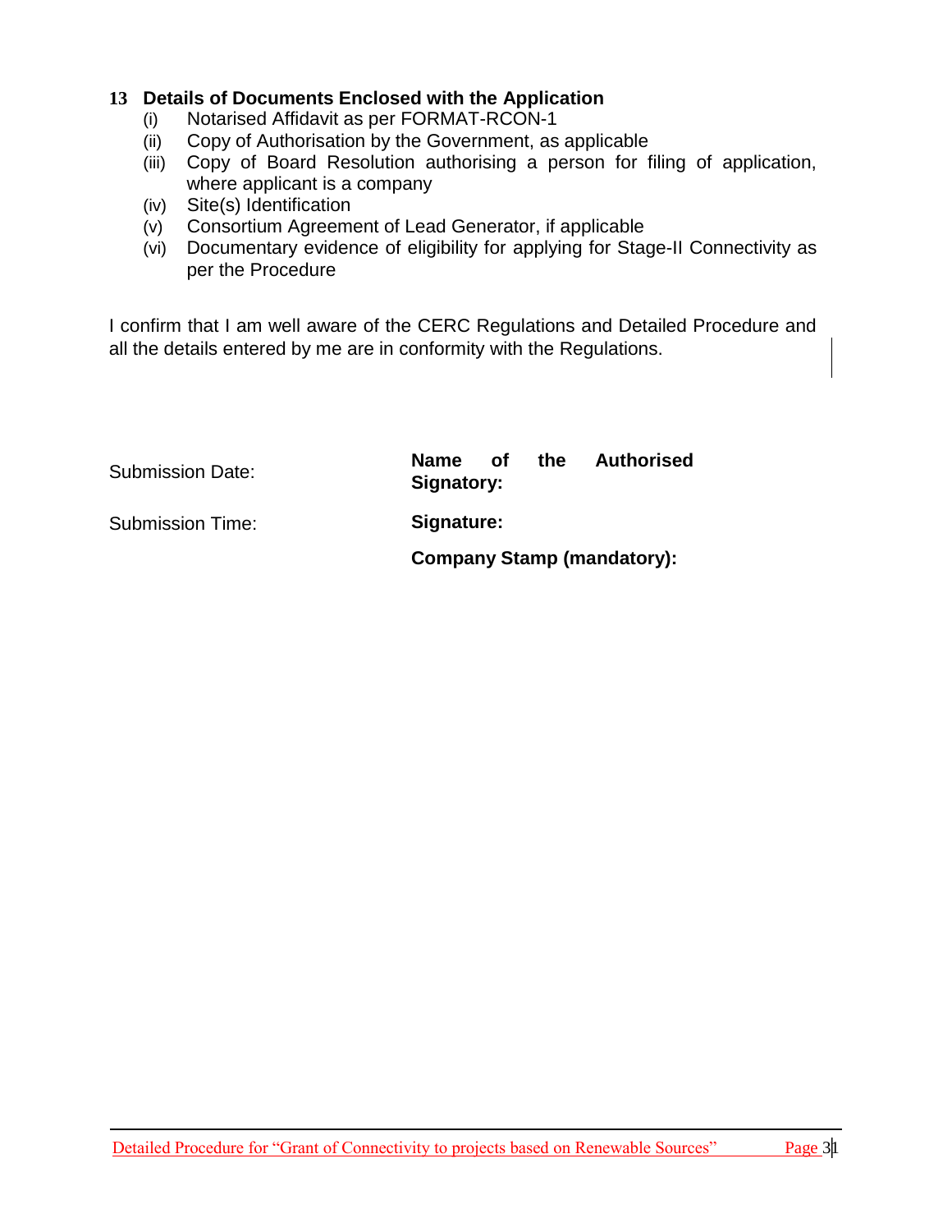**13 Details of Documents Enclosed with the Application**

(i) Notarised Affidavit as per FORMAT-RCON-1

(ii) Copy of Authorisation by the Government, as applicable

(iii) Copy of Board Resolution authorising a person for filing of application, where applicant is a company

(iv) Site(s) Identification

(v) Consortium Agreement of Lead Generator, if applicable

(vi) Documentary evidence of eligibility for applying for Stage-II Connectivity as per the Procedure

I confirm that I am well aware of the CERC Regulations and Detailed Procedure and all the details entered by me are in conformity with the Regulations.

| | |
|---|---|
| Submission Date: | **Name of the Authorised Signatory:** |
| Submission Time: | **Signature:** |
| | **Company Stamp (mandatory):** |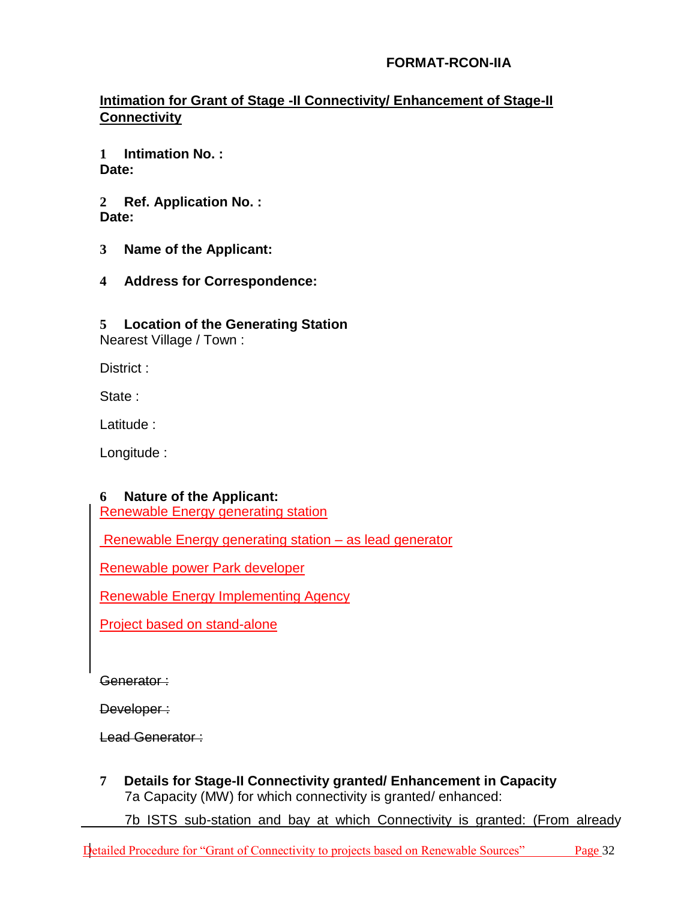**FORMAT-RCON-IIA**

**Intimation for Grant of Stage -II Connectivity/ Enhancement of Stage-II Connectivity**

**1 Intimation No. :**
**Date:**

**2 Ref. Application No. :**
**Date:**

**3 Name of the Applicant:**

**4 Address for Correspondence:**

**5 Location of the Generating Station**
Nearest Village / Town :

District :

State :

Latitude :

Longitude :

**6 Nature of the Applicant:**
Renewable Energy generating station

Renewable Energy generating station – as lead generator

Renewable power Park developer

Renewable Energy Implementing Agency

Project based on stand-alone

~~Generator :~~

~~Developer :~~

~~Lead Generator :~~

**7 Details for Stage-II Connectivity granted/ Enhancement in Capacity**
7a Capacity (MW) for which connectivity is granted/ enhanced:

7b ISTS sub-station and bay at which Connectivity is granted: (From already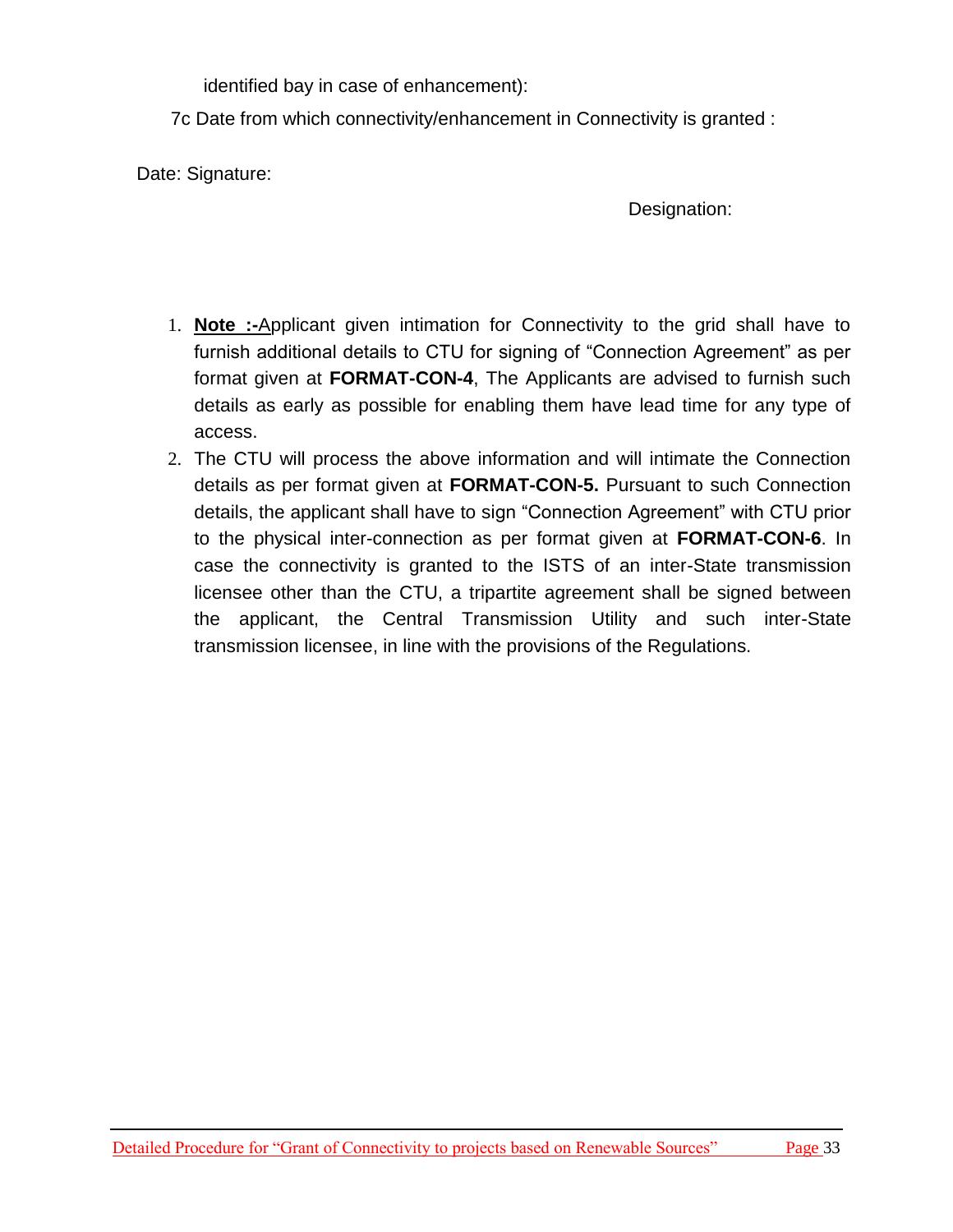identified bay in case of enhancement):

7c Date from which connectivity/enhancement in Connectivity is granted :

Date: Signature:

Designation:

1. **Note :-**Applicant given intimation for Connectivity to the grid shall have to furnish additional details to CTU for signing of "Connection Agreement" as per format given at **FORMAT-CON-4**, The Applicants are advised to furnish such details as early as possible for enabling them have lead time for any type of access.
2. The CTU will process the above information and will intimate the Connection details as per format given at **FORMAT-CON-5.** Pursuant to such Connection details, the applicant shall have to sign "Connection Agreement" with CTU prior to the physical inter-connection as per format given at **FORMAT-CON-6**. In case the connectivity is granted to the ISTS of an inter-State transmission licensee other than the CTU, a tripartite agreement shall be signed between the applicant, the Central Transmission Utility and such inter-State transmission licensee, in line with the provisions of the Regulations.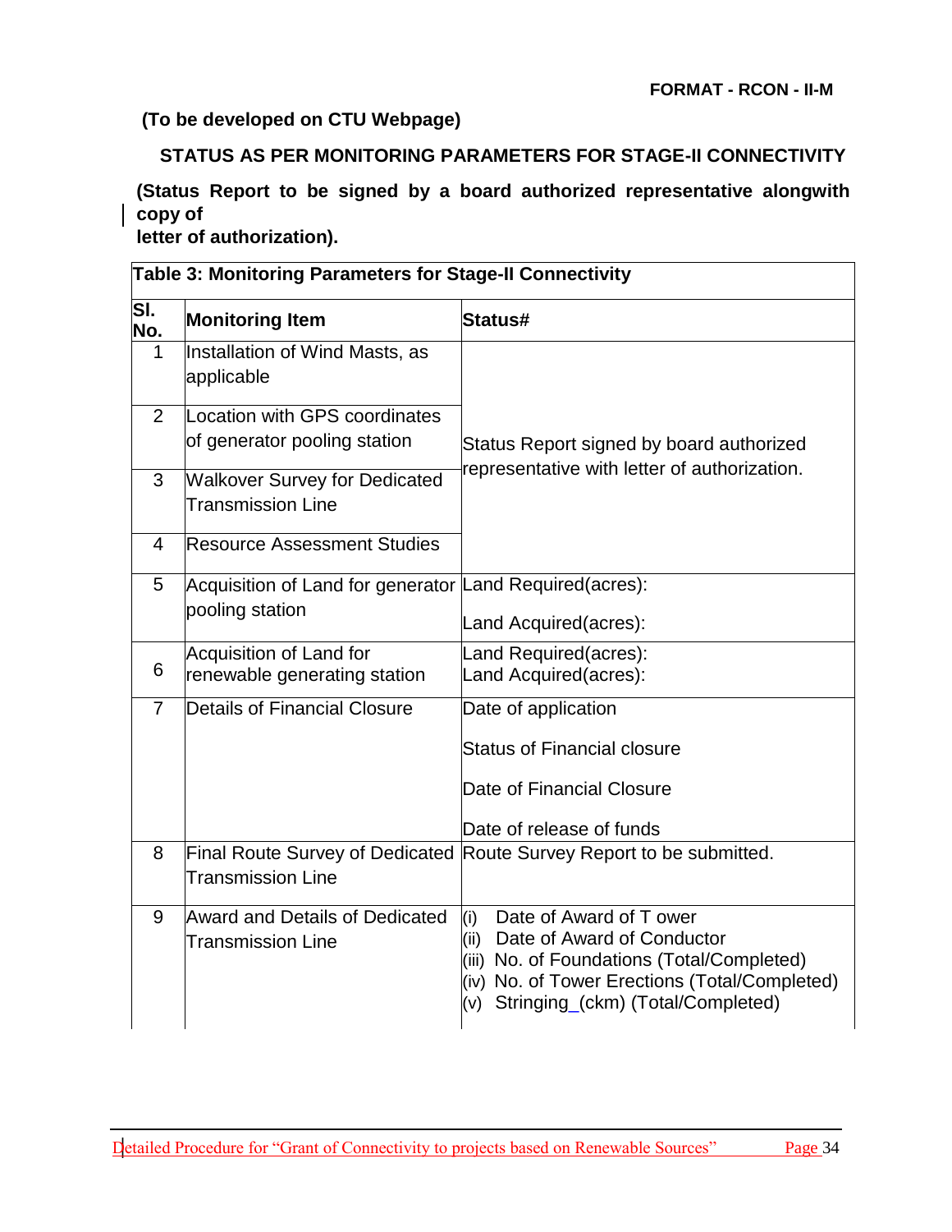**FORMAT - RCON - II-M**

**(To be developed on CTU Webpage)**

**STATUS AS PER MONITORING PARAMETERS FOR STAGE-II CONNECTIVITY**

**(Status Report to be signed by a board authorized representative alongwith copy of letter of authorization).**

**Table 3: Monitoring Parameters for Stage-II Connectivity**

| Sl. No. | Monitoring Item | Status# |
|---|---|---|
| 1 | Installation of Wind Masts, as applicable | Status Report signed by board authorized representative with letter of authorization. |
| 2 | Location with GPS coordinates of generator pooling station | |
| 3 | Walkover Survey for Dedicated Transmission Line | |
| 4 | Resource Assessment Studies | |
| 5 | Acquisition of Land for generator pooling station | Land Required(acres):<br>Land Acquired(acres): |
| 6 | Acquisition of Land for renewable generating station | Land Required(acres):<br>Land Acquired(acres): |
| 7 | Details of Financial Closure | Date of application<br>Status of Financial closure<br>Date of Financial Closure<br>Date of release of funds |
| 8 | Final Route Survey of Dedicated Transmission Line | Route Survey Report to be submitted. |
| 9 | Award and Details of Dedicated Transmission Line | (i) Date of Award of T ower<br>(ii) Date of Award of Conductor<br>(iii) No. of Foundations (Total/Completed)<br>(iv) No. of Tower Erections (Total/Completed)<br>(v) Stringing_(ckm) (Total/Completed) |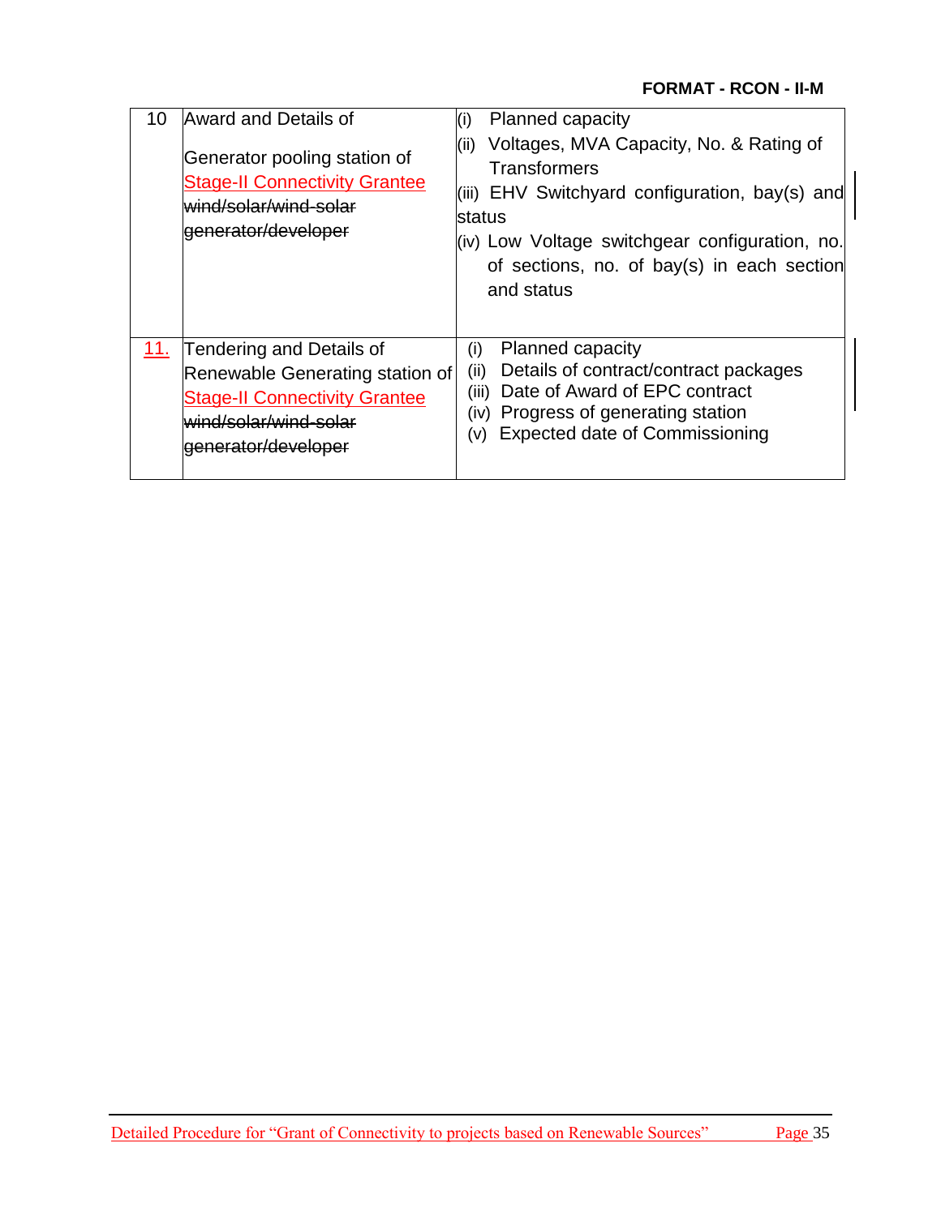**FORMAT - RCON - II-M**

| | | |
|---|---|---|
| 10 | Award and Details of<br><br>Generator pooling station of Stage-II Connectivity Grantee ~~wind/solar/wind-solar generator/developer~~ | (i) Planned capacity<br>(ii) Voltages, MVA Capacity, No. & Rating of Transformers<br>(iii) EHV Switchyard configuration, bay(s) and status<br>(iv) Low Voltage switchgear configuration, no. of sections, no. of bay(s) in each section and status |
| 11. | Tendering and Details of Renewable Generating station of Stage-II Connectivity Grantee ~~wind/solar/wind-solar generator/developer~~ | (i) Planned capacity<br>(ii) Details of contract/contract packages<br>(iii) Date of Award of EPC contract<br>(iv) Progress of generating station<br>(v) Expected date of Commissioning |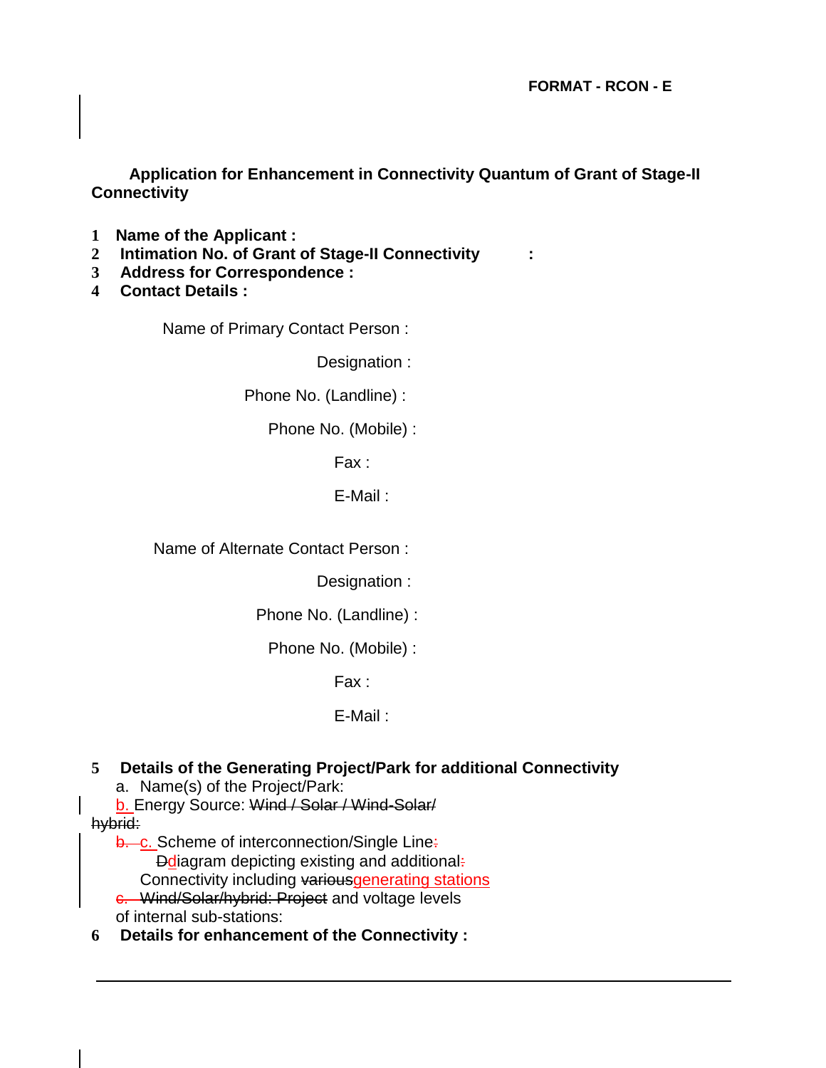**FORMAT - RCON - E**

**Application for Enhancement in Connectivity Quantum of Grant of Stage-II Connectivity**

1. **Name of the Applicant :**
2. **Intimation No. of Grant of Stage-II Connectivity :**
3. **Address for Correspondence :**
4. **Contact Details :**

Name of Primary Contact Person :

Designation :

Phone No. (Landline) :

Phone No. (Mobile) :

Fax :

E-Mail :

Name of Alternate Contact Person :

Designation :

Phone No. (Landline) :

Phone No. (Mobile) :

Fax :

E-Mail :

5. **Details of the Generating Project/Park for additional Connectivity**
   a. Name(s) of the Project/Park:
   b. Energy Source: ~~Wind / Solar / Wind-Solar/ hybrid:~~
   ~~b.~~ c. Scheme of interconnection/Single Line~~:~~ ~~D~~diagram depicting existing and additional~~:~~ Connectivity including ~~various~~generating stations ~~c. Wind/Solar/hybrid: Project~~ and voltage levels of internal sub-stations:
6. **Details for enhancement of the Connectivity :**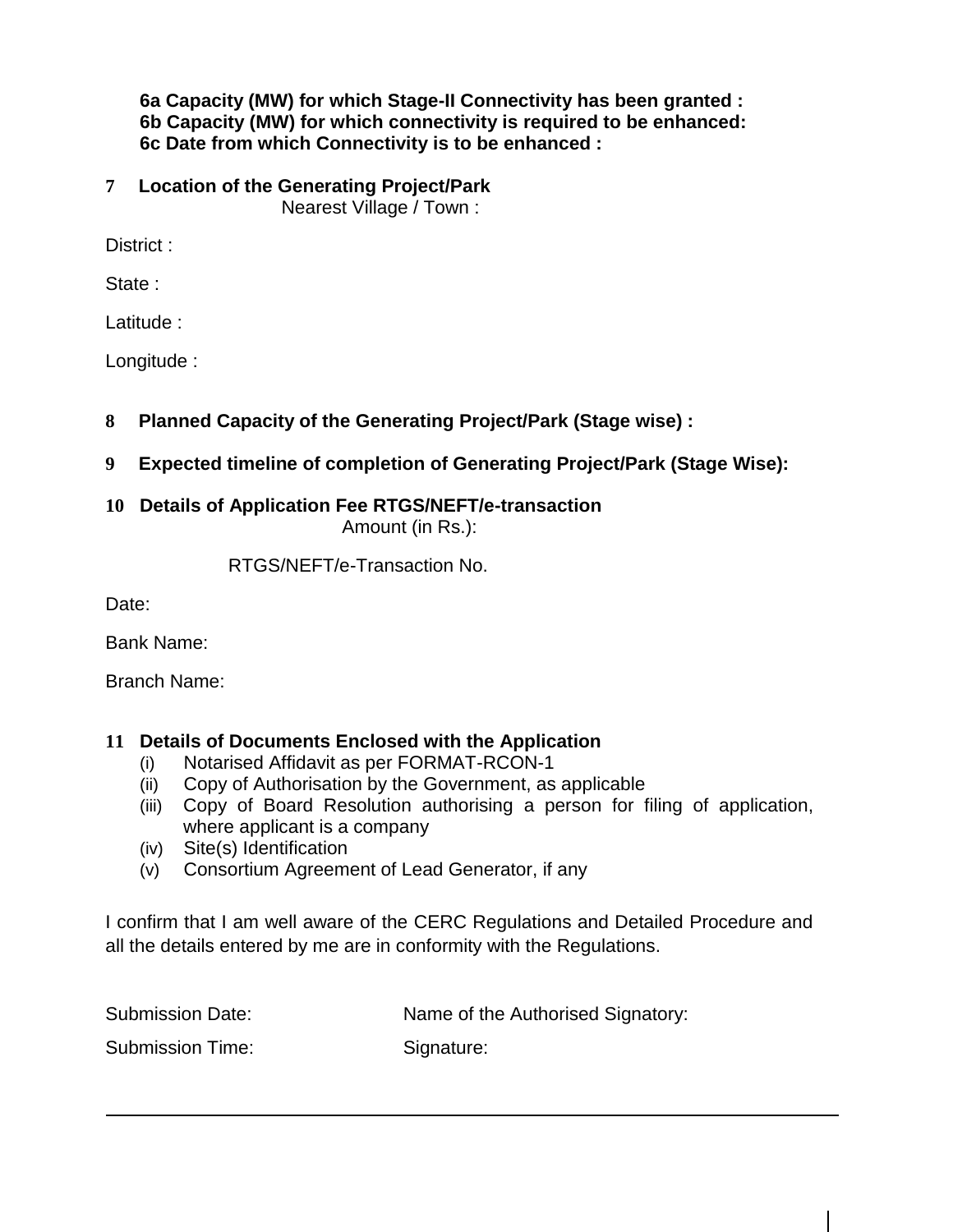**6a Capacity (MW) for which Stage-II Connectivity has been granted :**
**6b Capacity (MW) for which connectivity is required to be enhanced:**
**6c Date from which Connectivity is to be enhanced :**

**7 Location of the Generating Project/Park**

Nearest Village / Town :

District :

State :

Latitude :

Longitude :

**8 Planned Capacity of the Generating Project/Park (Stage wise) :**

**9 Expected timeline of completion of Generating Project/Park (Stage Wise):**

**10 Details of Application Fee RTGS/NEFT/e-transaction**

Amount (in Rs.):

RTGS/NEFT/e-Transaction No.

Date:

Bank Name:

Branch Name:

**11 Details of Documents Enclosed with the Application**

(i) Notarised Affidavit as per FORMAT-RCON-1
(ii) Copy of Authorisation by the Government, as applicable
(iii) Copy of Board Resolution authorising a person for filing of application, where applicant is a company
(iv) Site(s) Identification
(v) Consortium Agreement of Lead Generator, if any

I confirm that I am well aware of the CERC Regulations and Detailed Procedure and all the details entered by me are in conformity with the Regulations.

Submission Date: Name of the Authorised Signatory:

Submission Time: Signature: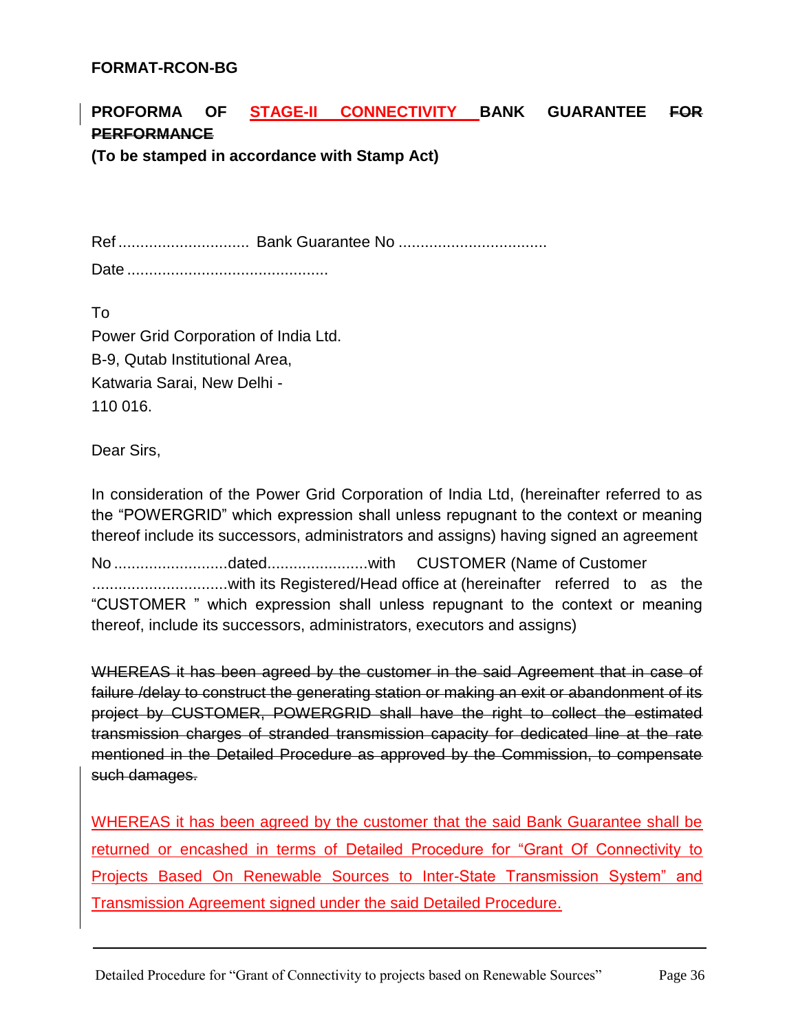**FORMAT-RCON-BG**

**PROFORMA OF STAGE-II CONNECTIVITY BANK GUARANTEE ~~FOR PERFORMANCE~~**
**(To be stamped in accordance with Stamp Act)**

Ref .............................. Bank Guarantee No ..................................

Date ..............................................

To
Power Grid Corporation of India Ltd.
B-9, Qutab Institutional Area,
Katwaria Sarai, New Delhi -
110 016.

Dear Sirs,

In consideration of the Power Grid Corporation of India Ltd, (hereinafter referred to as the "POWERGRID" which expression shall unless repugnant to the context or meaning thereof include its successors, administrators and assigns) having signed an agreement No ..........................dated.......................with CUSTOMER (Name of Customer ...............................with its Registered/Head office at (hereinafter referred to as the "CUSTOMER " which expression shall unless repugnant to the context or meaning thereof, include its successors, administrators, executors and assigns)

~~WHEREAS it has been agreed by the customer in the said Agreement that in case of failure /delay to construct the generating station or making an exit or abandonment of its project by CUSTOMER, POWERGRID shall have the right to collect the estimated transmission charges of stranded transmission capacity for dedicated line at the rate mentioned in the Detailed Procedure as approved by the Commission, to compensate such damages.~~

WHEREAS it has been agreed by the customer that the said Bank Guarantee shall be returned or encashed in terms of Detailed Procedure for "Grant Of Connectivity to Projects Based On Renewable Sources to Inter-State Transmission System" and Transmission Agreement signed under the said Detailed Procedure.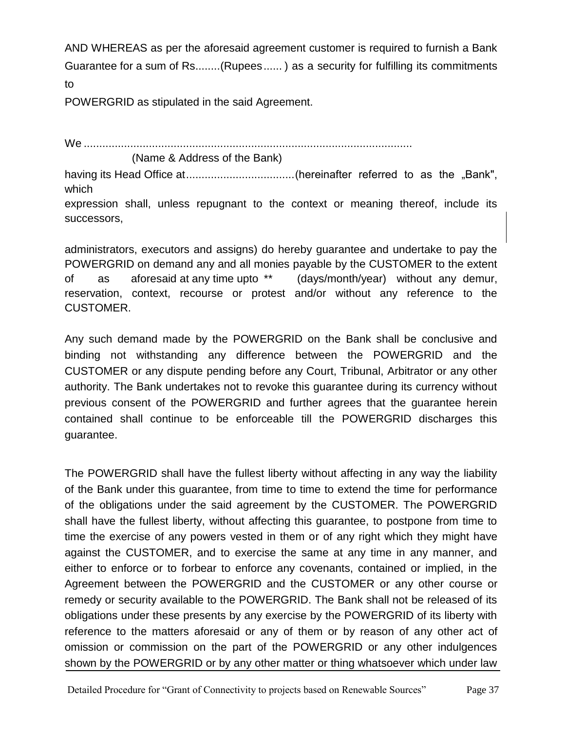AND WHEREAS as per the aforesaid agreement customer is required to furnish a Bank Guarantee for a sum of Rs........(Rupees...... ) as a security for fulfilling its commitments to
POWERGRID as stipulated in the said Agreement.

We ..........................................................................................................
(Name & Address of the Bank)
having its Head Office at...................................(hereinafter referred to as the „Bank", which
expression shall, unless repugnant to the context or meaning thereof, include its successors,

administrators, executors and assigns) do hereby guarantee and undertake to pay the POWERGRID on demand any and all monies payable by the CUSTOMER to the extent of as aforesaid at any time upto ** (days/month/year) without any demur, reservation, context, recourse or protest and/or without any reference to the CUSTOMER.

Any such demand made by the POWERGRID on the Bank shall be conclusive and binding not withstanding any difference between the POWERGRID and the CUSTOMER or any dispute pending before any Court, Tribunal, Arbitrator or any other authority. The Bank undertakes not to revoke this guarantee during its currency without previous consent of the POWERGRID and further agrees that the guarantee herein contained shall continue to be enforceable till the POWERGRID discharges this guarantee.

The POWERGRID shall have the fullest liberty without affecting in any way the liability of the Bank under this guarantee, from time to time to extend the time for performance of the obligations under the said agreement by the CUSTOMER. The POWERGRID shall have the fullest liberty, without affecting this guarantee, to postpone from time to time the exercise of any powers vested in them or of any right which they might have against the CUSTOMER, and to exercise the same at any time in any manner, and either to enforce or to forbear to enforce any covenants, contained or implied, in the Agreement between the POWERGRID and the CUSTOMER or any other course or remedy or security available to the POWERGRID. The Bank shall not be released of its obligations under these presents by any exercise by the POWERGRID of its liberty with reference to the matters aforesaid or any of them or by reason of any other act of omission or commission on the part of the POWERGRID or any other indulgences shown by the POWERGRID or by any other matter or thing whatsoever which under law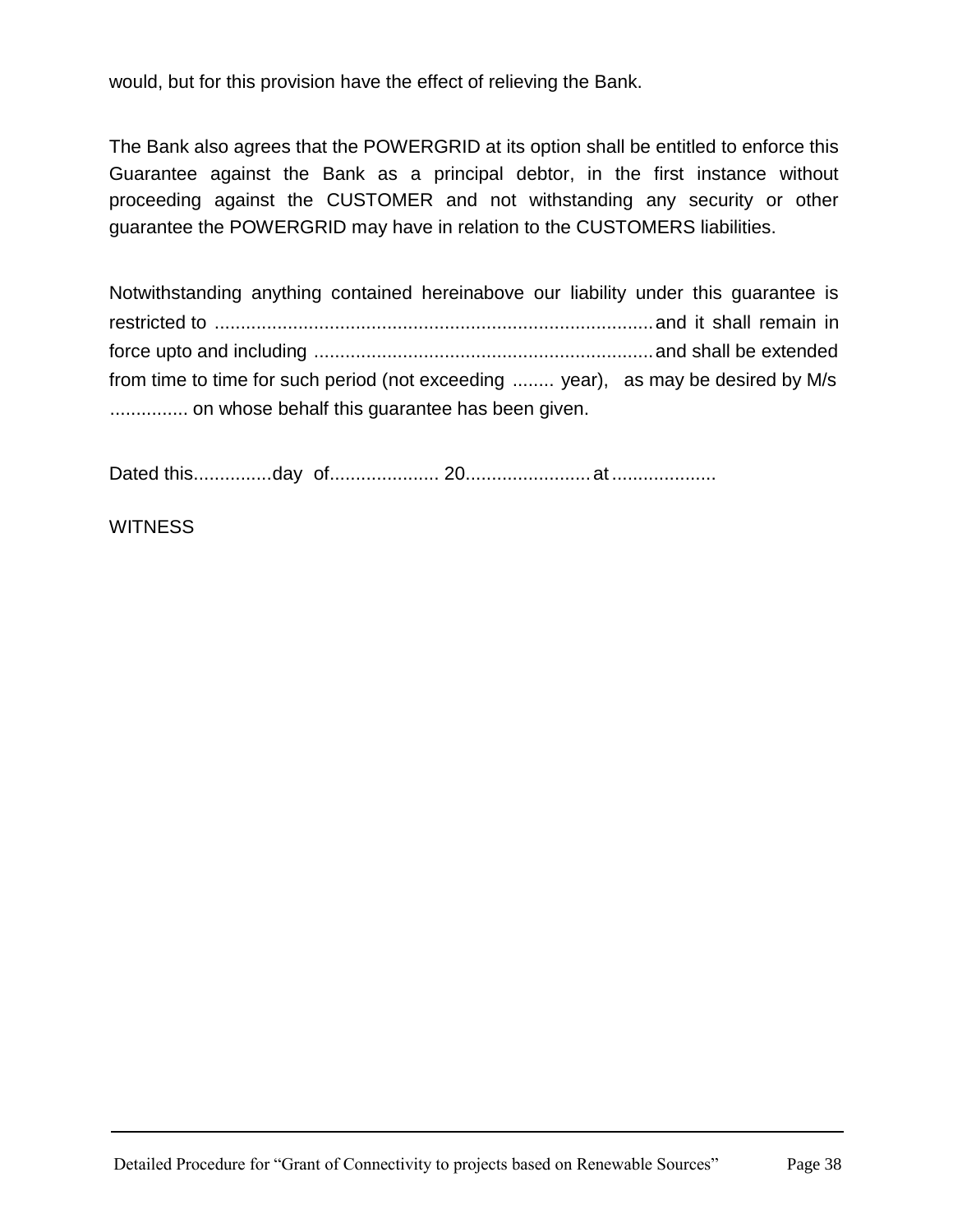would, but for this provision have the effect of relieving the Bank.

The Bank also agrees that the POWERGRID at its option shall be entitled to enforce this Guarantee against the Bank as a principal debtor, in the first instance without proceeding against the CUSTOMER and not withstanding any security or other guarantee the POWERGRID may have in relation to the CUSTOMERS liabilities.

Notwithstanding anything contained hereinabove our liability under this guarantee is restricted to .................................................................................... and it shall remain in force upto and including ................................................................. and shall be extended from time to time for such period (not exceeding ........ year), as may be desired by M/s ............... on whose behalf this guarantee has been given.

Dated this...............day of..................... 20........................ at ....................

WITNESS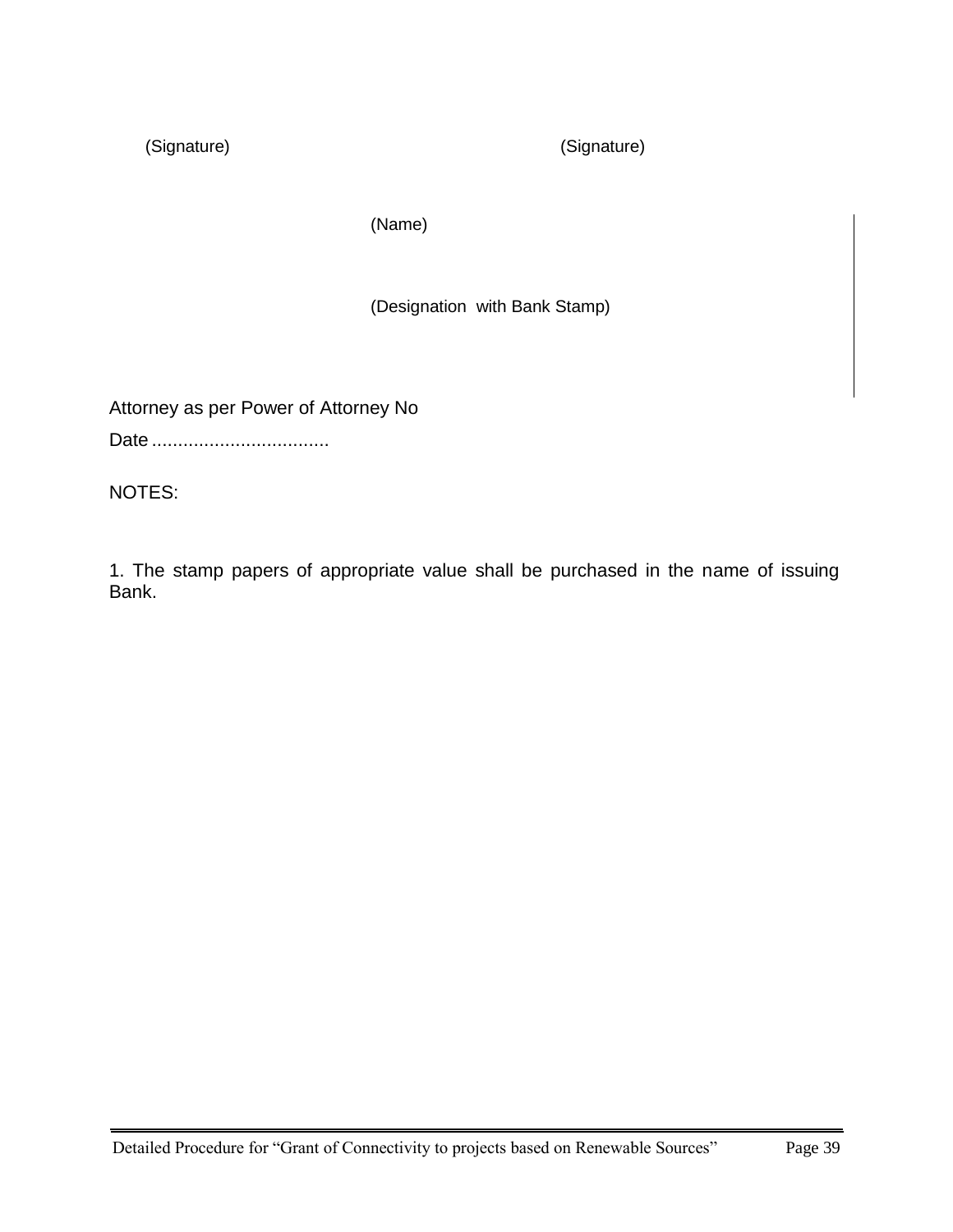(Signature) (Signature)

(Name)

(Designation with Bank Stamp)

Attorney as per Power of Attorney No

Date ..................................

NOTES:

1. The stamp papers of appropriate value shall be purchased in the name of issuing Bank.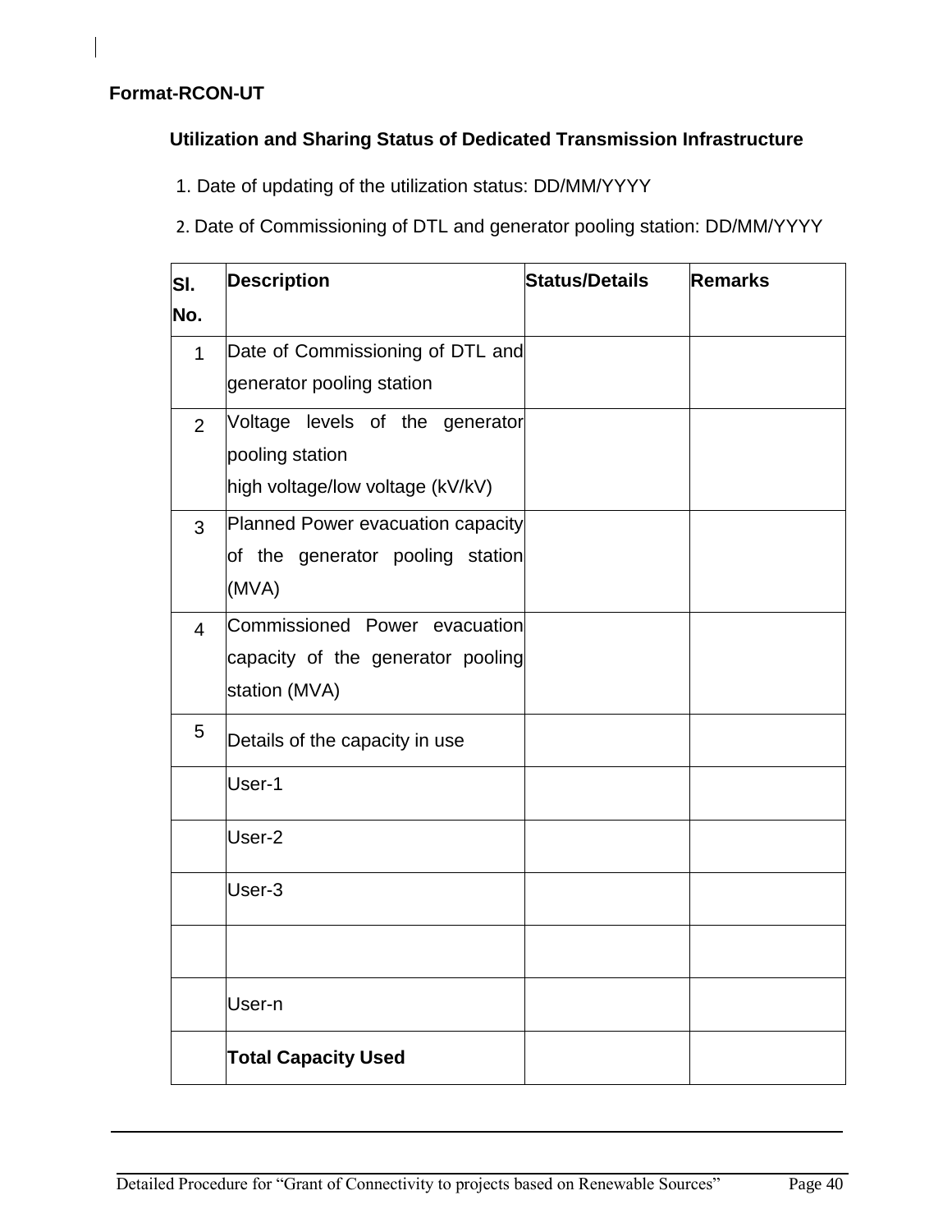**Format-RCON-UT**

## Utilization and Sharing Status of Dedicated Transmission Infrastructure

1. Date of updating of the utilization status: DD/MM/YYYY
2. Date of Commissioning of DTL and generator pooling station: DD/MM/YYYY

| Sl. No. | Description | Status/Details | Remarks |
|---|---|---|---|
| 1 | Date of Commissioning of DTL and generator pooling station | | |
| 2 | Voltage levels of the generator pooling station high voltage/low voltage (kV/kV) | | |
| 3 | Planned Power evacuation capacity of the generator pooling station (MVA) | | |
| 4 | Commissioned Power evacuation capacity of the generator pooling station (MVA) | | |
| 5 | Details of the capacity in use | | |
| | User-1 | | |
| | User-2 | | |
| | User-3 | | |
| | | | |
| | User-n | | |
| | **Total Capacity Used** | | |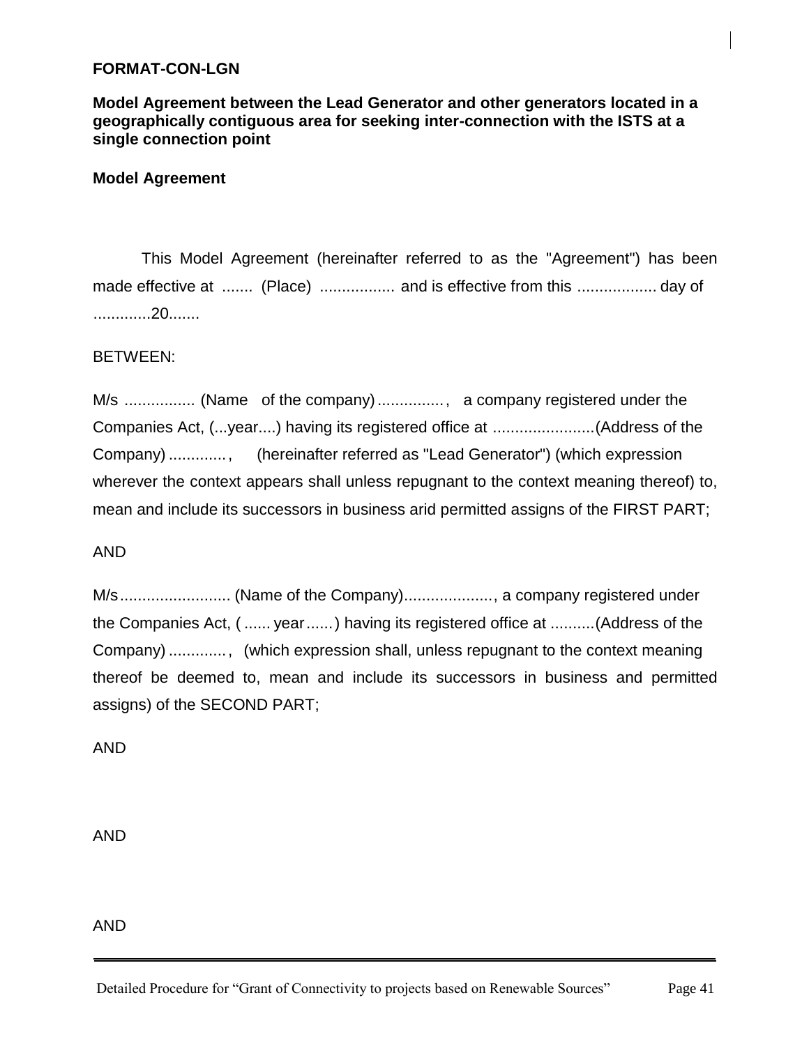**FORMAT-CON-LGN**

**Model Agreement between the Lead Generator and other generators located in a geographically contiguous area for seeking inter-connection with the ISTS at a single connection point**

**Model Agreement**

This Model Agreement (hereinafter referred to as the "Agreement") has been made effective at ....... (Place) ................. and is effective from this .................. day of .............20.......

BETWEEN:

M/s ................ (Name of the company)..............., a company registered under the Companies Act, (...year....) having its registered office at .......................(Address of the Company)............., (hereinafter referred as "Lead Generator") (which expression wherever the context appears shall unless repugnant to the context meaning thereof) to, mean and include its successors in business arid permitted assigns of the FIRST PART;

AND

M/s......................... (Name of the Company)...................., a company registered under the Companies Act, (...... year......) having its registered office at ..........(Address of the Company)............., (which expression shall, unless repugnant to the context meaning thereof be deemed to, mean and include its successors in business and permitted assigns) of the SECOND PART;

AND

AND

AND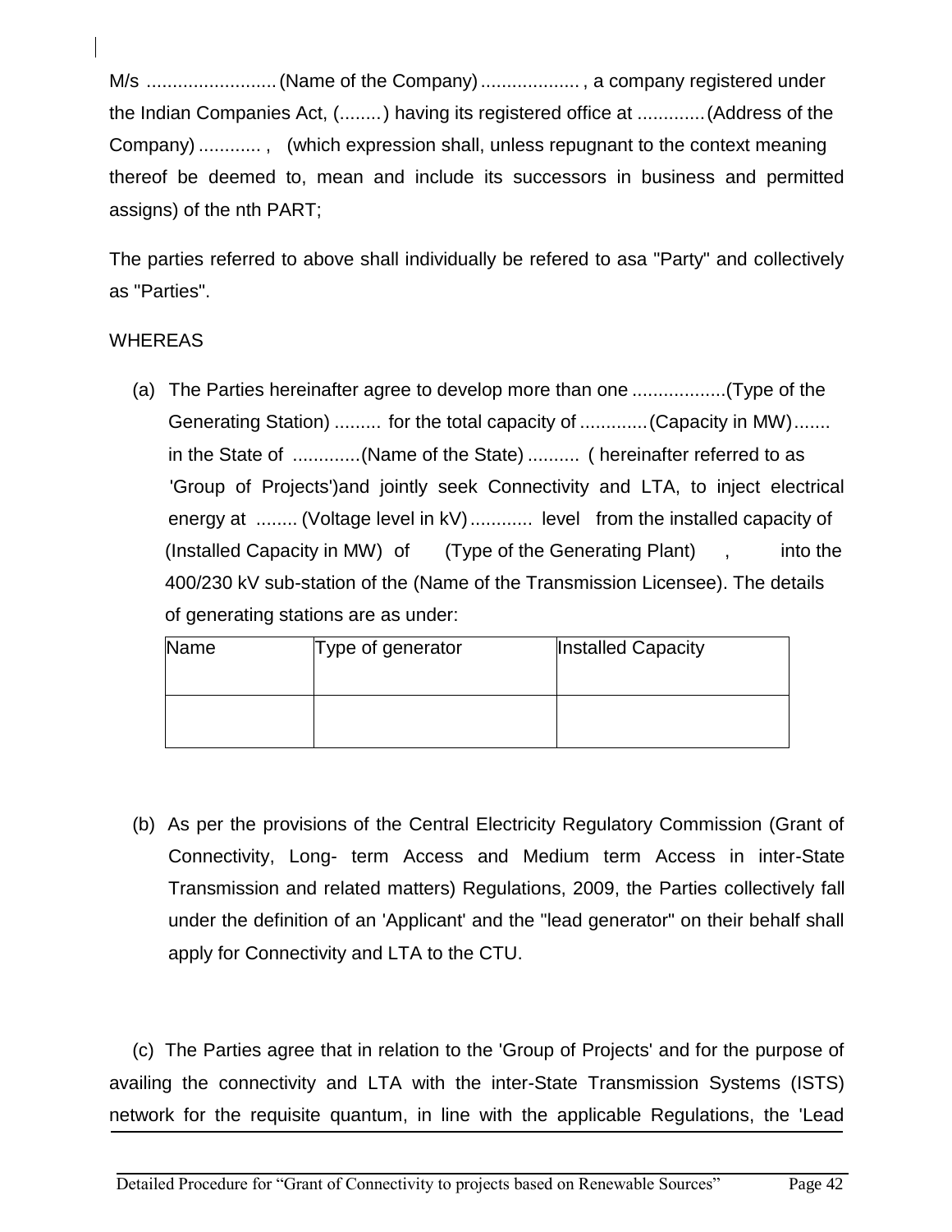M/s .........................(Name of the Company)..................., a company registered under the Indian Companies Act, (........) having its registered office at .............(Address of the Company)............, (which expression shall, unless repugnant to the context meaning thereof be deemed to, mean and include its successors in business and permitted assigns) of the nth PART;

The parties referred to above shall individually be refered to asa "Party" and collectively as "Parties".

WHEREAS

(a) The Parties hereinafter agree to develop more than one ..................(Type of the Generating Station)......... for the total capacity of .............(Capacity in MW)....... in the State of .............(Name of the State).......... ( hereinafter referred to as 'Group of Projects')and jointly seek Connectivity and LTA, to inject electrical energy at ........(Voltage level in kV)............ level from the installed capacity of (Installed Capacity in MW) of (Type of the Generating Plant) , into the 400/230 kV sub-station of the (Name of the Transmission Licensee). The details of generating stations are as under:

| Name | Type of generator | Installed Capacity |
|---|---|---|
| | | |

(b) As per the provisions of the Central Electricity Regulatory Commission (Grant of Connectivity, Long- term Access and Medium term Access in inter-State Transmission and related matters) Regulations, 2009, the Parties collectively fall under the definition of an 'Applicant' and the "lead generator" on their behalf shall apply for Connectivity and LTA to the CTU.

(c) The Parties agree that in relation to the 'Group of Projects' and for the purpose of availing the connectivity and LTA with the inter-State Transmission Systems (ISTS) network for the requisite quantum, in line with the applicable Regulations, the 'Lead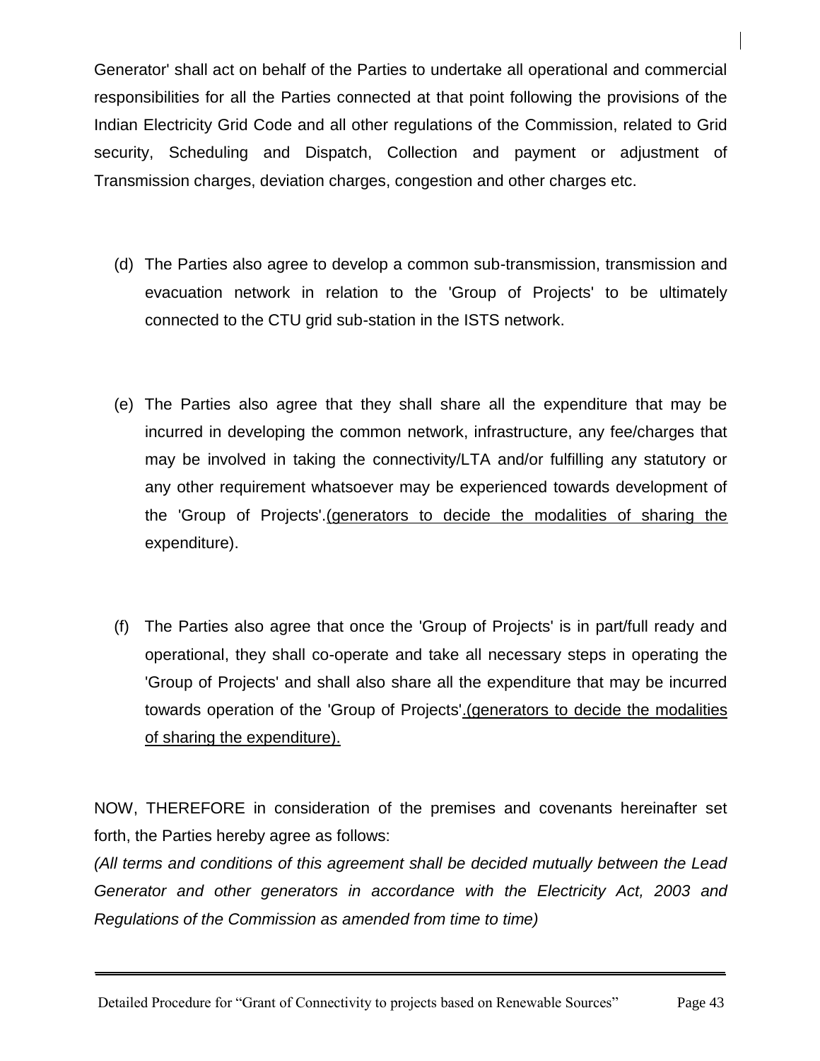Generator' shall act on behalf of the Parties to undertake all operational and commercial responsibilities for all the Parties connected at that point following the provisions of the Indian Electricity Grid Code and all other regulations of the Commission, related to Grid security, Scheduling and Dispatch, Collection and payment or adjustment of Transmission charges, deviation charges, congestion and other charges etc.

(d) The Parties also agree to develop a common sub-transmission, transmission and evacuation network in relation to the 'Group of Projects' to be ultimately connected to the CTU grid sub-station in the ISTS network.

(e) The Parties also agree that they shall share all the expenditure that may be incurred in developing the common network, infrastructure, any fee/charges that may be involved in taking the connectivity/LTA and/or fulfilling any statutory or any other requirement whatsoever may be experienced towards development of the 'Group of Projects'.(generators to decide the modalities of sharing the expenditure).

(f) The Parties also agree that once the 'Group of Projects' is in part/full ready and operational, they shall co-operate and take all necessary steps in operating the 'Group of Projects' and shall also share all the expenditure that may be incurred towards operation of the 'Group of Projects'.(generators to decide the modalities of sharing the expenditure).

NOW, THEREFORE in consideration of the premises and covenants hereinafter set forth, the Parties hereby agree as follows:

*(All terms and conditions of this agreement shall be decided mutually between the Lead Generator and other generators in accordance with the Electricity Act, 2003 and Regulations of the Commission as amended from time to time)*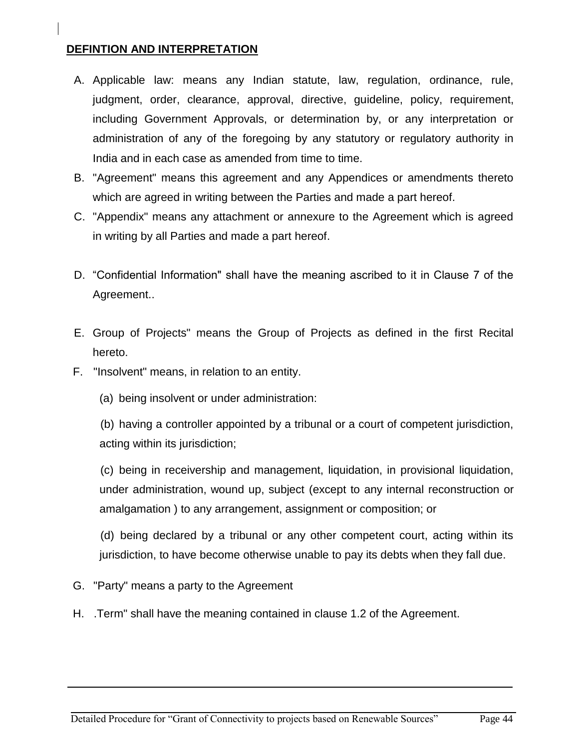## DEFINTION AND INTERPRETATION

A. Applicable law: means any Indian statute, law, regulation, ordinance, rule, judgment, order, clearance, approval, directive, guideline, policy, requirement, including Government Approvals, or determination by, or any interpretation or administration of any of the foregoing by any statutory or regulatory authority in India and in each case as amended from time to time.

B. "Agreement" means this agreement and any Appendices or amendments thereto which are agreed in writing between the Parties and made a part hereof.

C. "Appendix" means any attachment or annexure to the Agreement which is agreed in writing by all Parties and made a part hereof.

D. "Confidential Information" shall have the meaning ascribed to it in Clause 7 of the Agreement..

E. Group of Projects" means the Group of Projects as defined in the first Recital hereto.

F. "Insolvent" means, in relation to an entity.

(a) being insolvent or under administration:

(b) having a controller appointed by a tribunal or a court of competent jurisdiction, acting within its jurisdiction;

(c) being in receivership and management, liquidation, in provisional liquidation, under administration, wound up, subject (except to any internal reconstruction or amalgamation ) to any arrangement, assignment or composition; or

(d) being declared by a tribunal or any other competent court, acting within its jurisdiction, to have become otherwise unable to pay its debts when they fall due.

G. "Party" means a party to the Agreement

H. .Term" shall have the meaning contained in clause 1.2 of the Agreement.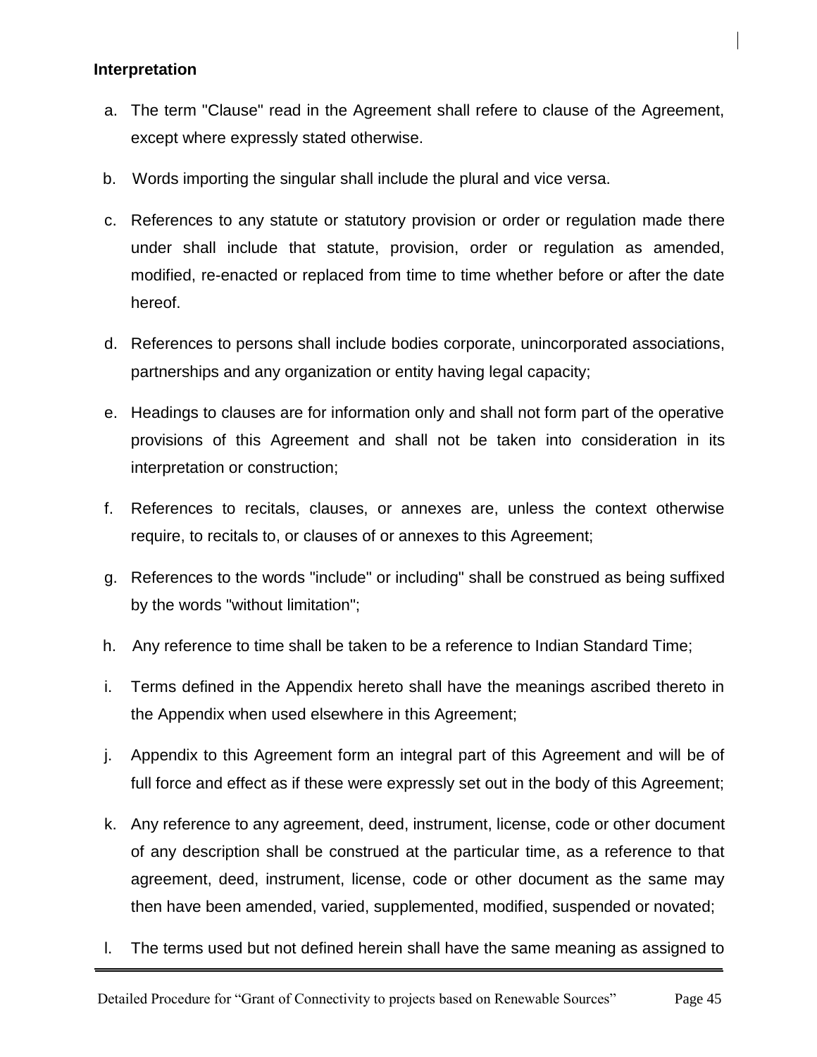**Interpretation**

a. The term "Clause" read in the Agreement shall refere to clause of the Agreement, except where expressly stated otherwise.

b. Words importing the singular shall include the plural and vice versa.

c. References to any statute or statutory provision or order or regulation made there under shall include that statute, provision, order or regulation as amended, modified, re-enacted or replaced from time to time whether before or after the date hereof.

d. References to persons shall include bodies corporate, unincorporated associations, partnerships and any organization or entity having legal capacity;

e. Headings to clauses are for information only and shall not form part of the operative provisions of this Agreement and shall not be taken into consideration in its interpretation or construction;

f. References to recitals, clauses, or annexes are, unless the context otherwise require, to recitals to, or clauses of or annexes to this Agreement;

g. References to the words "include" or including" shall be construed as being suffixed by the words "without limitation";

h. Any reference to time shall be taken to be a reference to Indian Standard Time;

i. Terms defined in the Appendix hereto shall have the meanings ascribed thereto in the Appendix when used elsewhere in this Agreement;

j. Appendix to this Agreement form an integral part of this Agreement and will be of full force and effect as if these were expressly set out in the body of this Agreement;

k. Any reference to any agreement, deed, instrument, license, code or other document of any description shall be construed at the particular time, as a reference to that agreement, deed, instrument, license, code or other document as the same may then have been amended, varied, supplemented, modified, suspended or novated;

l. The terms used but not defined herein shall have the same meaning as assigned to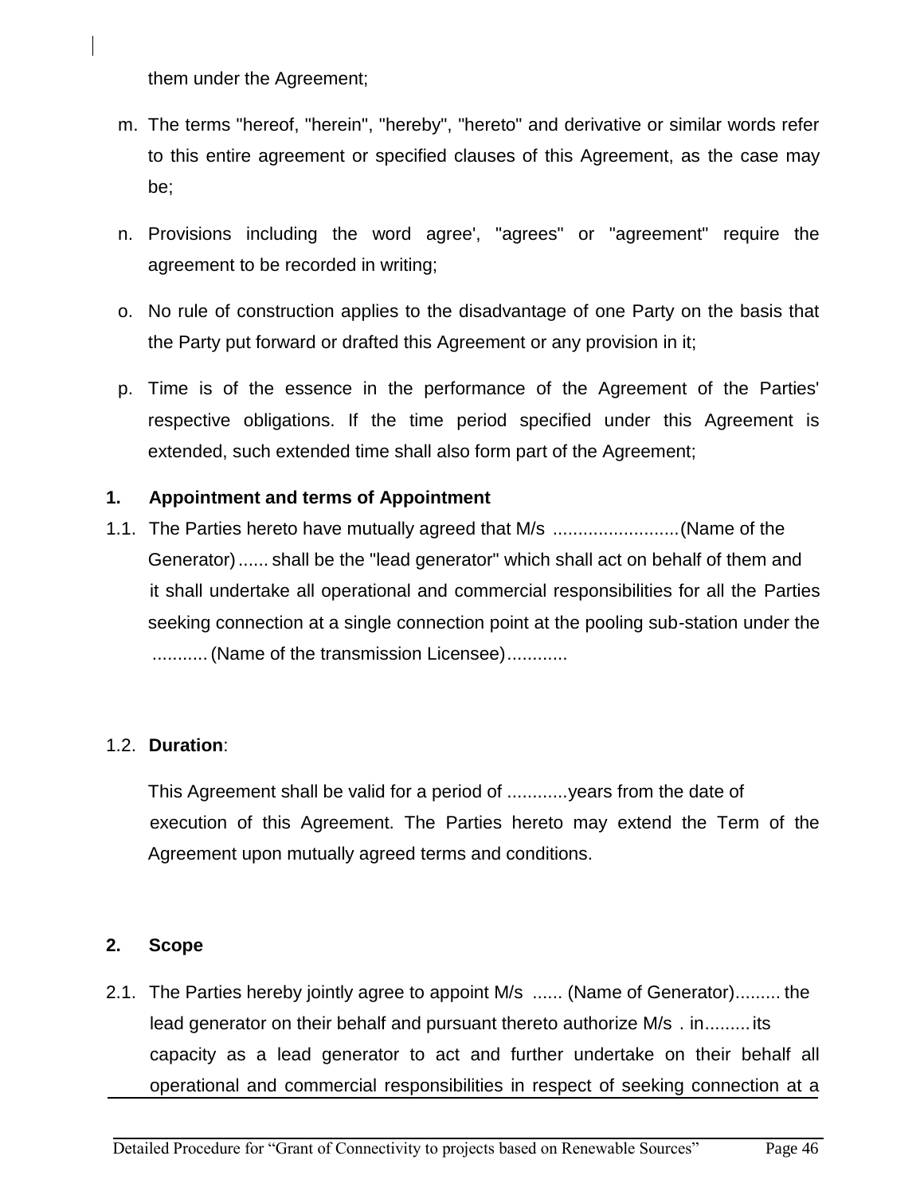them under the Agreement;

m. The terms "hereof, "herein", "hereby", "hereto" and derivative or similar words refer to this entire agreement or specified clauses of this Agreement, as the case may be;

n. Provisions including the word agree', "agrees" or "agreement" require the agreement to be recorded in writing;

o. No rule of construction applies to the disadvantage of one Party on the basis that the Party put forward or drafted this Agreement or any provision in it;

p. Time is of the essence in the performance of the Agreement of the Parties' respective obligations. If the time period specified under this Agreement is extended, such extended time shall also form part of the Agreement;

**1. Appointment and terms of Appointment**

1.1. The Parties hereto have mutually agreed that M/s .........................(Name of the Generator)...... shall be the "lead generator" which shall act on behalf of them and it shall undertake all operational and commercial responsibilities for all the Parties seeking connection at a single connection point at the pooling sub-station under the ...........(Name of the transmission Licensee)............

1.2. **Duration**:

This Agreement shall be valid for a period of ............years from the date of execution of this Agreement. The Parties hereto may extend the Term of the Agreement upon mutually agreed terms and conditions.

**2. Scope**

2.1. The Parties hereby jointly agree to appoint M/s ...... (Name of Generator)......... the lead generator on their behalf and pursuant thereto authorize M/s . in......... its capacity as a lead generator to act and further undertake on their behalf all operational and commercial responsibilities in respect of seeking connection at a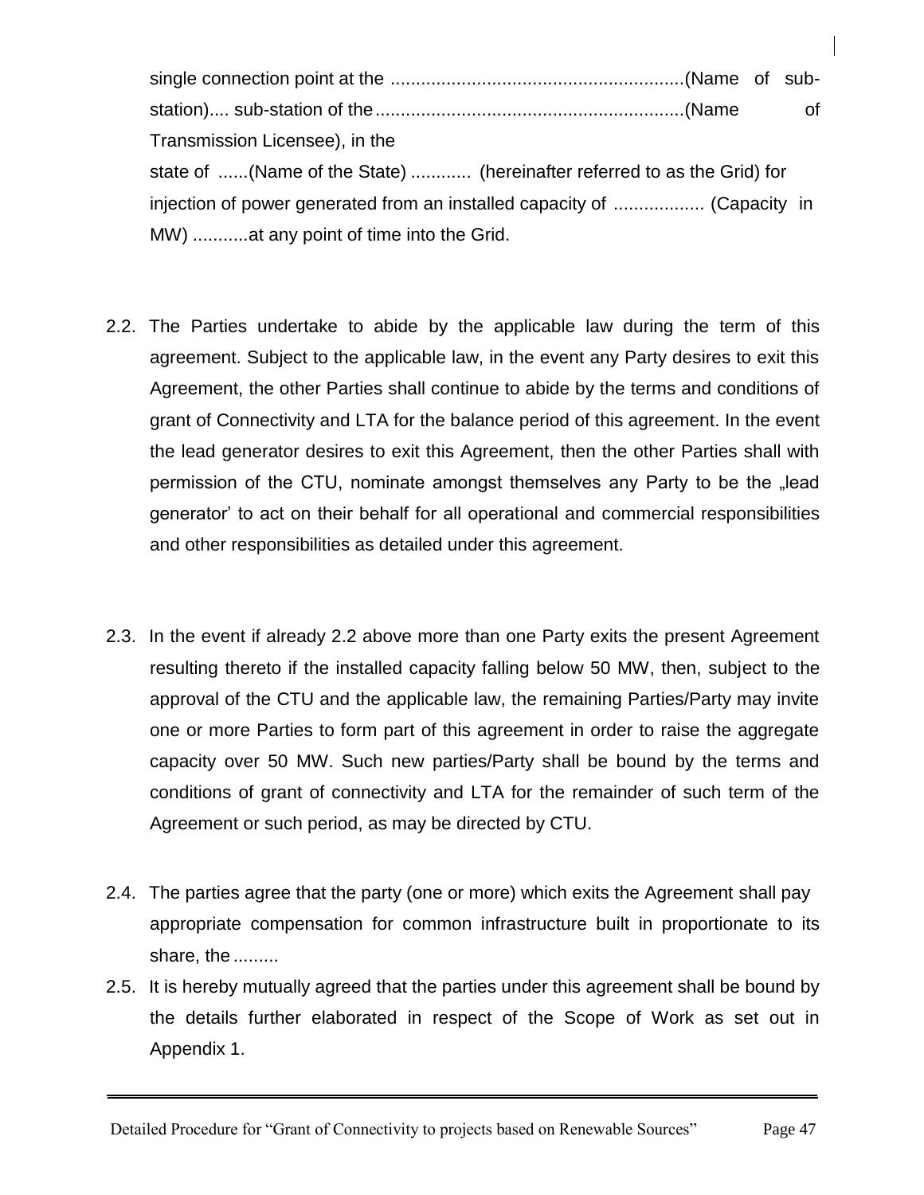single connection point at the ..........................................................(Name of sub-station).... sub-station of the............................................................(Name of Transmission Licensee), in the state of ......(Name of the State) ............ (hereinafter referred to as the Grid) for injection of power generated from an installed capacity of .................. (Capacity in MW) ...........at any point of time into the Grid.

2.2. The Parties undertake to abide by the applicable law during the term of this agreement. Subject to the applicable law, in the event any Party desires to exit this Agreement, the other Parties shall continue to abide by the terms and conditions of grant of Connectivity and LTA for the balance period of this agreement. In the event the lead generator desires to exit this Agreement, then the other Parties shall with permission of the CTU, nominate amongst themselves any Party to be the „lead generator' to act on their behalf for all operational and commercial responsibilities and other responsibilities as detailed under this agreement.

2.3. In the event if already 2.2 above more than one Party exits the present Agreement resulting thereto if the installed capacity falling below 50 MW, then, subject to the approval of the CTU and the applicable law, the remaining Parties/Party may invite one or more Parties to form part of this agreement in order to raise the aggregate capacity over 50 MW. Such new parties/Party shall be bound by the terms and conditions of grant of connectivity and LTA for the remainder of such term of the Agreement or such period, as may be directed by CTU.

2.4. The parties agree that the party (one or more) which exits the Agreement shall pay appropriate compensation for common infrastructure built in proportionate to its share, the .........

2.5. It is hereby mutually agreed that the parties under this agreement shall be bound by the details further elaborated in respect of the Scope of Work as set out in Appendix 1.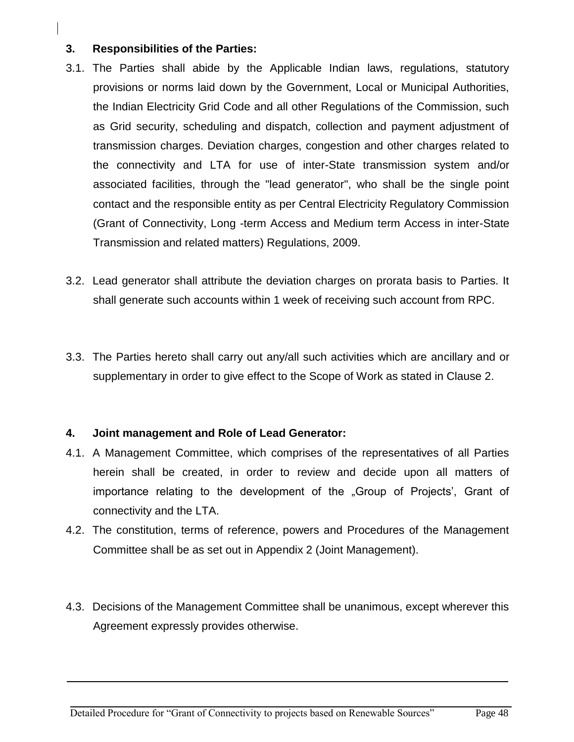**3. Responsibilities of the Parties:**

3.1. The Parties shall abide by the Applicable Indian laws, regulations, statutory provisions or norms laid down by the Government, Local or Municipal Authorities, the Indian Electricity Grid Code and all other Regulations of the Commission, such as Grid security, scheduling and dispatch, collection and payment adjustment of transmission charges. Deviation charges, congestion and other charges related to the connectivity and LTA for use of inter-State transmission system and/or associated facilities, through the "lead generator", who shall be the single point contact and the responsible entity as per Central Electricity Regulatory Commission (Grant of Connectivity, Long -term Access and Medium term Access in inter-State Transmission and related matters) Regulations, 2009.

3.2. Lead generator shall attribute the deviation charges on prorata basis to Parties. It shall generate such accounts within 1 week of receiving such account from RPC.

3.3. The Parties hereto shall carry out any/all such activities which are ancillary and or supplementary in order to give effect to the Scope of Work as stated in Clause 2.

**4. Joint management and Role of Lead Generator:**

4.1. A Management Committee, which comprises of the representatives of all Parties herein shall be created, in order to review and decide upon all matters of importance relating to the development of the „Group of Projects', Grant of connectivity and the LTA.

4.2. The constitution, terms of reference, powers and Procedures of the Management Committee shall be as set out in Appendix 2 (Joint Management).

4.3. Decisions of the Management Committee shall be unanimous, except wherever this Agreement expressly provides otherwise.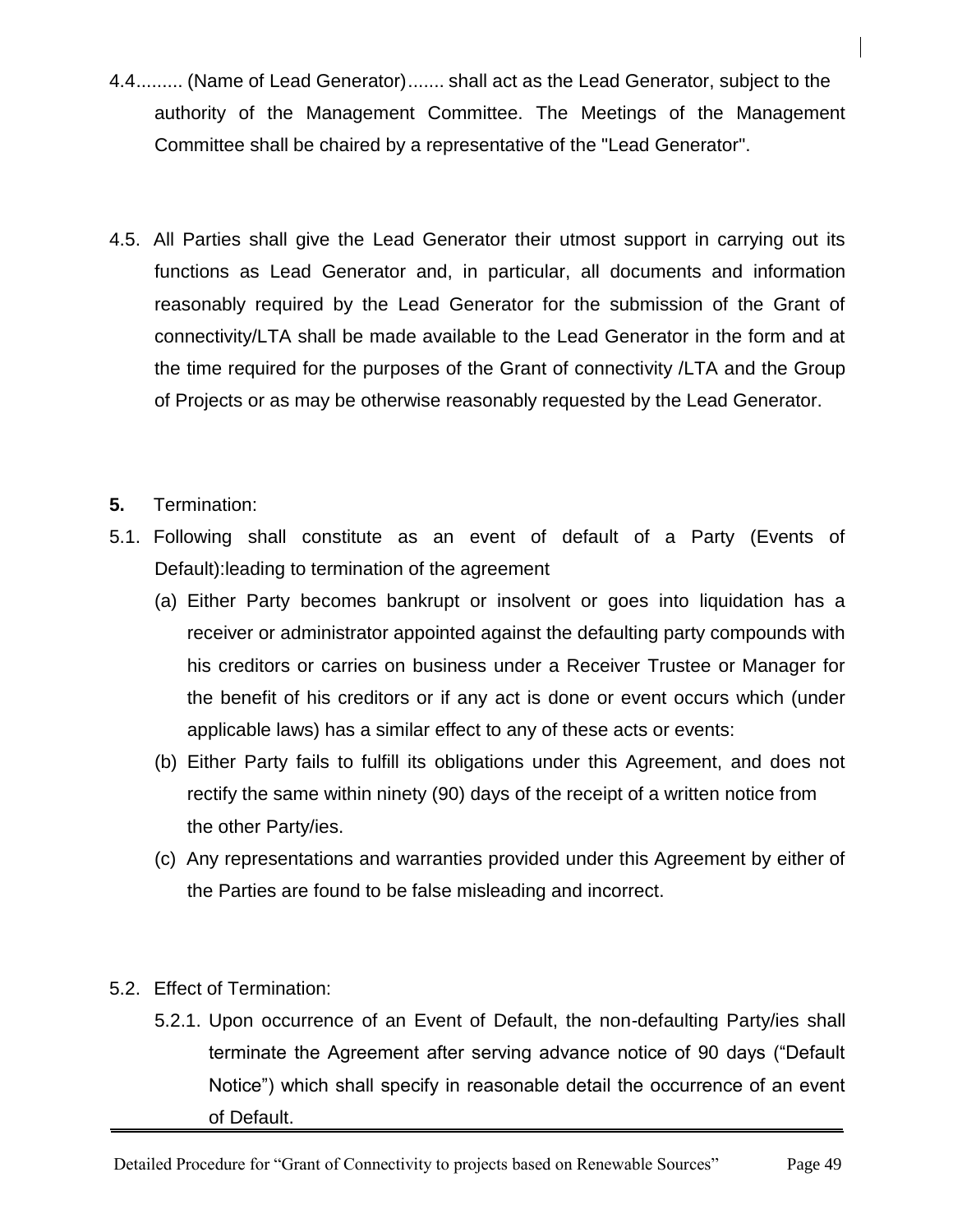4.4......... (Name of Lead Generator)....... shall act as the Lead Generator, subject to the authority of the Management Committee. The Meetings of the Management Committee shall be chaired by a representative of the "Lead Generator".

4.5. All Parties shall give the Lead Generator their utmost support in carrying out its functions as Lead Generator and, in particular, all documents and information reasonably required by the Lead Generator for the submission of the Grant of connectivity/LTA shall be made available to the Lead Generator in the form and at the time required for the purposes of the Grant of connectivity /LTA and the Group of Projects or as may be otherwise reasonably requested by the Lead Generator.

**5.** Termination:

5.1. Following shall constitute as an event of default of a Party (Events of Default):leading to termination of the agreement

(a) Either Party becomes bankrupt or insolvent or goes into liquidation has a receiver or administrator appointed against the defaulting party compounds with his creditors or carries on business under a Receiver Trustee or Manager for the benefit of his creditors or if any act is done or event occurs which (under applicable laws) has a similar effect to any of these acts or events:

(b) Either Party fails to fulfill its obligations under this Agreement, and does not rectify the same within ninety (90) days of the receipt of a written notice from the other Party/ies.

(c) Any representations and warranties provided under this Agreement by either of the Parties are found to be false misleading and incorrect.

5.2. Effect of Termination:

5.2.1. Upon occurrence of an Event of Default, the non-defaulting Party/ies shall terminate the Agreement after serving advance notice of 90 days ("Default Notice") which shall specify in reasonable detail the occurrence of an event of Default.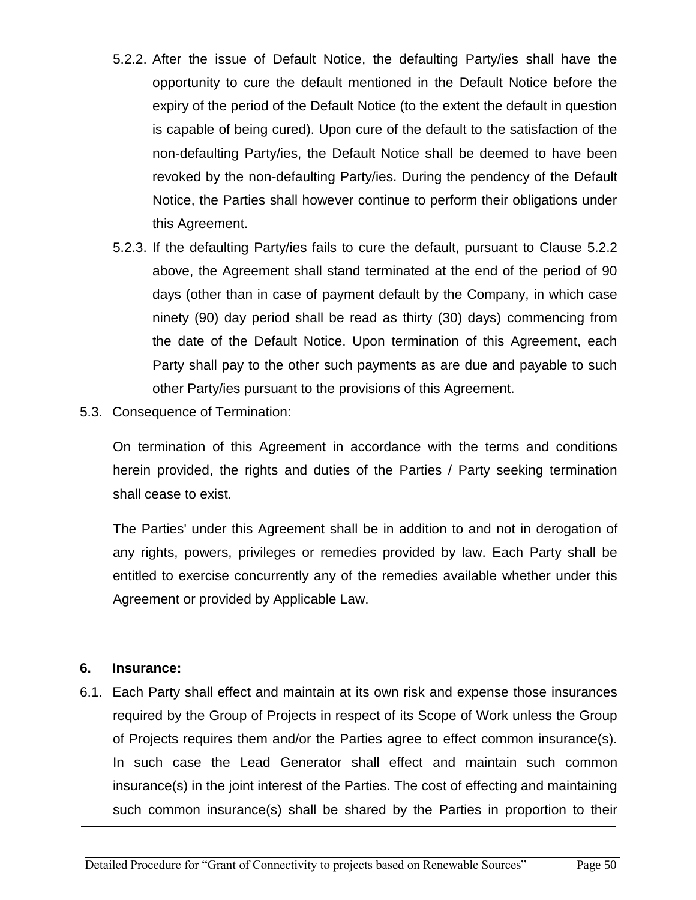5.2.2. After the issue of Default Notice, the defaulting Party/ies shall have the opportunity to cure the default mentioned in the Default Notice before the expiry of the period of the Default Notice (to the extent the default in question is capable of being cured). Upon cure of the default to the satisfaction of the non-defaulting Party/ies, the Default Notice shall be deemed to have been revoked by the non-defaulting Party/ies. During the pendency of the Default Notice, the Parties shall however continue to perform their obligations under this Agreement.

5.2.3. If the defaulting Party/ies fails to cure the default, pursuant to Clause 5.2.2 above, the Agreement shall stand terminated at the end of the period of 90 days (other than in case of payment default by the Company, in which case ninety (90) day period shall be read as thirty (30) days) commencing from the date of the Default Notice. Upon termination of this Agreement, each Party shall pay to the other such payments as are due and payable to such other Party/ies pursuant to the provisions of this Agreement.

5.3. Consequence of Termination:

On termination of this Agreement in accordance with the terms and conditions herein provided, the rights and duties of the Parties / Party seeking termination shall cease to exist.

The Parties' under this Agreement shall be in addition to and not in derogation of any rights, powers, privileges or remedies provided by law. Each Party shall be entitled to exercise concurrently any of the remedies available whether under this Agreement or provided by Applicable Law.

**6. Insurance:**

6.1. Each Party shall effect and maintain at its own risk and expense those insurances required by the Group of Projects in respect of its Scope of Work unless the Group of Projects requires them and/or the Parties agree to effect common insurance(s). In such case the Lead Generator shall effect and maintain such common insurance(s) in the joint interest of the Parties. The cost of effecting and maintaining such common insurance(s) shall be shared by the Parties in proportion to their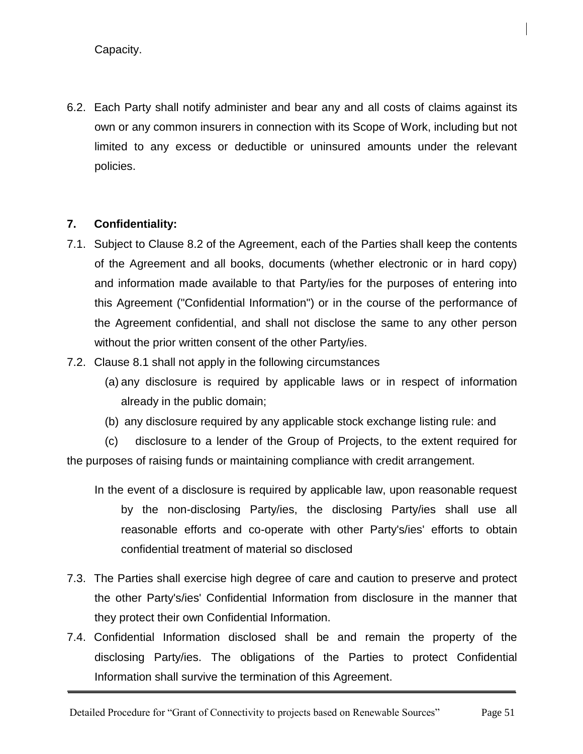Capacity.

6.2. Each Party shall notify administer and bear any and all costs of claims against its own or any common insurers in connection with its Scope of Work, including but not limited to any excess or deductible or uninsured amounts under the relevant policies.

**7. Confidentiality:**

7.1. Subject to Clause 8.2 of the Agreement, each of the Parties shall keep the contents of the Agreement and all books, documents (whether electronic or in hard copy) and information made available to that Party/ies for the purposes of entering into this Agreement ("Confidential Information") or in the course of the performance of the Agreement confidential, and shall not disclose the same to any other person without the prior written consent of the other Party/ies.

7.2. Clause 8.1 shall not apply in the following circumstances

(a) any disclosure is required by applicable laws or in respect of information already in the public domain;

(b) any disclosure required by any applicable stock exchange listing rule: and

(c) disclosure to a lender of the Group of Projects, to the extent required for the purposes of raising funds or maintaining compliance with credit arrangement.

In the event of a disclosure is required by applicable law, upon reasonable request by the non-disclosing Party/ies, the disclosing Party/ies shall use all reasonable efforts and co-operate with other Party's/ies' efforts to obtain confidential treatment of material so disclosed

7.3. The Parties shall exercise high degree of care and caution to preserve and protect the other Party's/ies' Confidential Information from disclosure in the manner that they protect their own Confidential Information.

7.4. Confidential Information disclosed shall be and remain the property of the disclosing Party/ies. The obligations of the Parties to protect Confidential Information shall survive the termination of this Agreement.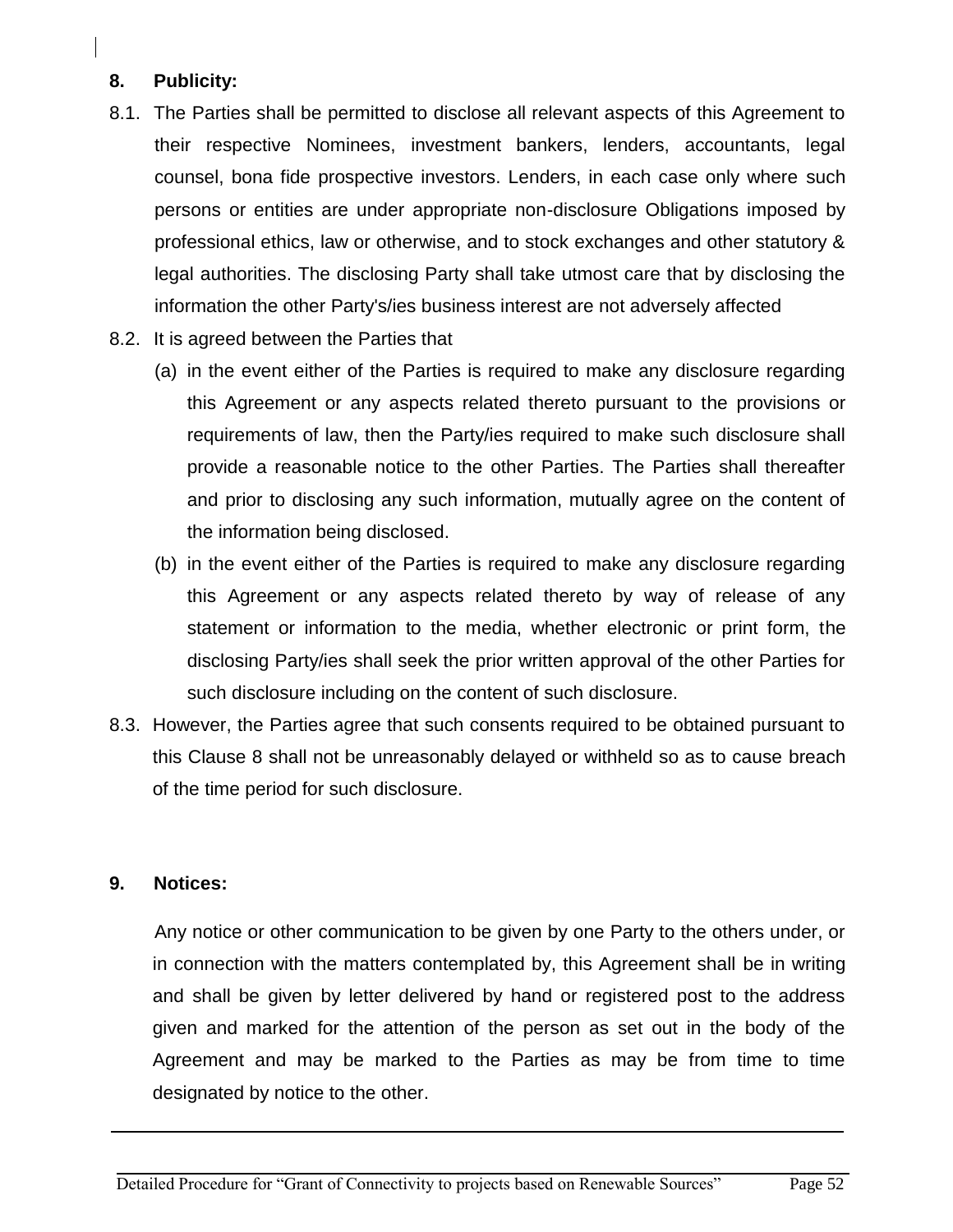**8. Publicity:**

8.1. The Parties shall be permitted to disclose all relevant aspects of this Agreement to their respective Nominees, investment bankers, lenders, accountants, legal counsel, bona fide prospective investors. Lenders, in each case only where such persons or entities are under appropriate non-disclosure Obligations imposed by professional ethics, law or otherwise, and to stock exchanges and other statutory & legal authorities. The disclosing Party shall take utmost care that by disclosing the information the other Party's/ies business interest are not adversely affected

8.2. It is agreed between the Parties that

(a) in the event either of the Parties is required to make any disclosure regarding this Agreement or any aspects related thereto pursuant to the provisions or requirements of law, then the Party/ies required to make such disclosure shall provide a reasonable notice to the other Parties. The Parties shall thereafter and prior to disclosing any such information, mutually agree on the content of the information being disclosed.

(b) in the event either of the Parties is required to make any disclosure regarding this Agreement or any aspects related thereto by way of release of any statement or information to the media, whether electronic or print form, the disclosing Party/ies shall seek the prior written approval of the other Parties for such disclosure including on the content of such disclosure.

8.3. However, the Parties agree that such consents required to be obtained pursuant to this Clause 8 shall not be unreasonably delayed or withheld so as to cause breach of the time period for such disclosure.

**9. Notices:**

Any notice or other communication to be given by one Party to the others under, or in connection with the matters contemplated by, this Agreement shall be in writing and shall be given by letter delivered by hand or registered post to the address given and marked for the attention of the person as set out in the body of the Agreement and may be marked to the Parties as may be from time to time designated by notice to the other.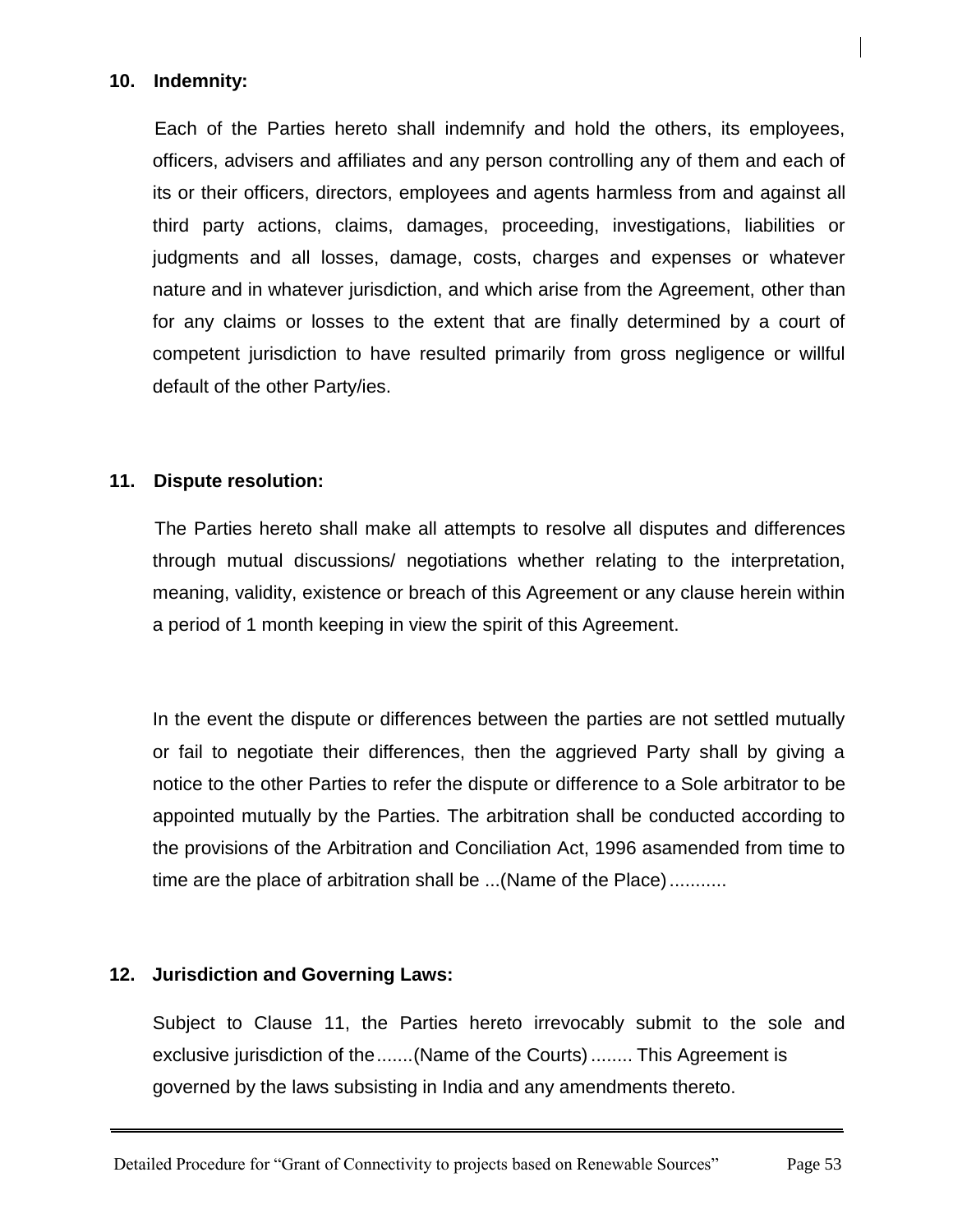**10. Indemnity:**

Each of the Parties hereto shall indemnify and hold the others, its employees, officers, advisers and affiliates and any person controlling any of them and each of its or their officers, directors, employees and agents harmless from and against all third party actions, claims, damages, proceeding, investigations, liabilities or judgments and all losses, damage, costs, charges and expenses or whatever nature and in whatever jurisdiction, and which arise from the Agreement, other than for any claims or losses to the extent that are finally determined by a court of competent jurisdiction to have resulted primarily from gross negligence or willful default of the other Party/ies.

**11. Dispute resolution:**

The Parties hereto shall make all attempts to resolve all disputes and differences through mutual discussions/ negotiations whether relating to the interpretation, meaning, validity, existence or breach of this Agreement or any clause herein within a period of 1 month keeping in view the spirit of this Agreement.

In the event the dispute or differences between the parties are not settled mutually or fail to negotiate their differences, then the aggrieved Party shall by giving a notice to the other Parties to refer the dispute or difference to a Sole arbitrator to be appointed mutually by the Parties. The arbitration shall be conducted according to the provisions of the Arbitration and Conciliation Act, 1996 asamended from time to time are the place of arbitration shall be ...(Name of the Place)...........

**12. Jurisdiction and Governing Laws:**

Subject to Clause 11, the Parties hereto irrevocably submit to the sole and exclusive jurisdiction of the.......(Name of the Courts)........ This Agreement is governed by the laws subsisting in India and any amendments thereto.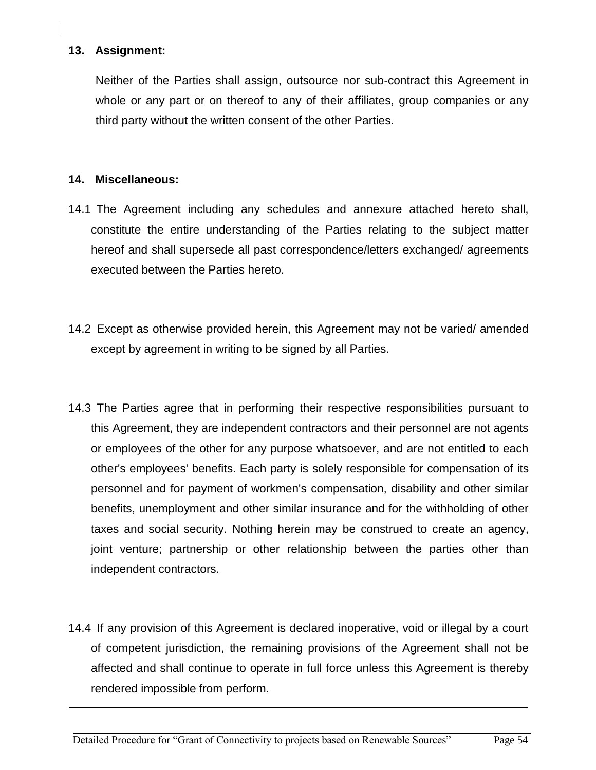**13. Assignment:**

Neither of the Parties shall assign, outsource nor sub-contract this Agreement in whole or any part or on thereof to any of their affiliates, group companies or any third party without the written consent of the other Parties.

**14. Miscellaneous:**

14.1 The Agreement including any schedules and annexure attached hereto shall, constitute the entire understanding of the Parties relating to the subject matter hereof and shall supersede all past correspondence/letters exchanged/ agreements executed between the Parties hereto.

14.2 Except as otherwise provided herein, this Agreement may not be varied/ amended except by agreement in writing to be signed by all Parties.

14.3 The Parties agree that in performing their respective responsibilities pursuant to this Agreement, they are independent contractors and their personnel are not agents or employees of the other for any purpose whatsoever, and are not entitled to each other's employees' benefits. Each party is solely responsible for compensation of its personnel and for payment of workmen's compensation, disability and other similar benefits, unemployment and other similar insurance and for the withholding of other taxes and social security. Nothing herein may be construed to create an agency, joint venture; partnership or other relationship between the parties other than independent contractors.

14.4 If any provision of this Agreement is declared inoperative, void or illegal by a court of competent jurisdiction, the remaining provisions of the Agreement shall not be affected and shall continue to operate in full force unless this Agreement is thereby rendered impossible from perform.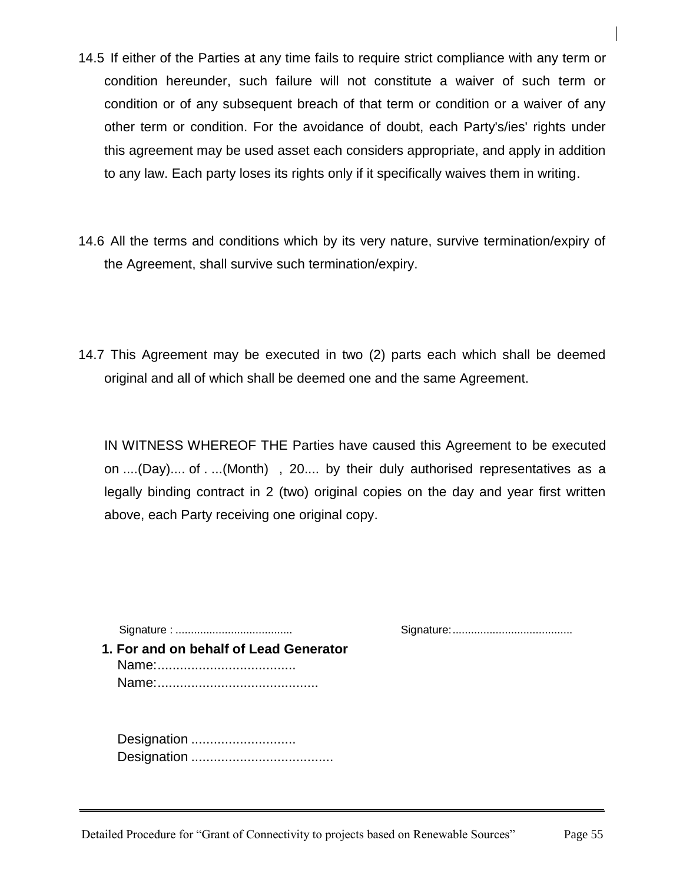14.5 If either of the Parties at any time fails to require strict compliance with any term or condition hereunder, such failure will not constitute a waiver of such term or condition or of any subsequent breach of that term or condition or a waiver of any other term or condition. For the avoidance of doubt, each Party's/ies' rights under this agreement may be used asset each considers appropriate, and apply in addition to any law. Each party loses its rights only if it specifically waives them in writing.

14.6 All the terms and conditions which by its very nature, survive termination/expiry of the Agreement, shall survive such termination/expiry.

14.7 This Agreement may be executed in two (2) parts each which shall be deemed original and all of which shall be deemed one and the same Agreement.

IN WITNESS WHEREOF THE Parties have caused this Agreement to be executed on ....(Day).... of . ...(Month) , 20.... by their duly authorised representatives as a legally binding contract in 2 (two) original copies on the day and year first written above, each Party receiving one original copy.

Signature : ......................................

Signature:.......................................

**1. For and on behalf of Lead Generator**

Name:.....................................

Name:...........................................

Designation ............................

Designation ......................................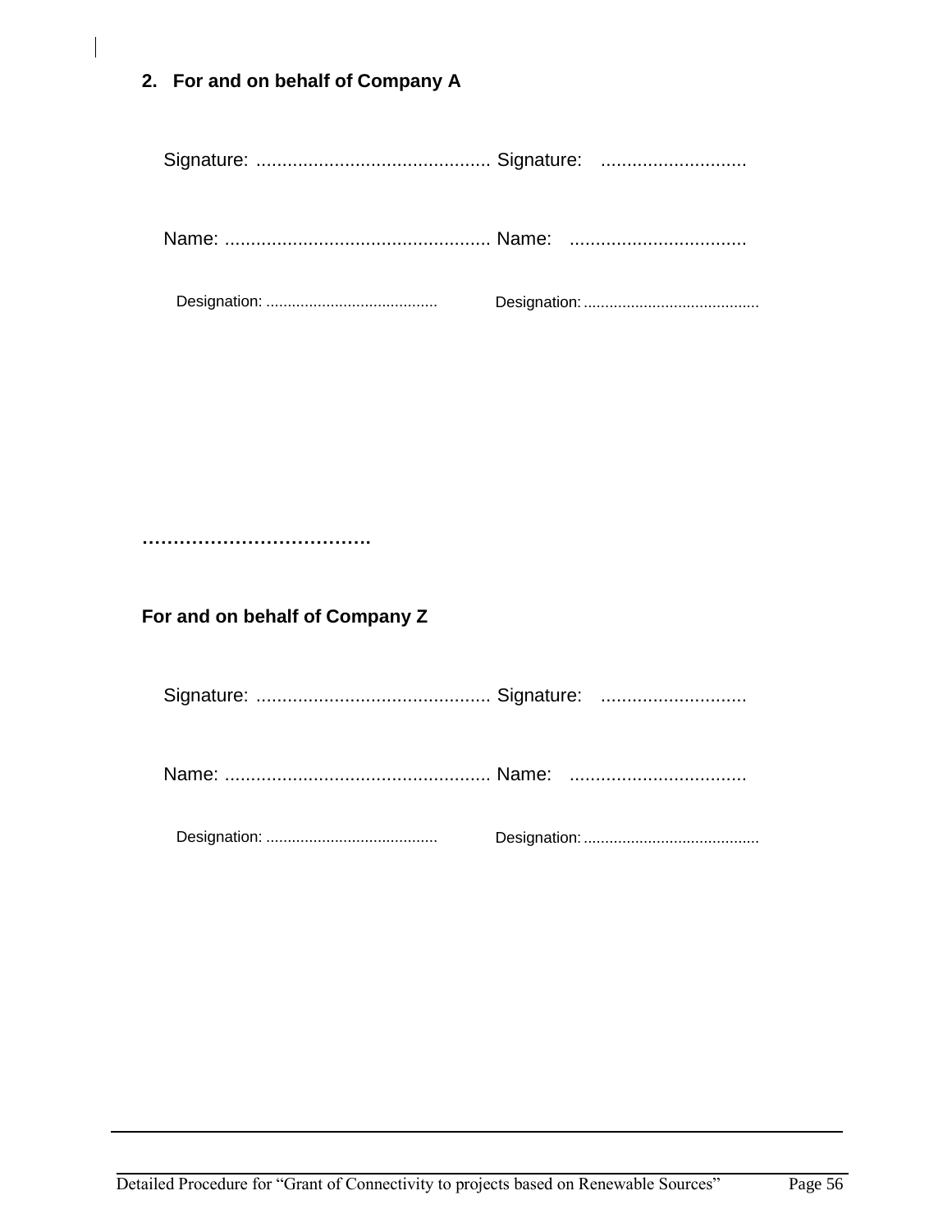2. **For and on behalf of Company A**

Signature: ............................................. Signature: ............................

Name: ................................................... Name: ..................................

Designation: ........................................ Designation: .........................................

………………………………..

**For and on behalf of Company Z**

Signature: ............................................. Signature: ............................

Name: ................................................... Name: ..................................

Designation: ........................................ Designation: .........................................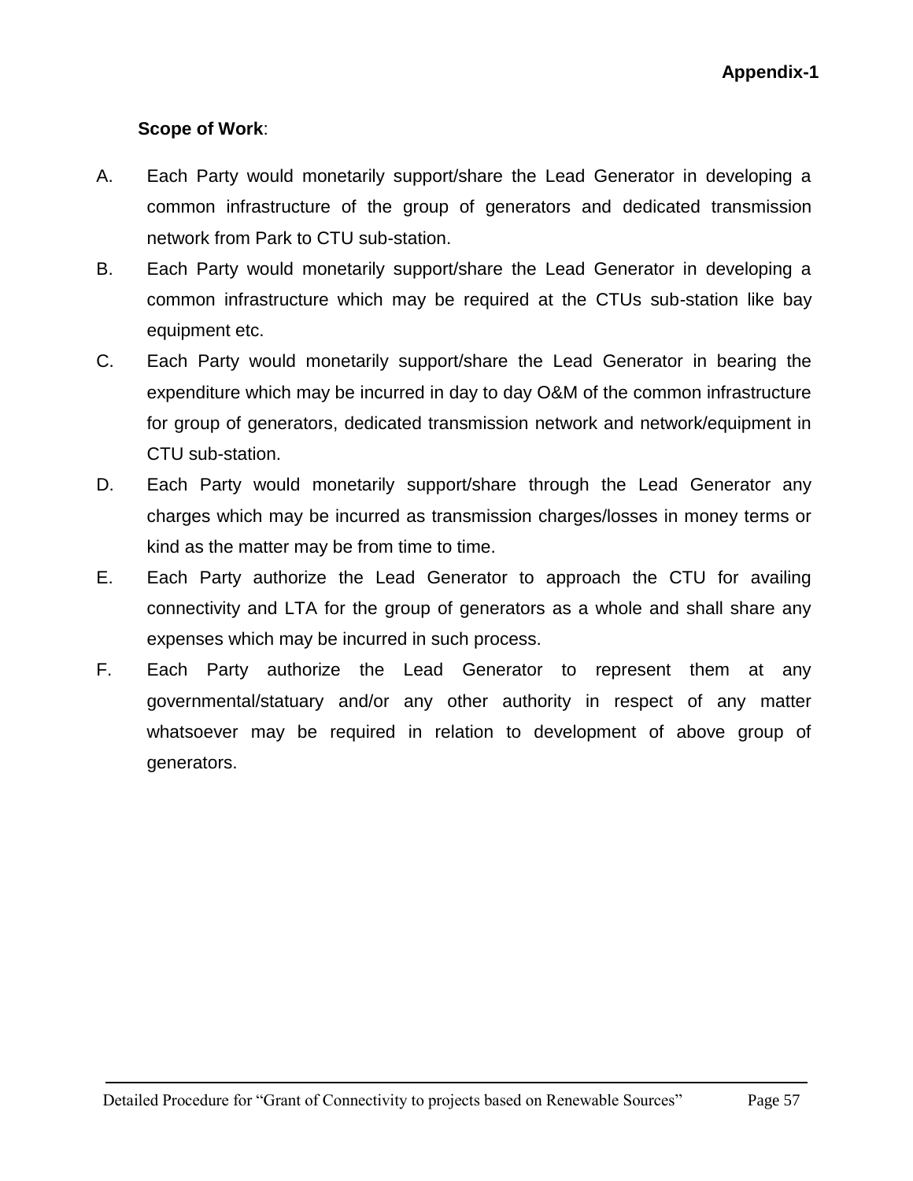**Appendix-1**

**Scope of Work**:

A. Each Party would monetarily support/share the Lead Generator in developing a common infrastructure of the group of generators and dedicated transmission network from Park to CTU sub-station.

B. Each Party would monetarily support/share the Lead Generator in developing a common infrastructure which may be required at the CTUs sub-station like bay equipment etc.

C. Each Party would monetarily support/share the Lead Generator in bearing the expenditure which may be incurred in day to day O&M of the common infrastructure for group of generators, dedicated transmission network and network/equipment in CTU sub-station.

D. Each Party would monetarily support/share through the Lead Generator any charges which may be incurred as transmission charges/losses in money terms or kind as the matter may be from time to time.

E. Each Party authorize the Lead Generator to approach the CTU for availing connectivity and LTA for the group of generators as a whole and shall share any expenses which may be incurred in such process.

F. Each Party authorize the Lead Generator to represent them at any governmental/statuary and/or any other authority in respect of any matter whatsoever may be required in relation to development of above group of generators.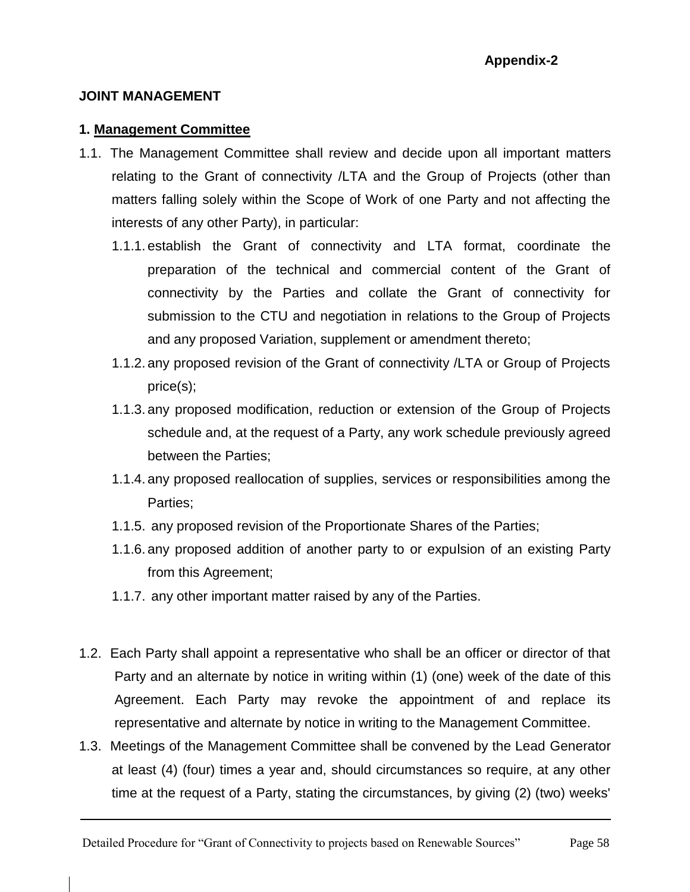**Appendix-2**

**JOINT MANAGEMENT**

**1. <u>Management Committee</u>**

1.1. The Management Committee shall review and decide upon all important matters relating to the Grant of connectivity /LTA and the Group of Projects (other than matters falling solely within the Scope of Work of one Party and not affecting the interests of any other Party), in particular:

1.1.1. establish the Grant of connectivity and LTA format, coordinate the preparation of the technical and commercial content of the Grant of connectivity by the Parties and collate the Grant of connectivity for submission to the CTU and negotiation in relations to the Group of Projects and any proposed Variation, supplement or amendment thereto;

1.1.2. any proposed revision of the Grant of connectivity /LTA or Group of Projects price(s);

1.1.3. any proposed modification, reduction or extension of the Group of Projects schedule and, at the request of a Party, any work schedule previously agreed between the Parties;

1.1.4. any proposed reallocation of supplies, services or responsibilities among the Parties;

1.1.5. any proposed revision of the Proportionate Shares of the Parties;

1.1.6. any proposed addition of another party to or expulsion of an existing Party from this Agreement;

1.1.7. any other important matter raised by any of the Parties.

1.2. Each Party shall appoint a representative who shall be an officer or director of that Party and an alternate by notice in writing within (1) (one) week of the date of this Agreement. Each Party may revoke the appointment of and replace its representative and alternate by notice in writing to the Management Committee.

1.3. Meetings of the Management Committee shall be convened by the Lead Generator at least (4) (four) times a year and, should circumstances so require, at any other time at the request of a Party, stating the circumstances, by giving (2) (two) weeks'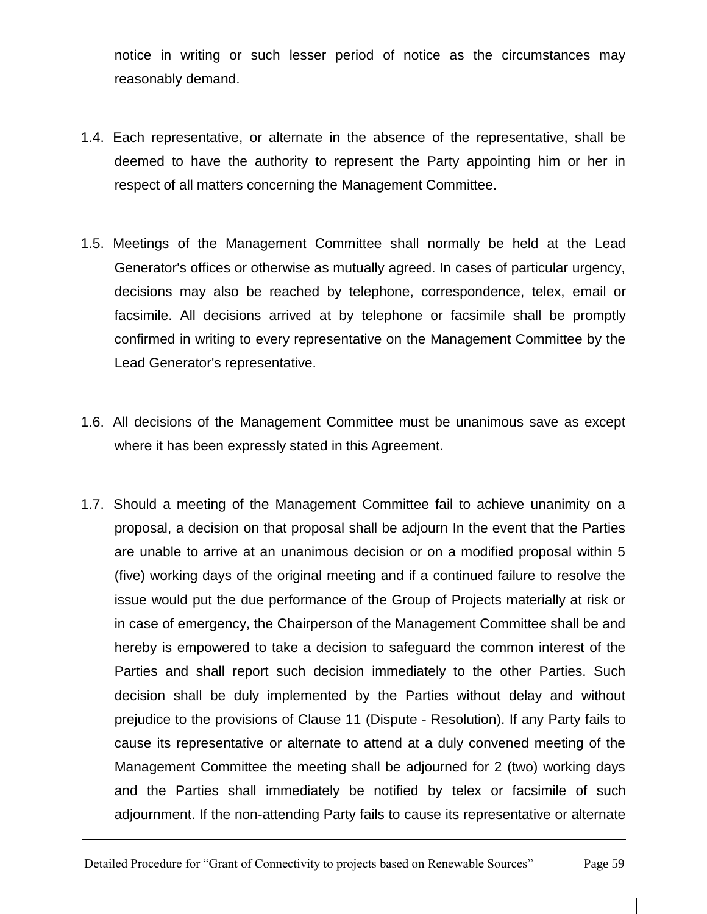notice in writing or such lesser period of notice as the circumstances may reasonably demand.

1.4. Each representative, or alternate in the absence of the representative, shall be deemed to have the authority to represent the Party appointing him or her in respect of all matters concerning the Management Committee.

1.5. Meetings of the Management Committee shall normally be held at the Lead Generator's offices or otherwise as mutually agreed. In cases of particular urgency, decisions may also be reached by telephone, correspondence, telex, email or facsimile. All decisions arrived at by telephone or facsimile shall be promptly confirmed in writing to every representative on the Management Committee by the Lead Generator's representative.

1.6. All decisions of the Management Committee must be unanimous save as except where it has been expressly stated in this Agreement.

1.7. Should a meeting of the Management Committee fail to achieve unanimity on a proposal, a decision on that proposal shall be adjourn In the event that the Parties are unable to arrive at an unanimous decision or on a modified proposal within 5 (five) working days of the original meeting and if a continued failure to resolve the issue would put the due performance of the Group of Projects materially at risk or in case of emergency, the Chairperson of the Management Committee shall be and hereby is empowered to take a decision to safeguard the common interest of the Parties and shall report such decision immediately to the other Parties. Such decision shall be duly implemented by the Parties without delay and without prejudice to the provisions of Clause 11 (Dispute - Resolution). If any Party fails to cause its representative or alternate to attend at a duly convened meeting of the Management Committee the meeting shall be adjourned for 2 (two) working days and the Parties shall immediately be notified by telex or facsimile of such adjournment. If the non-attending Party fails to cause its representative or alternate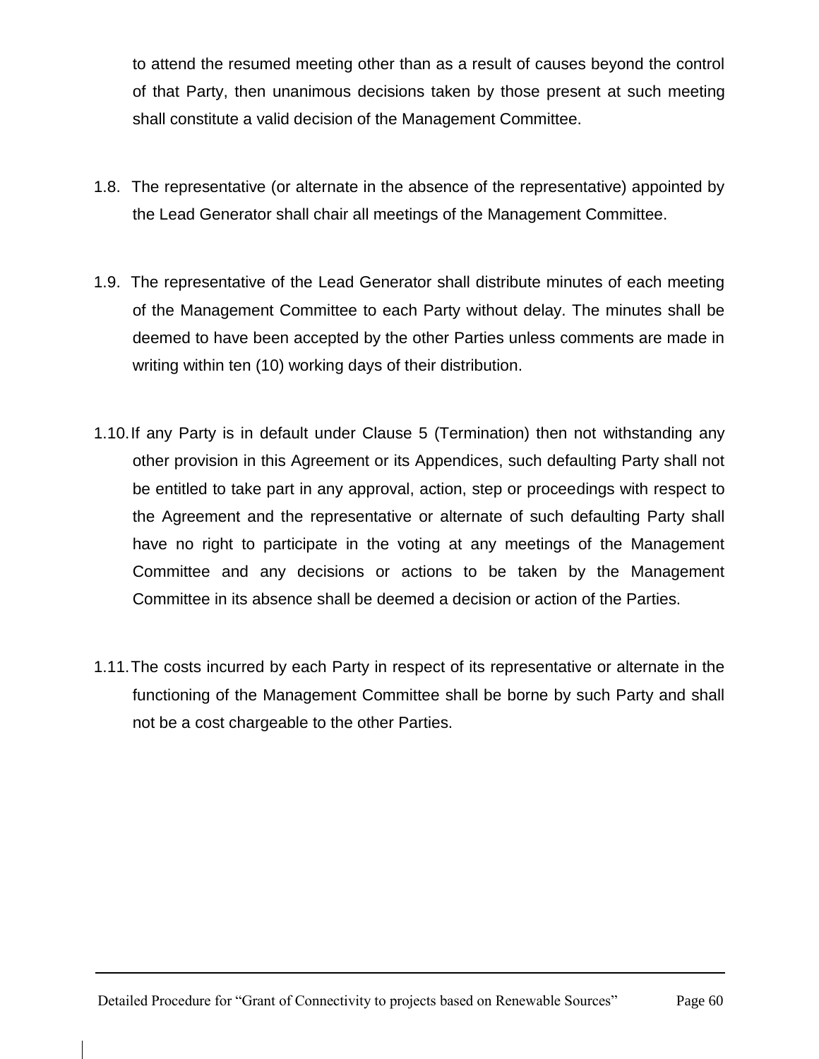to attend the resumed meeting other than as a result of causes beyond the control of that Party, then unanimous decisions taken by those present at such meeting shall constitute a valid decision of the Management Committee.

1.8. The representative (or alternate in the absence of the representative) appointed by the Lead Generator shall chair all meetings of the Management Committee.

1.9. The representative of the Lead Generator shall distribute minutes of each meeting of the Management Committee to each Party without delay. The minutes shall be deemed to have been accepted by the other Parties unless comments are made in writing within ten (10) working days of their distribution.

1.10. If any Party is in default under Clause 5 (Termination) then not withstanding any other provision in this Agreement or its Appendices, such defaulting Party shall not be entitled to take part in any approval, action, step or proceedings with respect to the Agreement and the representative or alternate of such defaulting Party shall have no right to participate in the voting at any meetings of the Management Committee and any decisions or actions to be taken by the Management Committee in its absence shall be deemed a decision or action of the Parties.

1.11. The costs incurred by each Party in respect of its representative or alternate in the functioning of the Management Committee shall be borne by such Party and shall not be a cost chargeable to the other Parties.